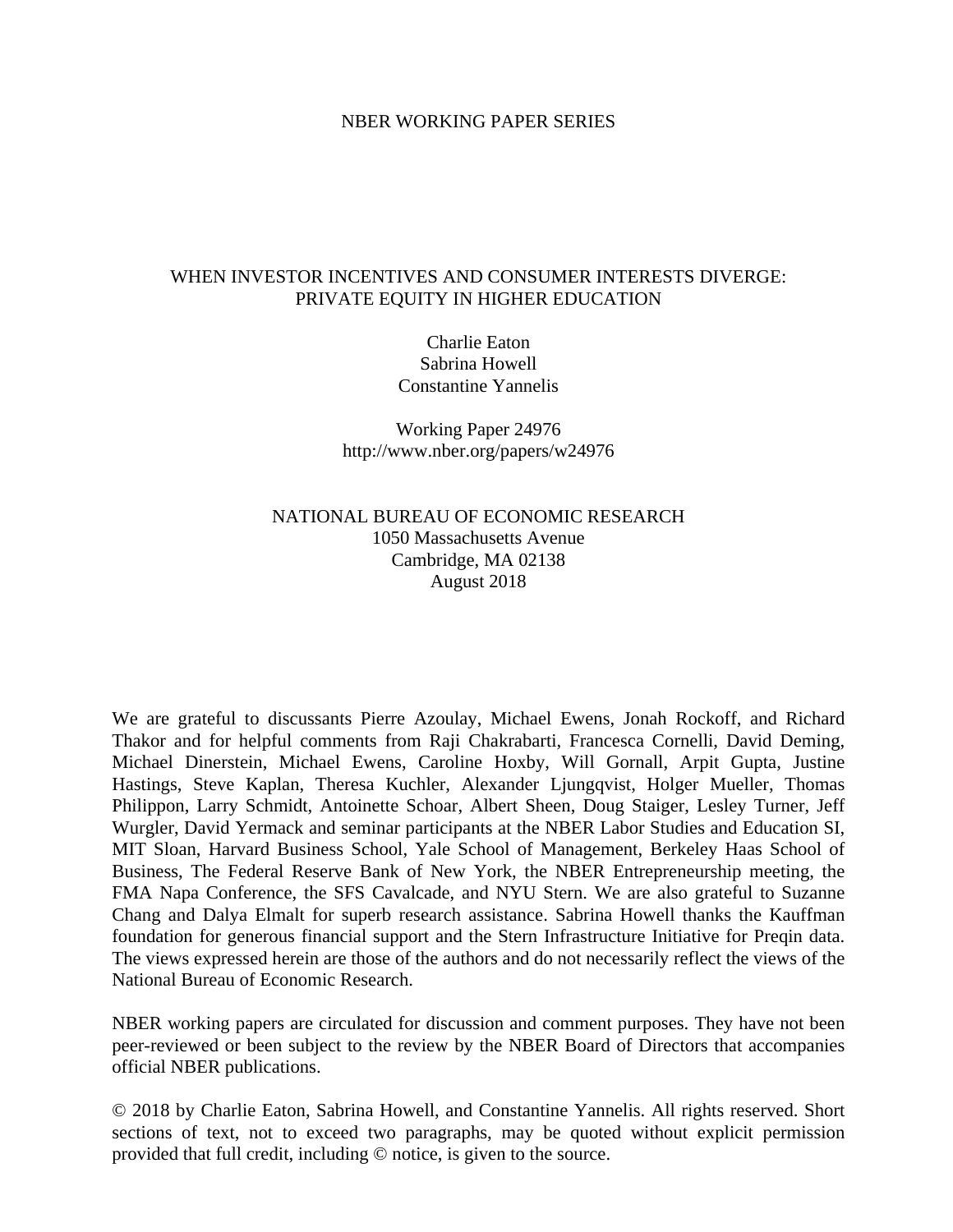NBER WORKING PAPER SERIES

# WHEN INVESTOR INCENTIVES AND CONSUMER INTERESTS DIVERGE: PRIVATE EQUITY IN HIGHER EDUCATION

Charlie Eaton  
Sabrina Howell  
Constantine Yannelis

Working Paper 24976  
http://www.nber.org/papers/w24976

NATIONAL BUREAU OF ECONOMIC RESEARCH  
1050 Massachusetts Avenue  
Cambridge, MA 02138  
August 2018

We are grateful to discussants Pierre Azoulay, Michael Ewens, Jonah Rockoff, and Richard Thakor and for helpful comments from Raji Chakrabarti, Francesca Cornelli, David Deming, Michael Dinerstein, Michael Ewens, Caroline Hoxby, Will Gornall, Arpit Gupta, Justine Hastings, Steve Kaplan, Theresa Kuchler, Alexander Ljungqvist, Holger Mueller, Thomas Philippon, Larry Schmidt, Antoinette Schoar, Albert Sheen, Doug Staiger, Lesley Turner, Jeff Wurgler, David Yermack and seminar participants at the NBER Labor Studies and Education SI, MIT Sloan, Harvard Business School, Yale School of Management, Berkeley Haas School of Business, The Federal Reserve Bank of New York, the NBER Entrepreneurship meeting, the FMA Napa Conference, the SFS Cavalcade, and NYU Stern. We are also grateful to Suzanne Chang and Dalya Elmalt for superb research assistance. Sabrina Howell thanks the Kauffman foundation for generous financial support and the Stern Infrastructure Initiative for Preqin data. The views expressed herein are those of the authors and do not necessarily reflect the views of the National Bureau of Economic Research.

NBER working papers are circulated for discussion and comment purposes. They have not been peer-reviewed or been subject to the review by the NBER Board of Directors that accompanies official NBER publications.

© 2018 by Charlie Eaton, Sabrina Howell, and Constantine Yannelis. All rights reserved. Short sections of text, not to exceed two paragraphs, may be quoted without explicit permission provided that full credit, including © notice, is given to the source.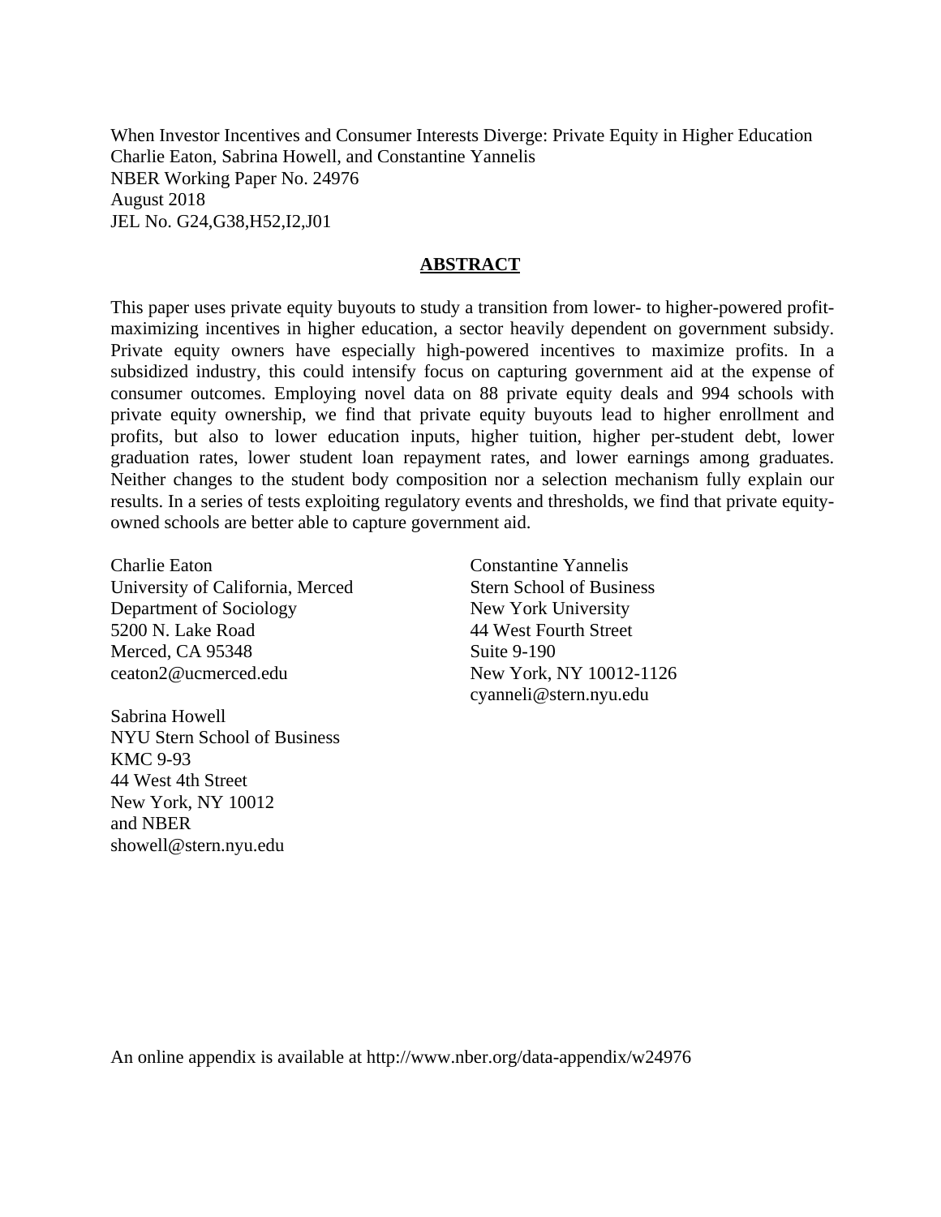When Investor Incentives and Consumer Interests Diverge: Private Equity in Higher Education
Charlie Eaton, Sabrina Howell, and Constantine Yannelis
NBER Working Paper No. 24976
August 2018
JEL No. G24,G38,H52,I2,J01

## ABSTRACT

This paper uses private equity buyouts to study a transition from lower- to higher-powered profit-maximizing incentives in higher education, a sector heavily dependent on government subsidy. Private equity owners have especially high-powered incentives to maximize profits. In a subsidized industry, this could intensify focus on capturing government aid at the expense of consumer outcomes. Employing novel data on 88 private equity deals and 994 schools with private equity ownership, we find that private equity buyouts lead to higher enrollment and profits, but also to lower education inputs, higher tuition, higher per-student debt, lower graduation rates, lower student loan repayment rates, and lower earnings among graduates. Neither changes to the student body composition nor a selection mechanism fully explain our results. In a series of tests exploiting regulatory events and thresholds, we find that private equity-owned schools are better able to capture government aid.

Charlie Eaton
University of California, Merced
Department of Sociology
5200 N. Lake Road
Merced, CA 95348
ceaton2@ucmerced.edu

Sabrina Howell
NYU Stern School of Business
KMC 9-93
44 West 4th Street
New York, NY 10012
and NBER
showell@stern.nyu.edu

Constantine Yannelis
Stern School of Business
New York University
44 West Fourth Street
Suite 9-190
New York, NY 10012-1126
cyanneli@stern.nyu.edu

An online appendix is available at http://www.nber.org/data-appendix/w24976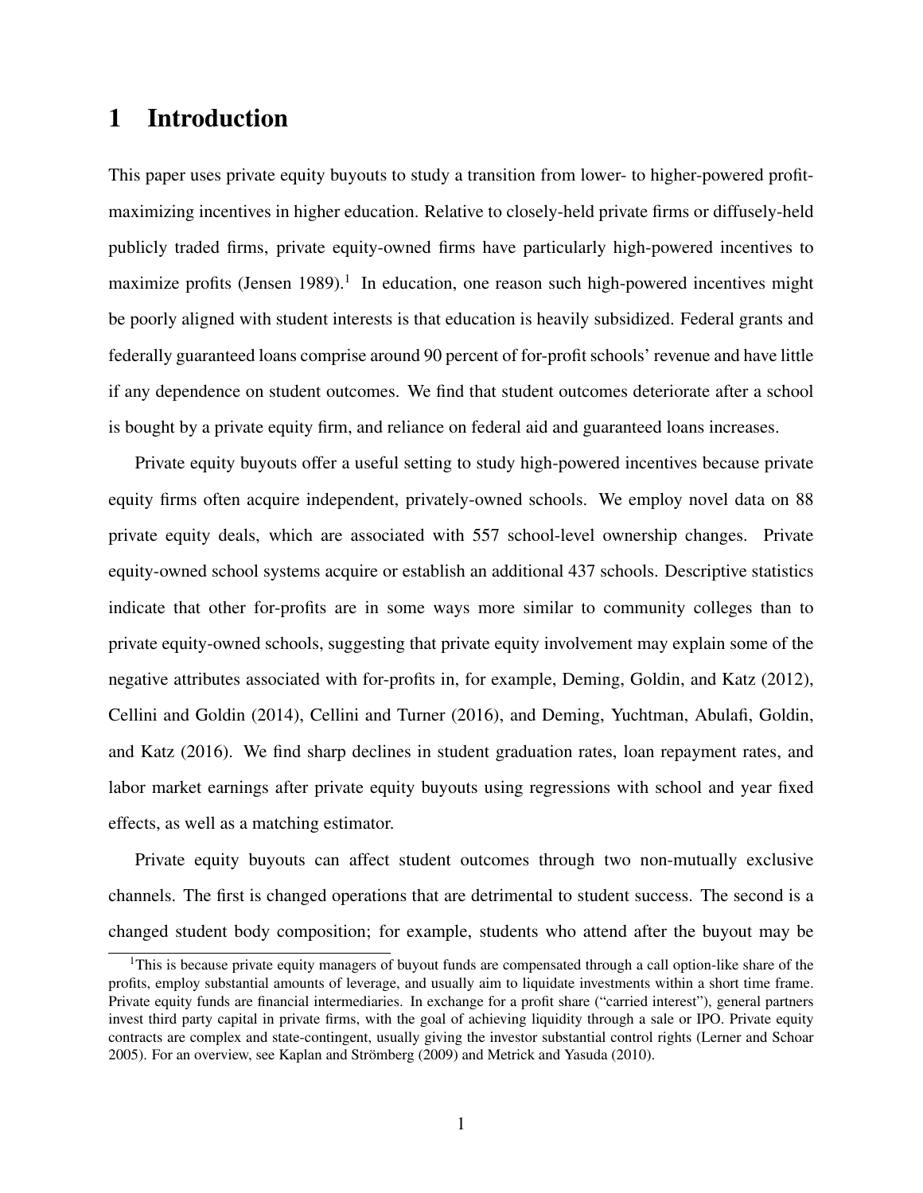# 1 Introduction

This paper uses private equity buyouts to study a transition from lower- to higher-powered profit-maximizing incentives in higher education. Relative to closely-held private firms or diffusely-held publicly traded firms, private equity-owned firms have particularly high-powered incentives to maximize profits (Jensen 1989).[1] In education, one reason such high-powered incentives might be poorly aligned with student interests is that education is heavily subsidized. Federal grants and federally guaranteed loans comprise around 90 percent of for-profit schools' revenue and have little if any dependence on student outcomes. We find that student outcomes deteriorate after a school is bought by a private equity firm, and reliance on federal aid and guaranteed loans increases.

Private equity buyouts offer a useful setting to study high-powered incentives because private equity firms often acquire independent, privately-owned schools. We employ novel data on 88 private equity deals, which are associated with 557 school-level ownership changes. Private equity-owned school systems acquire or establish an additional 437 schools. Descriptive statistics indicate that other for-profits are in some ways more similar to community colleges than to private equity-owned schools, suggesting that private equity involvement may explain some of the negative attributes associated with for-profits in, for example, Deming, Goldin, and Katz (2012), Cellini and Goldin (2014), Cellini and Turner (2016), and Deming, Yuchtman, Abulafi, Goldin, and Katz (2016). We find sharp declines in student graduation rates, loan repayment rates, and labor market earnings after private equity buyouts using regressions with school and year fixed effects, as well as a matching estimator.

Private equity buyouts can affect student outcomes through two non-mutually exclusive channels. The first is changed operations that are detrimental to student success. The second is a changed student body composition; for example, students who attend after the buyout may be

[1] This is because private equity managers of buyout funds are compensated through a call option-like share of the profits, employ substantial amounts of leverage, and usually aim to liquidate investments within a short time frame. Private equity funds are financial intermediaries. In exchange for a profit share ("carried interest"), general partners invest third party capital in private firms, with the goal of achieving liquidity through a sale or IPO. Private equity contracts are complex and state-contingent, usually giving the investor substantial control rights (Lerner and Schoar 2005). For an overview, see Kaplan and Strömberg (2009) and Metrick and Yasuda (2010).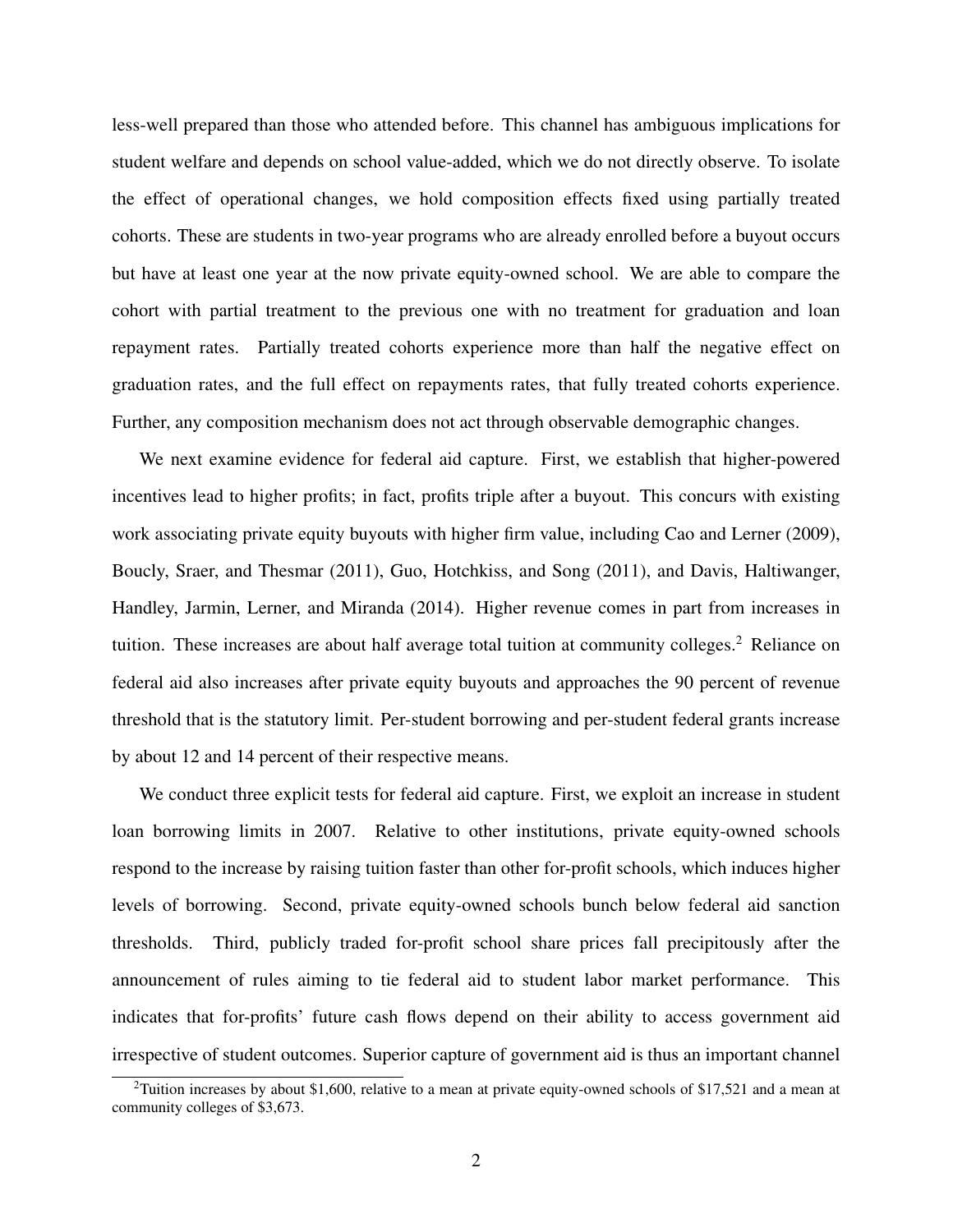less-well prepared than those who attended before. This channel has ambiguous implications for student welfare and depends on school value-added, which we do not directly observe. To isolate the effect of operational changes, we hold composition effects fixed using partially treated cohorts. These are students in two-year programs who are already enrolled before a buyout occurs but have at least one year at the now private equity-owned school. We are able to compare the cohort with partial treatment to the previous one with no treatment for graduation and loan repayment rates. Partially treated cohorts experience more than half the negative effect on graduation rates, and the full effect on repayments rates, that fully treated cohorts experience. Further, any composition mechanism does not act through observable demographic changes.

We next examine evidence for federal aid capture. First, we establish that higher-powered incentives lead to higher profits; in fact, profits triple after a buyout. This concurs with existing work associating private equity buyouts with higher firm value, including Cao and Lerner (2009), Boucly, Sraer, and Thesmar (2011), Guo, Hotchkiss, and Song (2011), and Davis, Haltiwanger, Handley, Jarmin, Lerner, and Miranda (2014). Higher revenue comes in part from increases in tuition. These increases are about half average total tuition at community colleges.[2] Reliance on federal aid also increases after private equity buyouts and approaches the 90 percent of revenue threshold that is the statutory limit. Per-student borrowing and per-student federal grants increase by about 12 and 14 percent of their respective means.

We conduct three explicit tests for federal aid capture. First, we exploit an increase in student loan borrowing limits in 2007. Relative to other institutions, private equity-owned schools respond to the increase by raising tuition faster than other for-profit schools, which induces higher levels of borrowing. Second, private equity-owned schools bunch below federal aid sanction thresholds. Third, publicly traded for-profit school share prices fall precipitously after the announcement of rules aiming to tie federal aid to student labor market performance. This indicates that for-profits' future cash flows depend on their ability to access government aid irrespective of student outcomes. Superior capture of government aid is thus an important channel

[2] Tuition increases by about $1,600, relative to a mean at private equity-owned schools of $17,521 and a mean at community colleges of $3,673.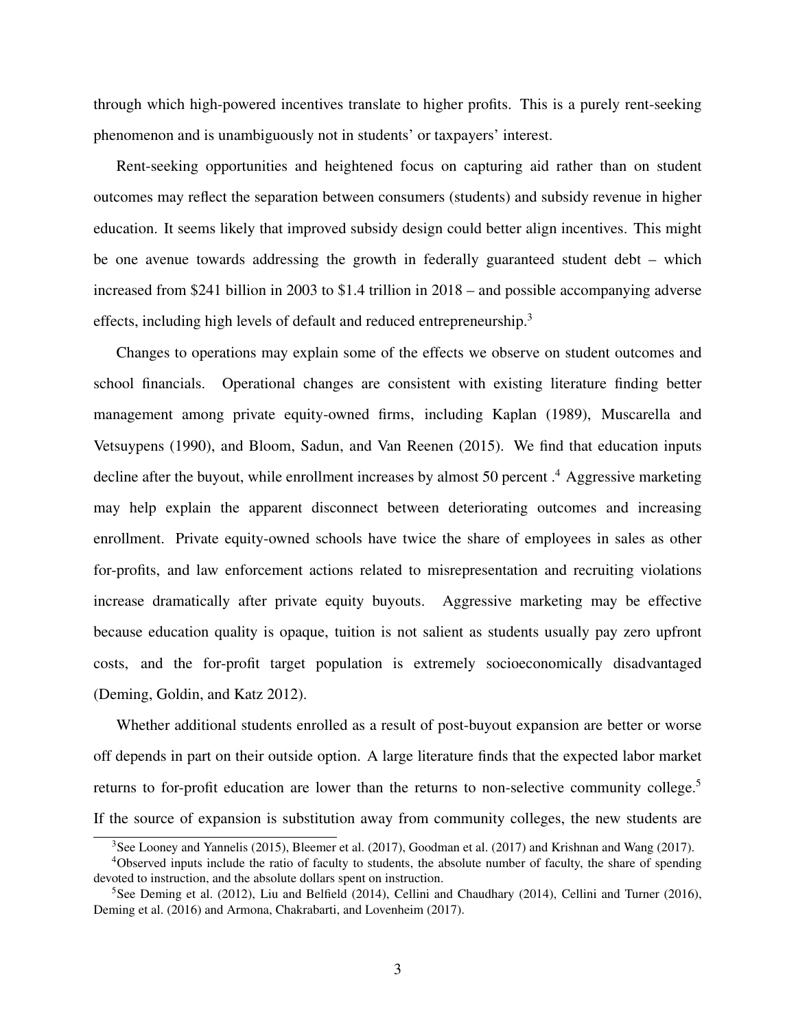through which high-powered incentives translate to higher profits. This is a purely rent-seeking phenomenon and is unambiguously not in students' or taxpayers' interest.

Rent-seeking opportunities and heightened focus on capturing aid rather than on student outcomes may reflect the separation between consumers (students) and subsidy revenue in higher education. It seems likely that improved subsidy design could better align incentives. This might be one avenue towards addressing the growth in federally guaranteed student debt – which increased from $241 billion in 2003 to $1.4 trillion in 2018 – and possible accompanying adverse effects, including high levels of default and reduced entrepreneurship.[3]

Changes to operations may explain some of the effects we observe on student outcomes and school financials. Operational changes are consistent with existing literature finding better management among private equity-owned firms, including Kaplan (1989), Muscarella and Vetsuypens (1990), and Bloom, Sadun, and Van Reenen (2015). We find that education inputs decline after the buyout, while enrollment increases by almost 50 percent .[4] Aggressive marketing may help explain the apparent disconnect between deteriorating outcomes and increasing enrollment. Private equity-owned schools have twice the share of employees in sales as other for-profits, and law enforcement actions related to misrepresentation and recruiting violations increase dramatically after private equity buyouts. Aggressive marketing may be effective because education quality is opaque, tuition is not salient as students usually pay zero upfront costs, and the for-profit target population is extremely socioeconomically disadvantaged (Deming, Goldin, and Katz 2012).

Whether additional students enrolled as a result of post-buyout expansion are better or worse off depends in part on their outside option. A large literature finds that the expected labor market returns to for-profit education are lower than the returns to non-selective community college.[5] If the source of expansion is substitution away from community colleges, the new students are

[3]See Looney and Yannelis (2015), Bleemer et al. (2017), Goodman et al. (2017) and Krishnan and Wang (2017).

[4]Observed inputs include the ratio of faculty to students, the absolute number of faculty, the share of spending devoted to instruction, and the absolute dollars spent on instruction.

[5]See Deming et al. (2012), Liu and Belfield (2014), Cellini and Chaudhary (2014), Cellini and Turner (2016), Deming et al. (2016) and Armona, Chakrabarti, and Lovenheim (2017).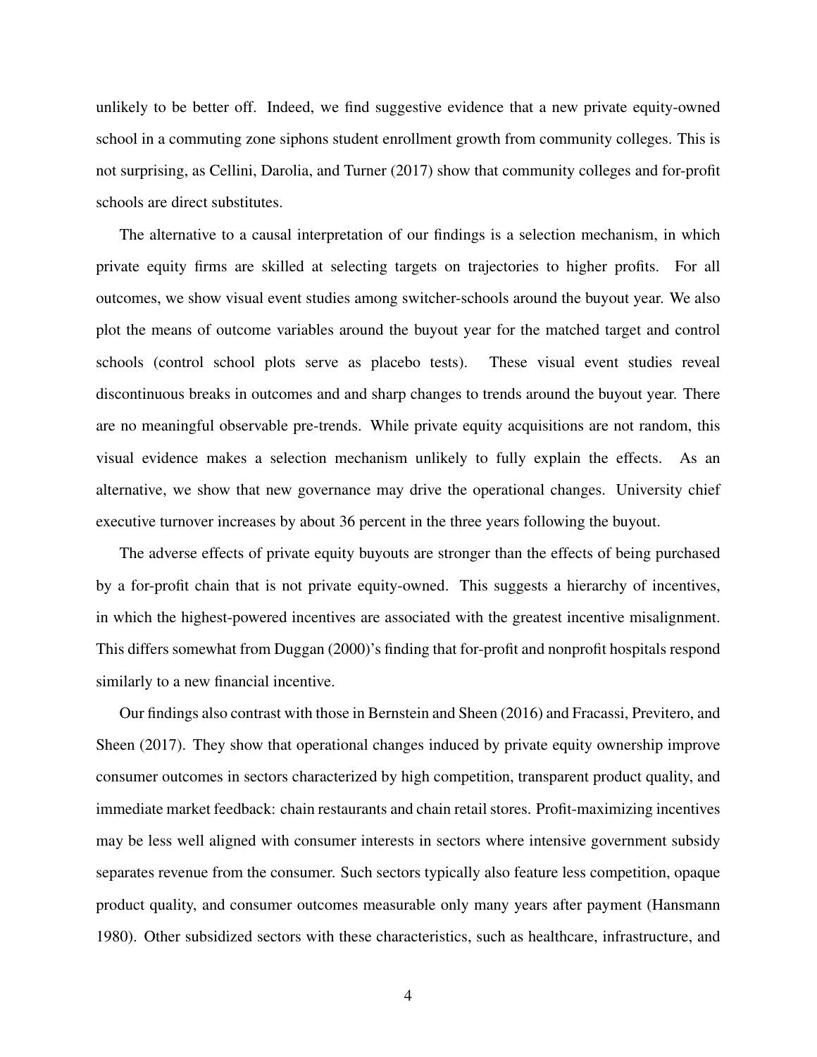unlikely to be better off. Indeed, we find suggestive evidence that a new private equity-owned school in a commuting zone siphons student enrollment growth from community colleges. This is not surprising, as Cellini, Darolia, and Turner (2017) show that community colleges and for-profit schools are direct substitutes.

The alternative to a causal interpretation of our findings is a selection mechanism, in which private equity firms are skilled at selecting targets on trajectories to higher profits. For all outcomes, we show visual event studies among switcher-schools around the buyout year. We also plot the means of outcome variables around the buyout year for the matched target and control schools (control school plots serve as placebo tests). These visual event studies reveal discontinuous breaks in outcomes and and sharp changes to trends around the buyout year. There are no meaningful observable pre-trends. While private equity acquisitions are not random, this visual evidence makes a selection mechanism unlikely to fully explain the effects. As an alternative, we show that new governance may drive the operational changes. University chief executive turnover increases by about 36 percent in the three years following the buyout.

The adverse effects of private equity buyouts are stronger than the effects of being purchased by a for-profit chain that is not private equity-owned. This suggests a hierarchy of incentives, in which the highest-powered incentives are associated with the greatest incentive misalignment. This differs somewhat from Duggan (2000)'s finding that for-profit and nonprofit hospitals respond similarly to a new financial incentive.

Our findings also contrast with those in Bernstein and Sheen (2016) and Fracassi, Previtero, and Sheen (2017). They show that operational changes induced by private equity ownership improve consumer outcomes in sectors characterized by high competition, transparent product quality, and immediate market feedback: chain restaurants and chain retail stores. Profit-maximizing incentives may be less well aligned with consumer interests in sectors where intensive government subsidy separates revenue from the consumer. Such sectors typically also feature less competition, opaque product quality, and consumer outcomes measurable only many years after payment (Hansmann 1980). Other subsidized sectors with these characteristics, such as healthcare, infrastructure, and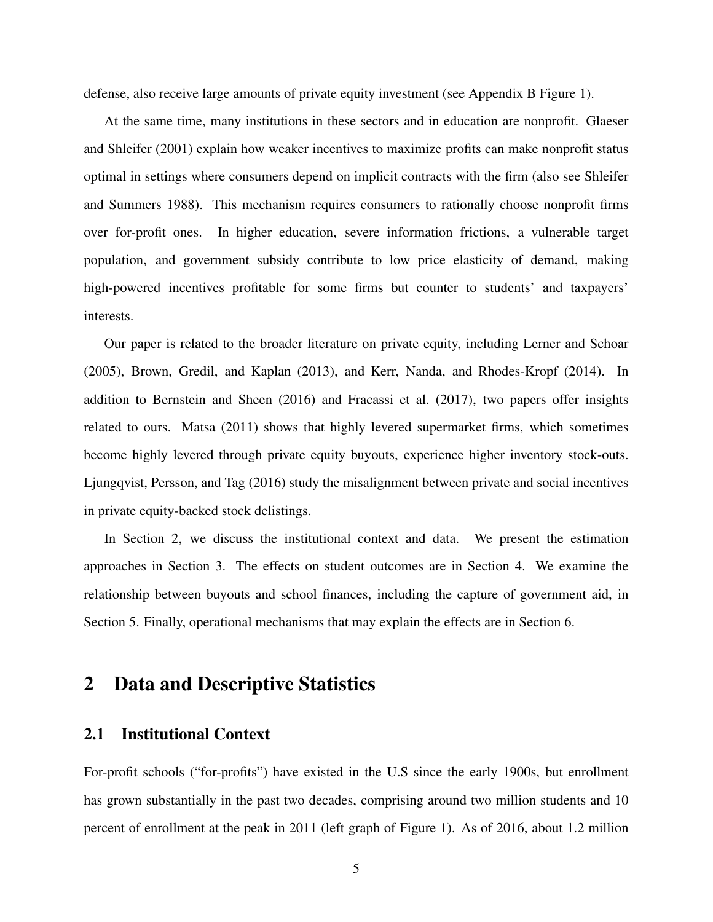defense, also receive large amounts of private equity investment (see Appendix B Figure 1).

At the same time, many institutions in these sectors and in education are nonprofit. Glaeser and Shleifer (2001) explain how weaker incentives to maximize profits can make nonprofit status optimal in settings where consumers depend on implicit contracts with the firm (also see Shleifer and Summers 1988). This mechanism requires consumers to rationally choose nonprofit firms over for-profit ones. In higher education, severe information frictions, a vulnerable target population, and government subsidy contribute to low price elasticity of demand, making high-powered incentives profitable for some firms but counter to students' and taxpayers' interests.

Our paper is related to the broader literature on private equity, including Lerner and Schoar (2005), Brown, Gredil, and Kaplan (2013), and Kerr, Nanda, and Rhodes-Kropf (2014). In addition to Bernstein and Sheen (2016) and Fracassi et al. (2017), two papers offer insights related to ours. Matsa (2011) shows that highly levered supermarket firms, which sometimes become highly levered through private equity buyouts, experience higher inventory stock-outs. Ljungqvist, Persson, and Tag (2016) study the misalignment between private and social incentives in private equity-backed stock delistings.

In Section 2, we discuss the institutional context and data. We present the estimation approaches in Section 3. The effects on student outcomes are in Section 4. We examine the relationship between buyouts and school finances, including the capture of government aid, in Section 5. Finally, operational mechanisms that may explain the effects are in Section 6.

# 2 Data and Descriptive Statistics

## 2.1 Institutional Context

For-profit schools ("for-profits") have existed in the U.S since the early 1900s, but enrollment has grown substantially in the past two decades, comprising around two million students and 10 percent of enrollment at the peak in 2011 (left graph of Figure 1). As of 2016, about 1.2 million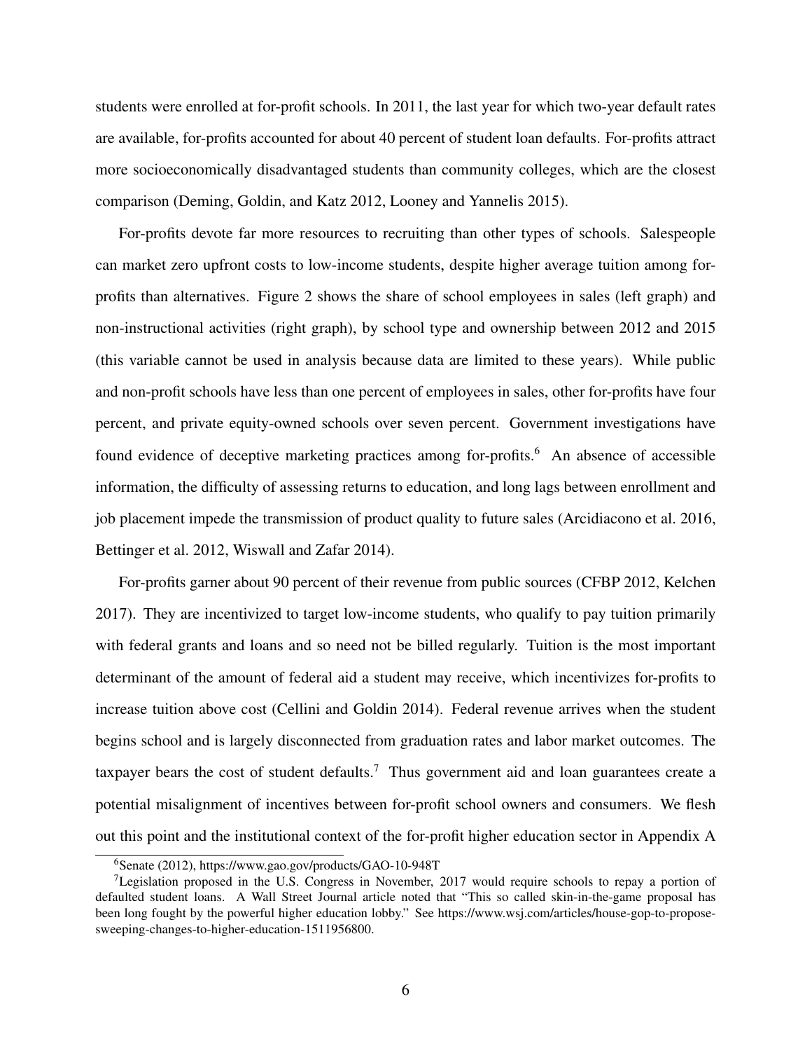students were enrolled at for-profit schools. In 2011, the last year for which two-year default rates are available, for-profits accounted for about 40 percent of student loan defaults. For-profits attract more socioeconomically disadvantaged students than community colleges, which are the closest comparison (Deming, Goldin, and Katz 2012, Looney and Yannelis 2015).

For-profits devote far more resources to recruiting than other types of schools. Salespeople can market zero upfront costs to low-income students, despite higher average tuition among for-profits than alternatives. Figure 2 shows the share of school employees in sales (left graph) and non-instructional activities (right graph), by school type and ownership between 2012 and 2015 (this variable cannot be used in analysis because data are limited to these years). While public and non-profit schools have less than one percent of employees in sales, other for-profits have four percent, and private equity-owned schools over seven percent. Government investigations have found evidence of deceptive marketing practices among for-profits.[6] An absence of accessible information, the difficulty of assessing returns to education, and long lags between enrollment and job placement impede the transmission of product quality to future sales (Arcidiacono et al. 2016, Bettinger et al. 2012, Wiswall and Zafar 2014).

For-profits garner about 90 percent of their revenue from public sources (CFBP 2012, Kelchen 2017). They are incentivized to target low-income students, who qualify to pay tuition primarily with federal grants and loans and so need not be billed regularly. Tuition is the most important determinant of the amount of federal aid a student may receive, which incentivizes for-profits to increase tuition above cost (Cellini and Goldin 2014). Federal revenue arrives when the student begins school and is largely disconnected from graduation rates and labor market outcomes. The taxpayer bears the cost of student defaults.[7] Thus government aid and loan guarantees create a potential misalignment of incentives between for-profit school owners and consumers. We flesh out this point and the institutional context of the for-profit higher education sector in Appendix A

[6] Senate (2012), https://www.gao.gov/products/GAO-10-948T

[7] Legislation proposed in the U.S. Congress in November, 2017 would require schools to repay a portion of defaulted student loans. A Wall Street Journal article noted that "This so called skin-in-the-game proposal has been long fought by the powerful higher education lobby." See https://www.wsj.com/articles/house-gop-to-propose-sweeping-changes-to-higher-education-1511956800.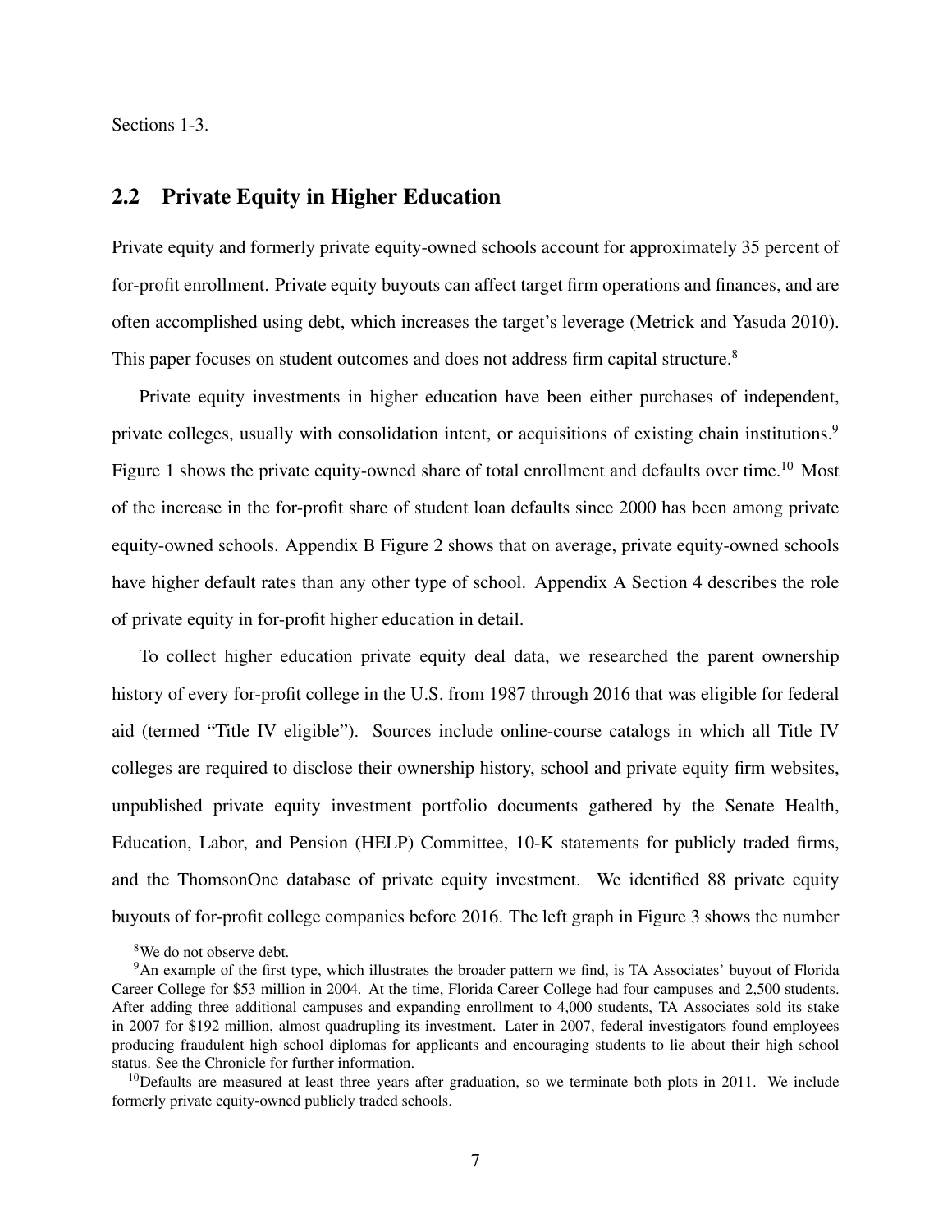Sections 1-3.

## 2.2 Private Equity in Higher Education

Private equity and formerly private equity-owned schools account for approximately 35 percent of for-profit enrollment. Private equity buyouts can affect target firm operations and finances, and are often accomplished using debt, which increases the target's leverage (Metrick and Yasuda 2010). This paper focuses on student outcomes and does not address firm capital structure.[8]

Private equity investments in higher education have been either purchases of independent, private colleges, usually with consolidation intent, or acquisitions of existing chain institutions.[9] Figure 1 shows the private equity-owned share of total enrollment and defaults over time.[10] Most of the increase in the for-profit share of student loan defaults since 2000 has been among private equity-owned schools. Appendix B Figure 2 shows that on average, private equity-owned schools have higher default rates than any other type of school. Appendix A Section 4 describes the role of private equity in for-profit higher education in detail.

To collect higher education private equity deal data, we researched the parent ownership history of every for-profit college in the U.S. from 1987 through 2016 that was eligible for federal aid (termed "Title IV eligible"). Sources include online-course catalogs in which all Title IV colleges are required to disclose their ownership history, school and private equity firm websites, unpublished private equity investment portfolio documents gathered by the Senate Health, Education, Labor, and Pension (HELP) Committee, 10-K statements for publicly traded firms, and the ThomsonOne database of private equity investment. We identified 88 private equity buyouts of for-profit college companies before 2016. The left graph in Figure 3 shows the number

[8] We do not observe debt.

[9] An example of the first type, which illustrates the broader pattern we find, is TA Associates' buyout of Florida Career College for $53 million in 2004. At the time, Florida Career College had four campuses and 2,500 students. After adding three additional campuses and expanding enrollment to 4,000 students, TA Associates sold its stake in 2007 for $192 million, almost quadrupling its investment. Later in 2007, federal investigators found employees producing fraudulent high school diplomas for applicants and encouraging students to lie about their high school status. See the Chronicle for further information.

[10] Defaults are measured at least three years after graduation, so we terminate both plots in 2011. We include formerly private equity-owned publicly traded schools.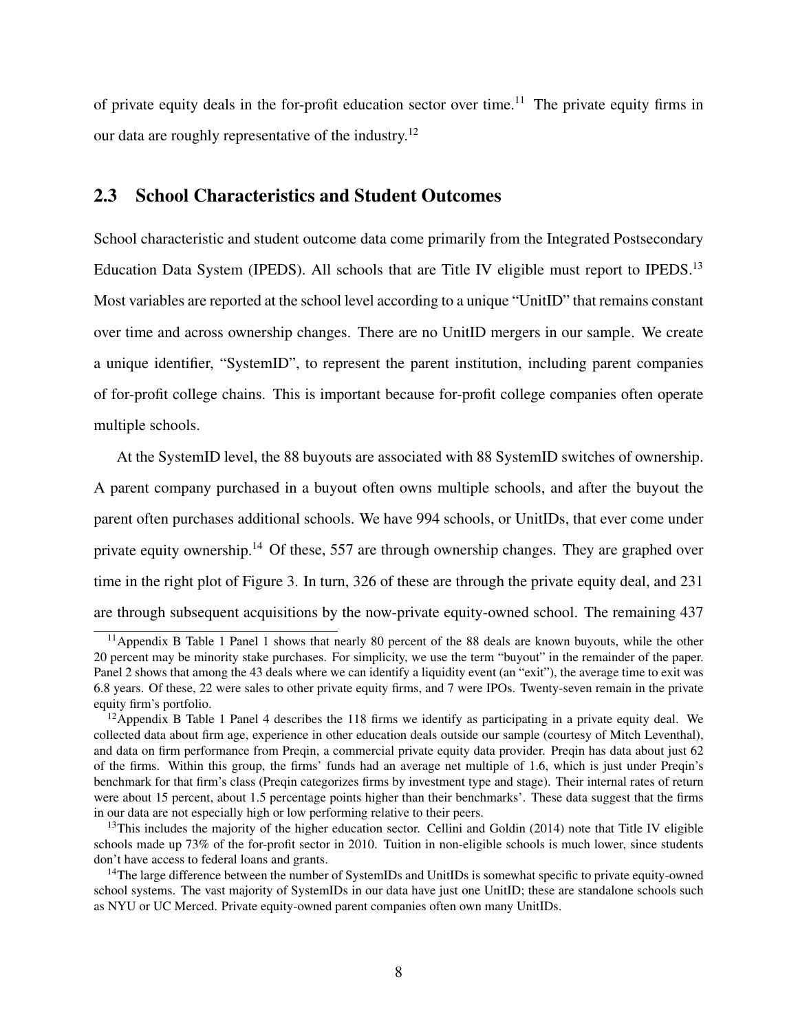of private equity deals in the for-profit education sector over time.[11] The private equity firms in our data are roughly representative of the industry.[12]

## 2.3 School Characteristics and Student Outcomes

School characteristic and student outcome data come primarily from the Integrated Postsecondary Education Data System (IPEDS). All schools that are Title IV eligible must report to IPEDS.[13] Most variables are reported at the school level according to a unique "UnitID" that remains constant over time and across ownership changes. There are no UnitID mergers in our sample. We create a unique identifier, "SystemID", to represent the parent institution, including parent companies of for-profit college chains. This is important because for-profit college companies often operate multiple schools.

At the SystemID level, the 88 buyouts are associated with 88 SystemID switches of ownership. A parent company purchased in a buyout often owns multiple schools, and after the buyout the parent often purchases additional schools. We have 994 schools, or UnitIDs, that ever come under private equity ownership.[14] Of these, 557 are through ownership changes. They are graphed over time in the right plot of Figure 3. In turn, 326 of these are through the private equity deal, and 231 are through subsequent acquisitions by the now-private equity-owned school. The remaining 437

[11] Appendix B Table 1 Panel 1 shows that nearly 80 percent of the 88 deals are known buyouts, while the other 20 percent may be minority stake purchases. For simplicity, we use the term "buyout" in the remainder of the paper. Panel 2 shows that among the 43 deals where we can identify a liquidity event (an "exit"), the average time to exit was 6.8 years. Of these, 22 were sales to other private equity firms, and 7 were IPOs. Twenty-seven remain in the private equity firm's portfolio.

[12] Appendix B Table 1 Panel 4 describes the 118 firms we identify as participating in a private equity deal. We collected data about firm age, experience in other education deals outside our sample (courtesy of Mitch Leventhal), and data on firm performance from Preqin, a commercial private equity data provider. Preqin has data about just 62 of the firms. Within this group, the firms' funds had an average net multiple of 1.6, which is just under Preqin's benchmark for that firm's class (Preqin categorizes firms by investment type and stage). Their internal rates of return were about 15 percent, about 1.5 percentage points higher than their benchmarks'. These data suggest that the firms in our data are not especially high or low performing relative to their peers.

[13] This includes the majority of the higher education sector. Cellini and Goldin (2014) note that Title IV eligible schools made up 73% of the for-profit sector in 2010. Tuition in non-eligible schools is much lower, since students don't have access to federal loans and grants.

[14] The large difference between the number of SystemIDs and UnitIDs is somewhat specific to private equity-owned school systems. The vast majority of SystemIDs in our data have just one UnitID; these are standalone schools such as NYU or UC Merced. Private equity-owned parent companies often own many UnitIDs.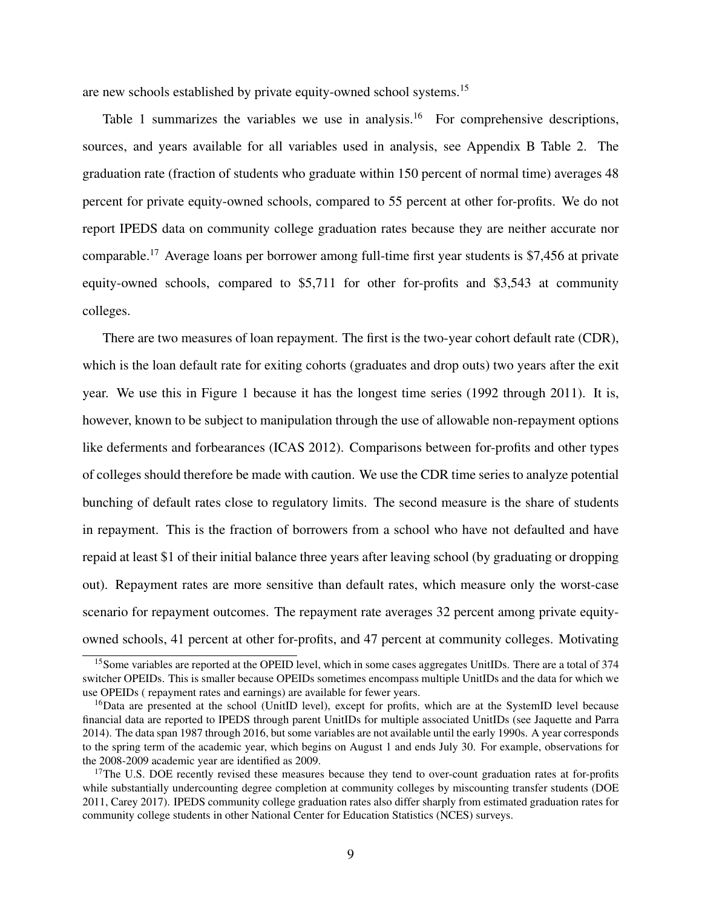are new schools established by private equity-owned school systems.[15]

Table 1 summarizes the variables we use in analysis.[16] For comprehensive descriptions, sources, and years available for all variables used in analysis, see Appendix B Table 2. The graduation rate (fraction of students who graduate within 150 percent of normal time) averages 48 percent for private equity-owned schools, compared to 55 percent at other for-profits. We do not report IPEDS data on community college graduation rates because they are neither accurate nor comparable.[17] Average loans per borrower among full-time first year students is $7,456 at private equity-owned schools, compared to $5,711 for other for-profits and $3,543 at community colleges.

There are two measures of loan repayment. The first is the two-year cohort default rate (CDR), which is the loan default rate for exiting cohorts (graduates and drop outs) two years after the exit year. We use this in Figure 1 because it has the longest time series (1992 through 2011). It is, however, known to be subject to manipulation through the use of allowable non-repayment options like deferments and forbearances (ICAS 2012). Comparisons between for-profits and other types of colleges should therefore be made with caution. We use the CDR time series to analyze potential bunching of default rates close to regulatory limits. The second measure is the share of students in repayment. This is the fraction of borrowers from a school who have not defaulted and have repaid at least $1 of their initial balance three years after leaving school (by graduating or dropping out). Repayment rates are more sensitive than default rates, which measure only the worst-case scenario for repayment outcomes. The repayment rate averages 32 percent among private equity-owned schools, 41 percent at other for-profits, and 47 percent at community colleges. Motivating

[15] Some variables are reported at the OPEID level, which in some cases aggregates UnitIDs. There are a total of 374 switcher OPEIDs. This is smaller because OPEIDs sometimes encompass multiple UnitIDs and the data for which we use OPEIDs ( repayment rates and earnings) are available for fewer years.

[16] Data are presented at the school (UnitID level), except for profits, which are at the SystemID level because financial data are reported to IPEDS through parent UnitIDs for multiple associated UnitIDs (see Jaquette and Parra 2014). The data span 1987 through 2016, but some variables are not available until the early 1990s. A year corresponds to the spring term of the academic year, which begins on August 1 and ends July 30. For example, observations for the 2008-2009 academic year are identified as 2009.

[17] The U.S. DOE recently revised these measures because they tend to over-count graduation rates at for-profits while substantially undercounting degree completion at community colleges by miscounting transfer students (DOE 2011, Carey 2017). IPEDS community college graduation rates also differ sharply from estimated graduation rates for community college students in other National Center for Education Statistics (NCES) surveys.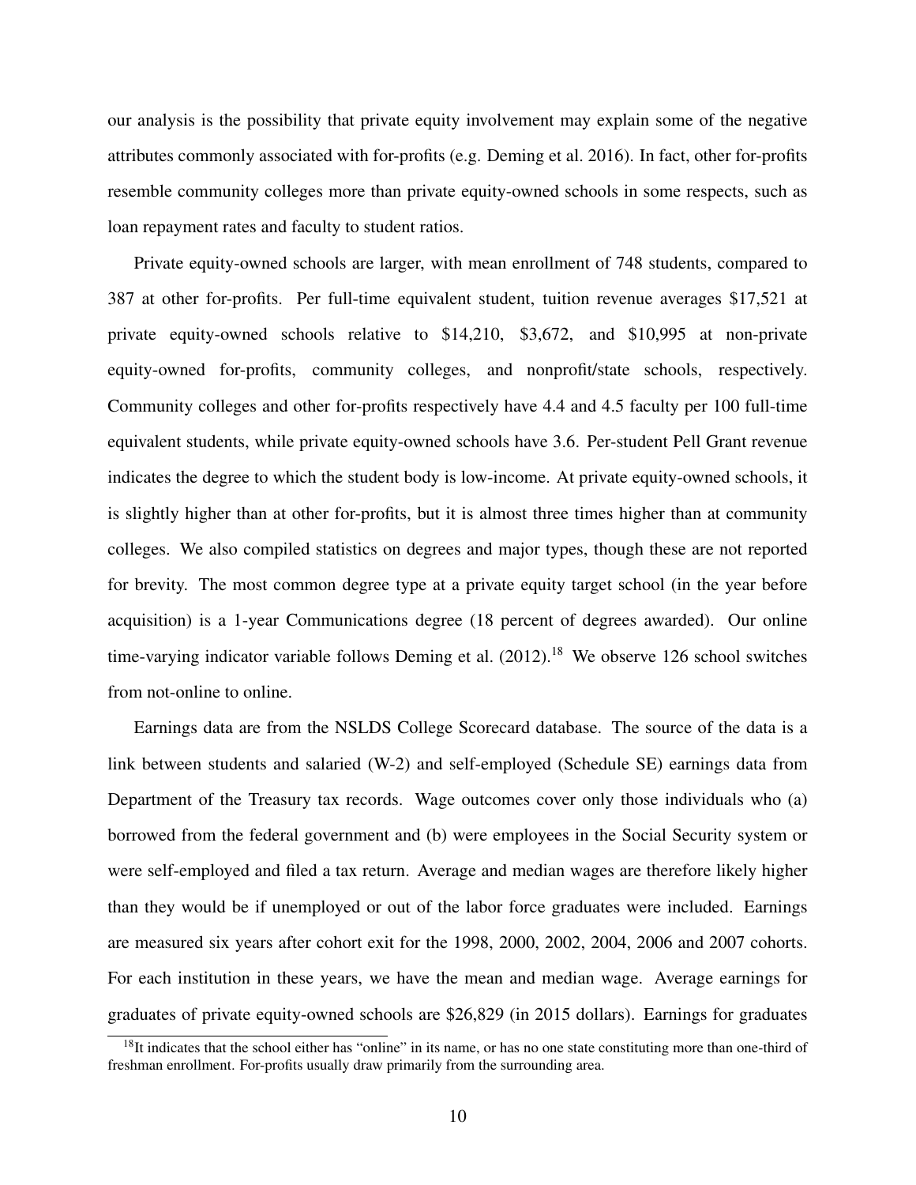our analysis is the possibility that private equity involvement may explain some of the negative attributes commonly associated with for-profits (e.g. Deming et al. 2016). In fact, other for-profits resemble community colleges more than private equity-owned schools in some respects, such as loan repayment rates and faculty to student ratios.

Private equity-owned schools are larger, with mean enrollment of 748 students, compared to 387 at other for-profits. Per full-time equivalent student, tuition revenue averages $17,521 at private equity-owned schools relative to $14,210, $3,672, and $10,995 at non-private equity-owned for-profits, community colleges, and nonprofit/state schools, respectively. Community colleges and other for-profits respectively have 4.4 and 4.5 faculty per 100 full-time equivalent students, while private equity-owned schools have 3.6. Per-student Pell Grant revenue indicates the degree to which the student body is low-income. At private equity-owned schools, it is slightly higher than at other for-profits, but it is almost three times higher than at community colleges. We also compiled statistics on degrees and major types, though these are not reported for brevity. The most common degree type at a private equity target school (in the year before acquisition) is a 1-year Communications degree (18 percent of degrees awarded). Our online time-varying indicator variable follows Deming et al. (2012).[18] We observe 126 school switches from not-online to online.

Earnings data are from the NSLDS College Scorecard database. The source of the data is a link between students and salaried (W-2) and self-employed (Schedule SE) earnings data from Department of the Treasury tax records. Wage outcomes cover only those individuals who (a) borrowed from the federal government and (b) were employees in the Social Security system or were self-employed and filed a tax return. Average and median wages are therefore likely higher than they would be if unemployed or out of the labor force graduates were included. Earnings are measured six years after cohort exit for the 1998, 2000, 2002, 2004, 2006 and 2007 cohorts. For each institution in these years, we have the mean and median wage. Average earnings for graduates of private equity-owned schools are $26,829 (in 2015 dollars). Earnings for graduates

[18] It indicates that the school either has "online" in its name, or has no one state constituting more than one-third of freshman enrollment. For-profits usually draw primarily from the surrounding area.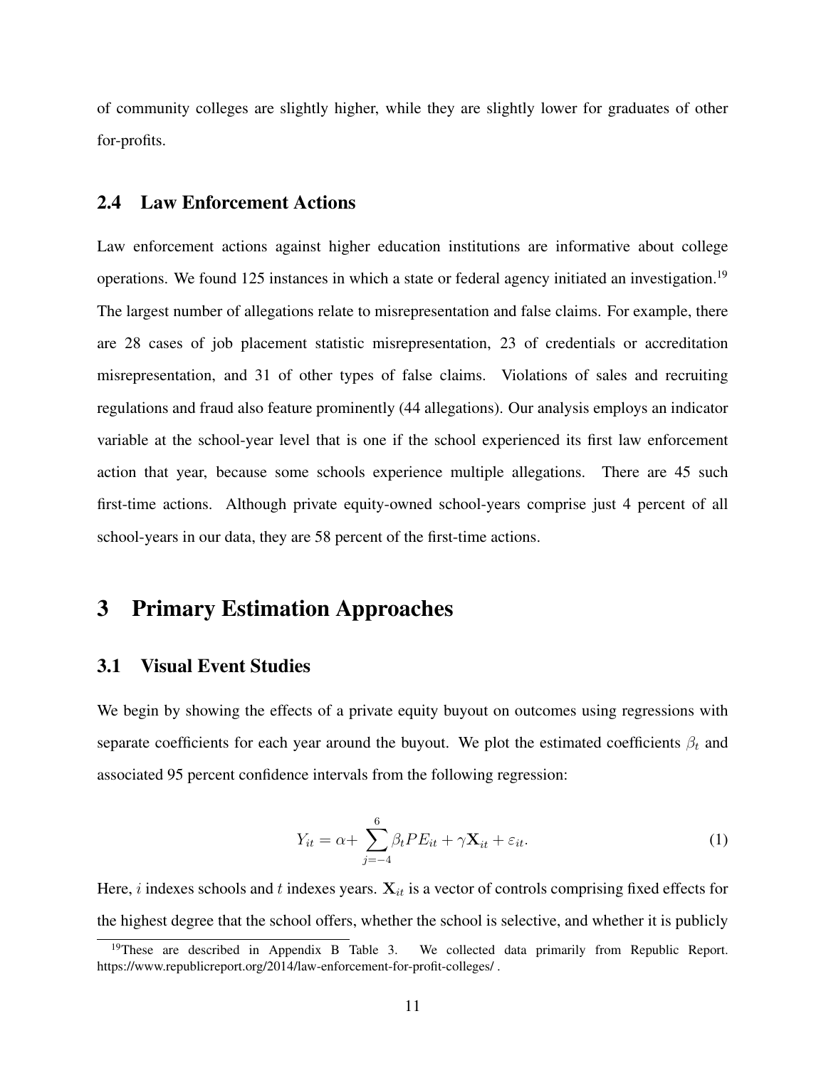of community colleges are slightly higher, while they are slightly lower for graduates of other for-profits.

## 2.4 Law Enforcement Actions

Law enforcement actions against higher education institutions are informative about college operations. We found 125 instances in which a state or federal agency initiated an investigation.[19] The largest number of allegations relate to misrepresentation and false claims. For example, there are 28 cases of job placement statistic misrepresentation, 23 of credentials or accreditation misrepresentation, and 31 of other types of false claims. Violations of sales and recruiting regulations and fraud also feature prominently (44 allegations). Our analysis employs an indicator variable at the school-year level that is one if the school experienced its first law enforcement action that year, because some schools experience multiple allegations. There are 45 such first-time actions. Although private equity-owned school-years comprise just 4 percent of all school-years in our data, they are 58 percent of the first-time actions.

# 3 Primary Estimation Approaches

## 3.1 Visual Event Studies

We begin by showing the effects of a private equity buyout on outcomes using regressions with separate coefficients for each year around the buyout. We plot the estimated coefficients $\beta_t$ and associated 95 percent confidence intervals from the following regression:

$$Y_{it} = \alpha + \sum_{j=-4}^{6} \beta_t PE_{it} + \gamma \mathbf{X}_{it} + \varepsilon_{it}. \quad (1)$$

Here, $i$ indexes schools and $t$ indexes years. $\mathbf{X}_{it}$ is a vector of controls comprising fixed effects for the highest degree that the school offers, whether the school is selective, and whether it is publicly

[19] These are described in Appendix B Table 3. We collected data primarily from Republic Report. https://www.republicreport.org/2014/law-enforcement-for-profit-colleges/ .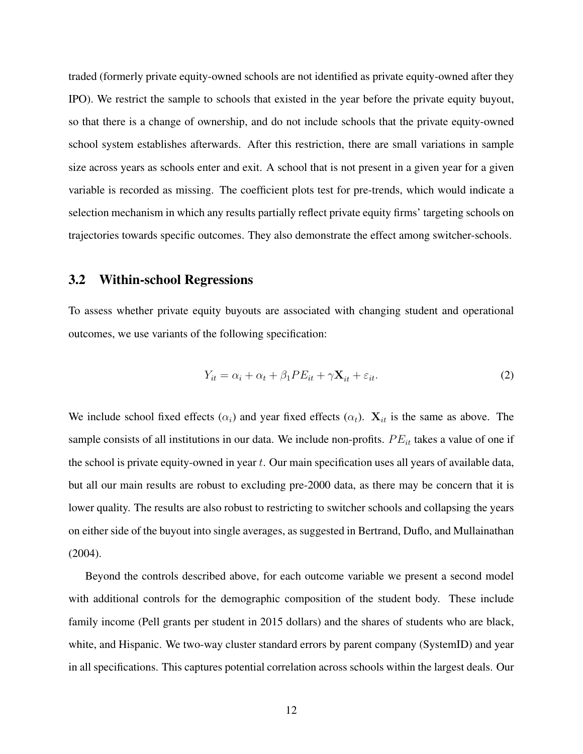traded (formerly private equity-owned schools are not identified as private equity-owned after they IPO). We restrict the sample to schools that existed in the year before the private equity buyout, so that there is a change of ownership, and do not include schools that the private equity-owned school system establishes afterwards. After this restriction, there are small variations in sample size across years as schools enter and exit. A school that is not present in a given year for a given variable is recorded as missing. The coefficient plots test for pre-trends, which would indicate a selection mechanism in which any results partially reflect private equity firms' targeting schools on trajectories towards specific outcomes. They also demonstrate the effect among switcher-schools.

## 3.2 Within-school Regressions

To assess whether private equity buyouts are associated with changing student and operational outcomes, we use variants of the following specification:

$$Y_{it} = \alpha_i + \alpha_t + \beta_1 PE_{it} + \gamma \mathbf{X}_{it} + \varepsilon_{it}. \tag{2}$$

We include school fixed effects ($\alpha_i$) and year fixed effects ($\alpha_t$). $\mathbf{X}_{it}$ is the same as above. The sample consists of all institutions in our data. We include non-profits. $PE_{it}$ takes a value of one if the school is private equity-owned in year $t$. Our main specification uses all years of available data, but all our main results are robust to excluding pre-2000 data, as there may be concern that it is lower quality. The results are also robust to restricting to switcher schools and collapsing the years on either side of the buyout into single averages, as suggested in Bertrand, Duflo, and Mullainathan (2004).

Beyond the controls described above, for each outcome variable we present a second model with additional controls for the demographic composition of the student body. These include family income (Pell grants per student in 2015 dollars) and the shares of students who are black, white, and Hispanic. We two-way cluster standard errors by parent company (SystemID) and year in all specifications. This captures potential correlation across schools within the largest deals. Our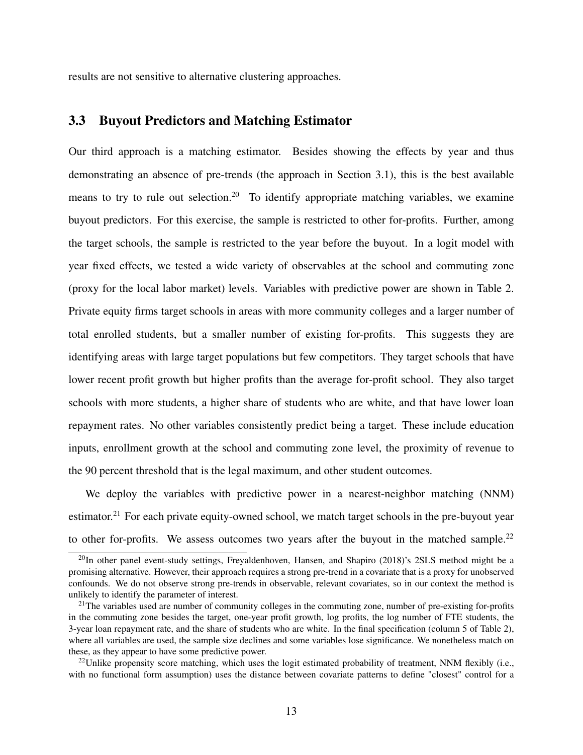results are not sensitive to alternative clustering approaches.

## 3.3 Buyout Predictors and Matching Estimator

Our third approach is a matching estimator. Besides showing the effects by year and thus demonstrating an absence of pre-trends (the approach in Section 3.1), this is the best available means to try to rule out selection.[20] To identify appropriate matching variables, we examine buyout predictors. For this exercise, the sample is restricted to other for-profits. Further, among the target schools, the sample is restricted to the year before the buyout. In a logit model with year fixed effects, we tested a wide variety of observables at the school and commuting zone (proxy for the local labor market) levels. Variables with predictive power are shown in Table 2. Private equity firms target schools in areas with more community colleges and a larger number of total enrolled students, but a smaller number of existing for-profits. This suggests they are identifying areas with large target populations but few competitors. They target schools that have lower recent profit growth but higher profits than the average for-profit school. They also target schools with more students, a higher share of students who are white, and that have lower loan repayment rates. No other variables consistently predict being a target. These include education inputs, enrollment growth at the school and commuting zone level, the proximity of revenue to the 90 percent threshold that is the legal maximum, and other student outcomes.

We deploy the variables with predictive power in a nearest-neighbor matching (NNM) estimator.[21] For each private equity-owned school, we match target schools in the pre-buyout year to other for-profits. We assess outcomes two years after the buyout in the matched sample.[22]

[20] In other panel event-study settings, Freyaldenhoven, Hansen, and Shapiro (2018)'s 2SLS method might be a promising alternative. However, their approach requires a strong pre-trend in a covariate that is a proxy for unobserved confounds. We do not observe strong pre-trends in observable, relevant covariates, so in our context the method is unlikely to identify the parameter of interest.

[21] The variables used are number of community colleges in the commuting zone, number of pre-existing for-profits in the commuting zone besides the target, one-year profit growth, log profits, the log number of FTE students, the 3-year loan repayment rate, and the share of students who are white. In the final specification (column 5 of Table 2), where all variables are used, the sample size declines and some variables lose significance. We nonetheless match on these, as they appear to have some predictive power.

[22] Unlike propensity score matching, which uses the logit estimated probability of treatment, NNM flexibly (i.e., with no functional form assumption) uses the distance between covariate patterns to define "closest" control for a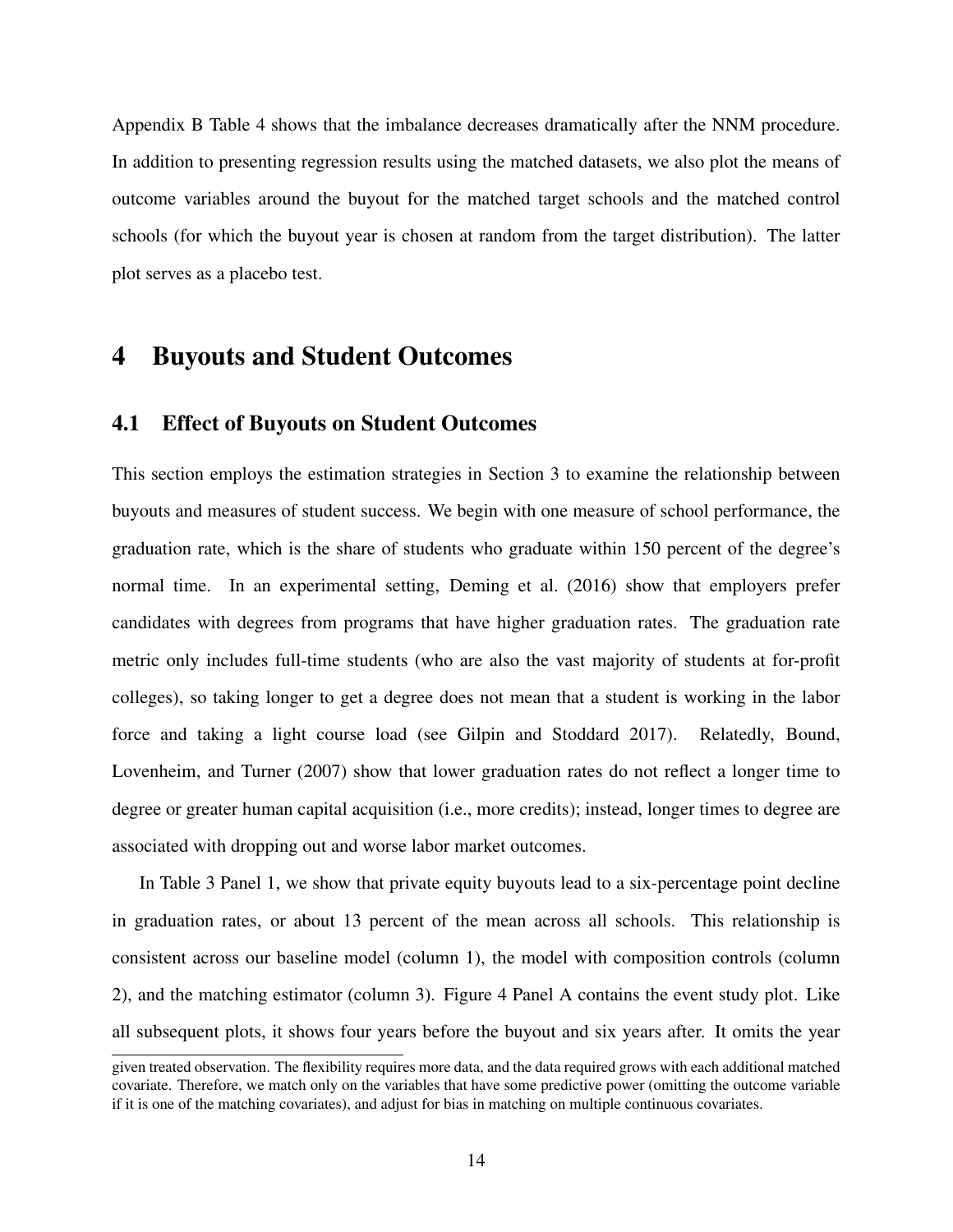Appendix B Table 4 shows that the imbalance decreases dramatically after the NNM procedure. In addition to presenting regression results using the matched datasets, we also plot the means of outcome variables around the buyout for the matched target schools and the matched control schools (for which the buyout year is chosen at random from the target distribution). The latter plot serves as a placebo test.

# 4 Buyouts and Student Outcomes

## 4.1 Effect of Buyouts on Student Outcomes

This section employs the estimation strategies in Section 3 to examine the relationship between buyouts and measures of student success. We begin with one measure of school performance, the graduation rate, which is the share of students who graduate within 150 percent of the degree's normal time. In an experimental setting, Deming et al. (2016) show that employers prefer candidates with degrees from programs that have higher graduation rates. The graduation rate metric only includes full-time students (who are also the vast majority of students at for-profit colleges), so taking longer to get a degree does not mean that a student is working in the labor force and taking a light course load (see Gilpin and Stoddard 2017). Relatedly, Bound, Lovenheim, and Turner (2007) show that lower graduation rates do not reflect a longer time to degree or greater human capital acquisition (i.e., more credits); instead, longer times to degree are associated with dropping out and worse labor market outcomes.

In Table 3 Panel 1, we show that private equity buyouts lead to a six-percentage point decline in graduation rates, or about 13 percent of the mean across all schools. This relationship is consistent across our baseline model (column 1), the model with composition controls (column 2), and the matching estimator (column 3). Figure 4 Panel A contains the event study plot. Like all subsequent plots, it shows four years before the buyout and six years after. It omits the year

given treated observation. The flexibility requires more data, and the data required grows with each additional matched covariate. Therefore, we match only on the variables that have some predictive power (omitting the outcome variable if it is one of the matching covariates), and adjust for bias in matching on multiple continuous covariates.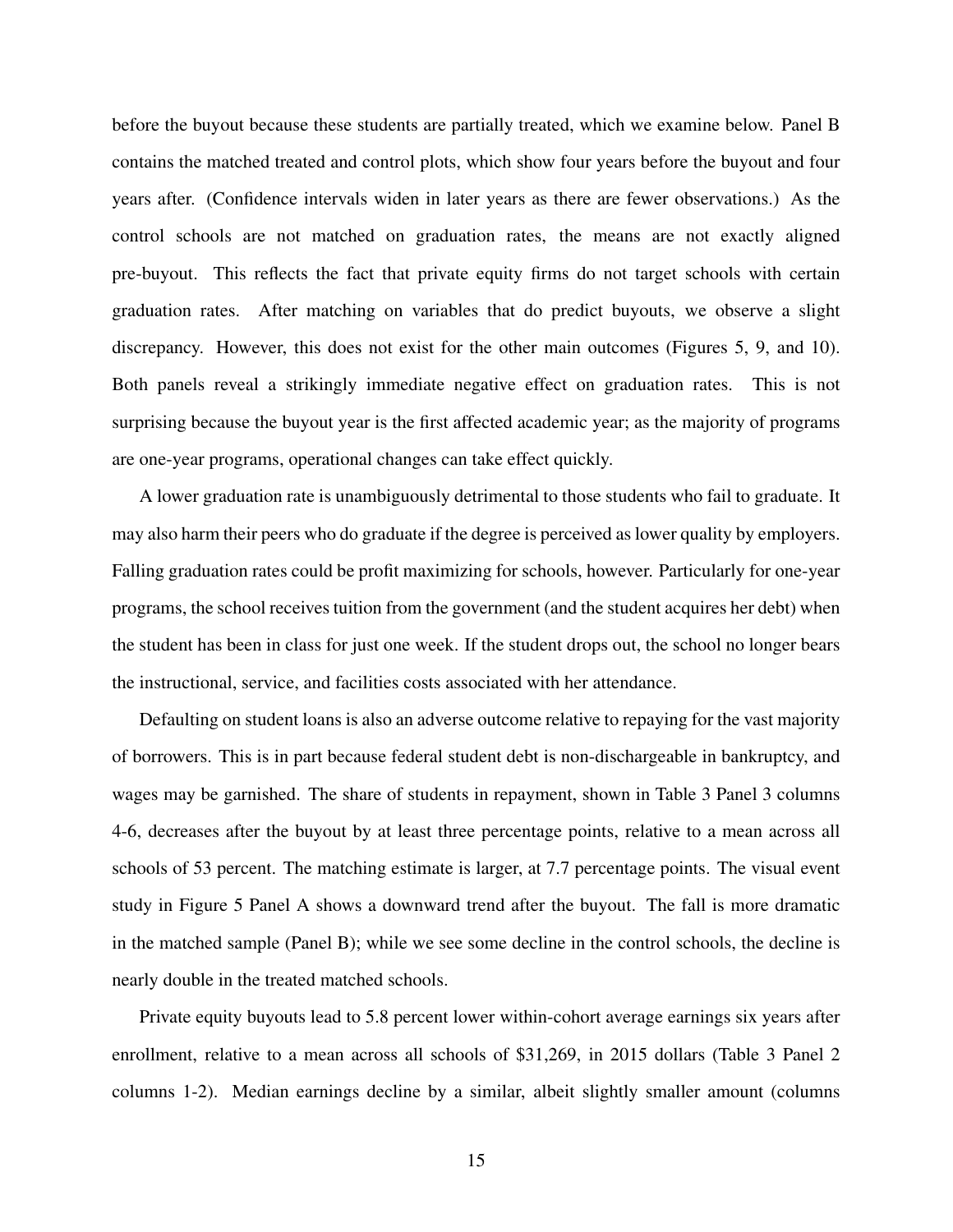before the buyout because these students are partially treated, which we examine below. Panel B contains the matched treated and control plots, which show four years before the buyout and four years after. (Confidence intervals widen in later years as there are fewer observations.) As the control schools are not matched on graduation rates, the means are not exactly aligned pre-buyout. This reflects the fact that private equity firms do not target schools with certain graduation rates. After matching on variables that do predict buyouts, we observe a slight discrepancy. However, this does not exist for the other main outcomes (Figures 5, 9, and 10). Both panels reveal a strikingly immediate negative effect on graduation rates. This is not surprising because the buyout year is the first affected academic year; as the majority of programs are one-year programs, operational changes can take effect quickly.

A lower graduation rate is unambiguously detrimental to those students who fail to graduate. It may also harm their peers who do graduate if the degree is perceived as lower quality by employers. Falling graduation rates could be profit maximizing for schools, however. Particularly for one-year programs, the school receives tuition from the government (and the student acquires her debt) when the student has been in class for just one week. If the student drops out, the school no longer bears the instructional, service, and facilities costs associated with her attendance.

Defaulting on student loans is also an adverse outcome relative to repaying for the vast majority of borrowers. This is in part because federal student debt is non-dischargeable in bankruptcy, and wages may be garnished. The share of students in repayment, shown in Table 3 Panel 3 columns 4-6, decreases after the buyout by at least three percentage points, relative to a mean across all schools of 53 percent. The matching estimate is larger, at 7.7 percentage points. The visual event study in Figure 5 Panel A shows a downward trend after the buyout. The fall is more dramatic in the matched sample (Panel B); while we see some decline in the control schools, the decline is nearly double in the treated matched schools.

Private equity buyouts lead to 5.8 percent lower within-cohort average earnings six years after enrollment, relative to a mean across all schools of $31,269, in 2015 dollars (Table 3 Panel 2 columns 1-2). Median earnings decline by a similar, albeit slightly smaller amount (columns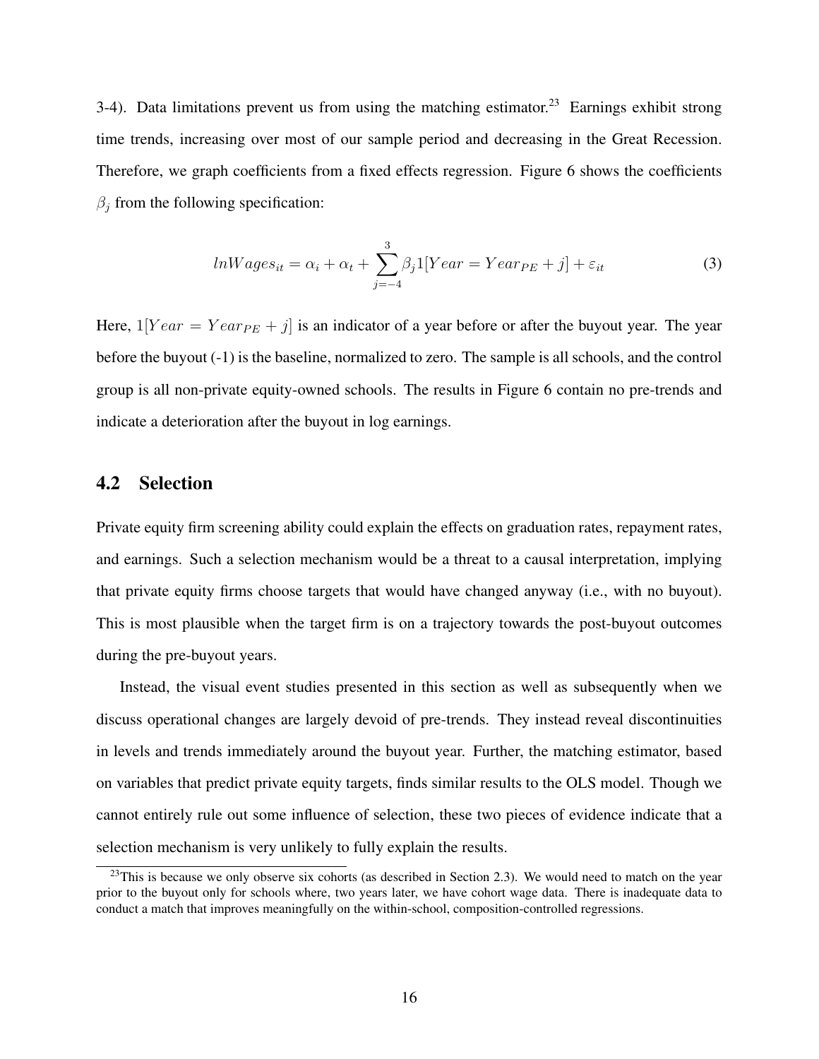3-4). Data limitations prevent us from using the matching estimator.[23] Earnings exhibit strong time trends, increasing over most of our sample period and decreasing in the Great Recession. Therefore, we graph coefficients from a fixed effects regression. Figure 6 shows the coefficients $\beta_j$ from the following specification:

$$lnWages_{it} = \alpha_i + \alpha_t + \sum_{j=-4}^{3} \beta_j 1[Year = Year_{PE} + j] + \varepsilon_{it} \tag{3}$$

Here, $1[Year = Year_{PE} + j]$ is an indicator of a year before or after the buyout year. The year before the buyout (-1) is the baseline, normalized to zero. The sample is all schools, and the control group is all non-private equity-owned schools. The results in Figure 6 contain no pre-trends and indicate a deterioration after the buyout in log earnings.

## 4.2 Selection

Private equity firm screening ability could explain the effects on graduation rates, repayment rates, and earnings. Such a selection mechanism would be a threat to a causal interpretation, implying that private equity firms choose targets that would have changed anyway (i.e., with no buyout). This is most plausible when the target firm is on a trajectory towards the post-buyout outcomes during the pre-buyout years.

Instead, the visual event studies presented in this section as well as subsequently when we discuss operational changes are largely devoid of pre-trends. They instead reveal discontinuities in levels and trends immediately around the buyout year. Further, the matching estimator, based on variables that predict private equity targets, finds similar results to the OLS model. Though we cannot entirely rule out some influence of selection, these two pieces of evidence indicate that a selection mechanism is very unlikely to fully explain the results.

[23] This is because we only observe six cohorts (as described in Section 2.3). We would need to match on the year prior to the buyout only for schools where, two years later, we have cohort wage data. There is inadequate data to conduct a match that improves meaningfully on the within-school, composition-controlled regressions.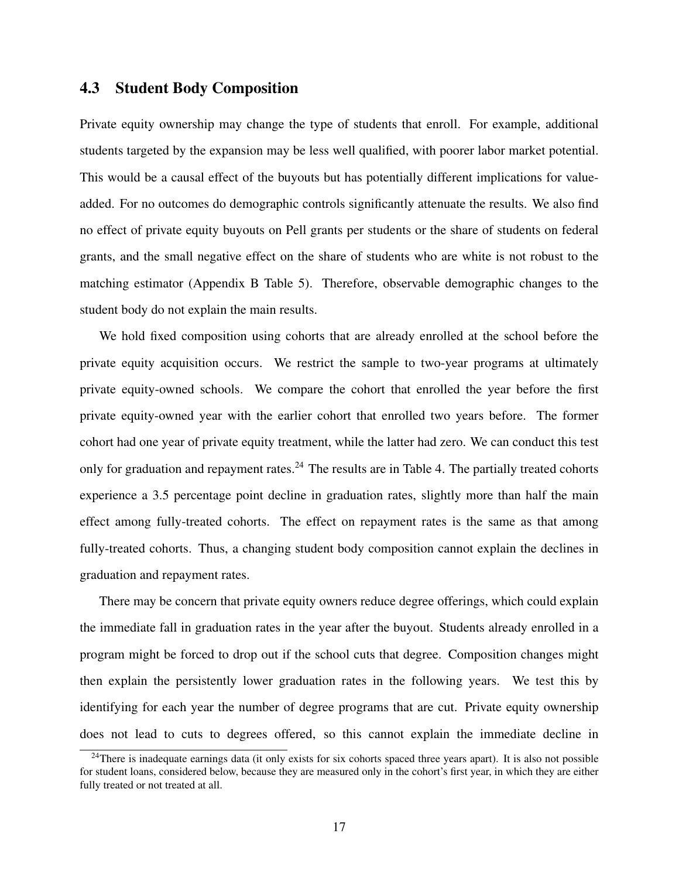### 4.3 Student Body Composition

Private equity ownership may change the type of students that enroll. For example, additional students targeted by the expansion may be less well qualified, with poorer labor market potential. This would be a causal effect of the buyouts but has potentially different implications for value-added. For no outcomes do demographic controls significantly attenuate the results. We also find no effect of private equity buyouts on Pell grants per students or the share of students on federal grants, and the small negative effect on the share of students who are white is not robust to the matching estimator (Appendix B Table 5). Therefore, observable demographic changes to the student body do not explain the main results.

We hold fixed composition using cohorts that are already enrolled at the school before the private equity acquisition occurs. We restrict the sample to two-year programs at ultimately private equity-owned schools. We compare the cohort that enrolled the year before the first private equity-owned year with the earlier cohort that enrolled two years before. The former cohort had one year of private equity treatment, while the latter had zero. We can conduct this test only for graduation and repayment rates.[24] The results are in Table 4. The partially treated cohorts experience a 3.5 percentage point decline in graduation rates, slightly more than half the main effect among fully-treated cohorts. The effect on repayment rates is the same as that among fully-treated cohorts. Thus, a changing student body composition cannot explain the declines in graduation and repayment rates.

There may be concern that private equity owners reduce degree offerings, which could explain the immediate fall in graduation rates in the year after the buyout. Students already enrolled in a program might be forced to drop out if the school cuts that degree. Composition changes might then explain the persistently lower graduation rates in the following years. We test this by identifying for each year the number of degree programs that are cut. Private equity ownership does not lead to cuts to degrees offered, so this cannot explain the immediate decline in

[24] There is inadequate earnings data (it only exists for six cohorts spaced three years apart). It is also not possible for student loans, considered below, because they are measured only in the cohort's first year, in which they are either fully treated or not treated at all.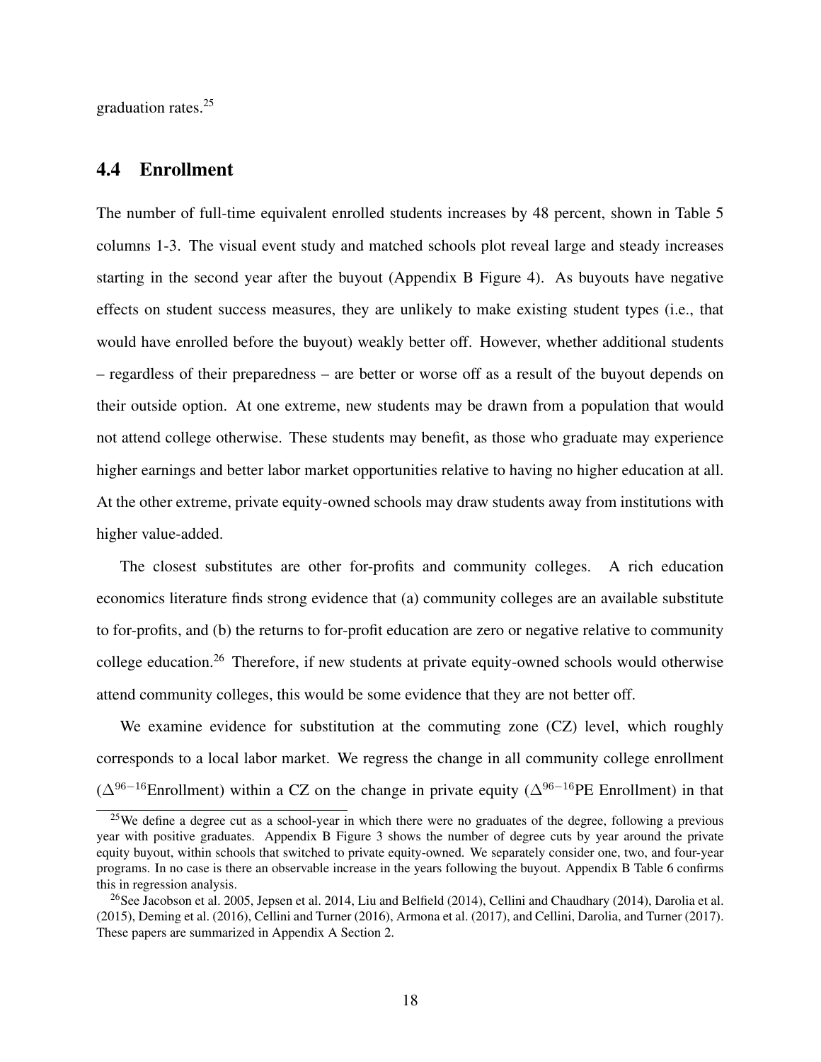graduation rates.[25]

## 4.4 Enrollment

The number of full-time equivalent enrolled students increases by 48 percent, shown in Table 5 columns 1-3. The visual event study and matched schools plot reveal large and steady increases starting in the second year after the buyout (Appendix B Figure 4). As buyouts have negative effects on student success measures, they are unlikely to make existing student types (i.e., that would have enrolled before the buyout) weakly better off. However, whether additional students – regardless of their preparedness – are better or worse off as a result of the buyout depends on their outside option. At one extreme, new students may be drawn from a population that would not attend college otherwise. These students may benefit, as those who graduate may experience higher earnings and better labor market opportunities relative to having no higher education at all. At the other extreme, private equity-owned schools may draw students away from institutions with higher value-added.

The closest substitutes are other for-profits and community colleges. A rich education economics literature finds strong evidence that (a) community colleges are an available substitute to for-profits, and (b) the returns to for-profit education are zero or negative relative to community college education.[26] Therefore, if new students at private equity-owned schools would otherwise attend community colleges, this would be some evidence that they are not better off.

We examine evidence for substitution at the commuting zone (CZ) level, which roughly corresponds to a local labor market. We regress the change in all community college enrollment ($\Delta^{96-16}$Enrollment) within a CZ on the change in private equity ($\Delta^{96-16}$PE Enrollment) in that

[25] We define a degree cut as a school-year in which there were no graduates of the degree, following a previous year with positive graduates. Appendix B Figure 3 shows the number of degree cuts by year around the private equity buyout, within schools that switched to private equity-owned. We separately consider one, two, and four-year programs. In no case is there an observable increase in the years following the buyout. Appendix B Table 6 confirms this in regression analysis.

[26] See Jacobson et al. 2005, Jepsen et al. 2014, Liu and Belfield (2014), Cellini and Chaudhary (2014), Darolia et al. (2015), Deming et al. (2016), Cellini and Turner (2016), Armona et al. (2017), and Cellini, Darolia, and Turner (2017). These papers are summarized in Appendix A Section 2.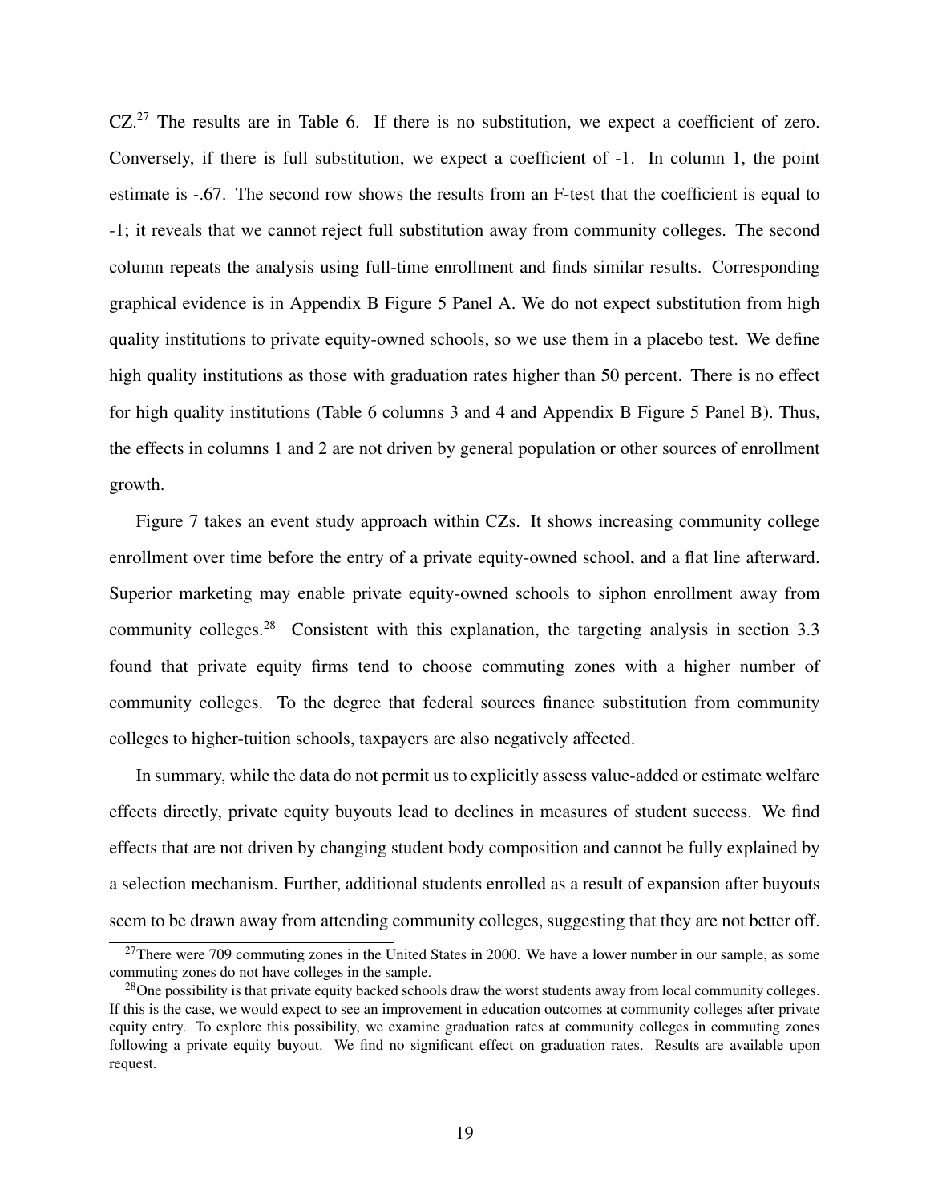CZ.[27] The results are in Table 6. If there is no substitution, we expect a coefficient of zero. Conversely, if there is full substitution, we expect a coefficient of -1. In column 1, the point estimate is -.67. The second row shows the results from an F-test that the coefficient is equal to -1; it reveals that we cannot reject full substitution away from community colleges. The second column repeats the analysis using full-time enrollment and finds similar results. Corresponding graphical evidence is in Appendix B Figure 5 Panel A. We do not expect substitution from high quality institutions to private equity-owned schools, so we use them in a placebo test. We define high quality institutions as those with graduation rates higher than 50 percent. There is no effect for high quality institutions (Table 6 columns 3 and 4 and Appendix B Figure 5 Panel B). Thus, the effects in columns 1 and 2 are not driven by general population or other sources of enrollment growth.

Figure 7 takes an event study approach within CZs. It shows increasing community college enrollment over time before the entry of a private equity-owned school, and a flat line afterward. Superior marketing may enable private equity-owned schools to siphon enrollment away from community colleges.[28] Consistent with this explanation, the targeting analysis in section 3.3 found that private equity firms tend to choose commuting zones with a higher number of community colleges. To the degree that federal sources finance substitution from community colleges to higher-tuition schools, taxpayers are also negatively affected.

In summary, while the data do not permit us to explicitly assess value-added or estimate welfare effects directly, private equity buyouts lead to declines in measures of student success. We find effects that are not driven by changing student body composition and cannot be fully explained by a selection mechanism. Further, additional students enrolled as a result of expansion after buyouts seem to be drawn away from attending community colleges, suggesting that they are not better off.

[27] There were 709 commuting zones in the United States in 2000. We have a lower number in our sample, as some commuting zones do not have colleges in the sample.

[28] One possibility is that private equity backed schools draw the worst students away from local community colleges. If this is the case, we would expect to see an improvement in education outcomes at community colleges after private equity entry. To explore this possibility, we examine graduation rates at community colleges in commuting zones following a private equity buyout. We find no significant effect on graduation rates. Results are available upon request.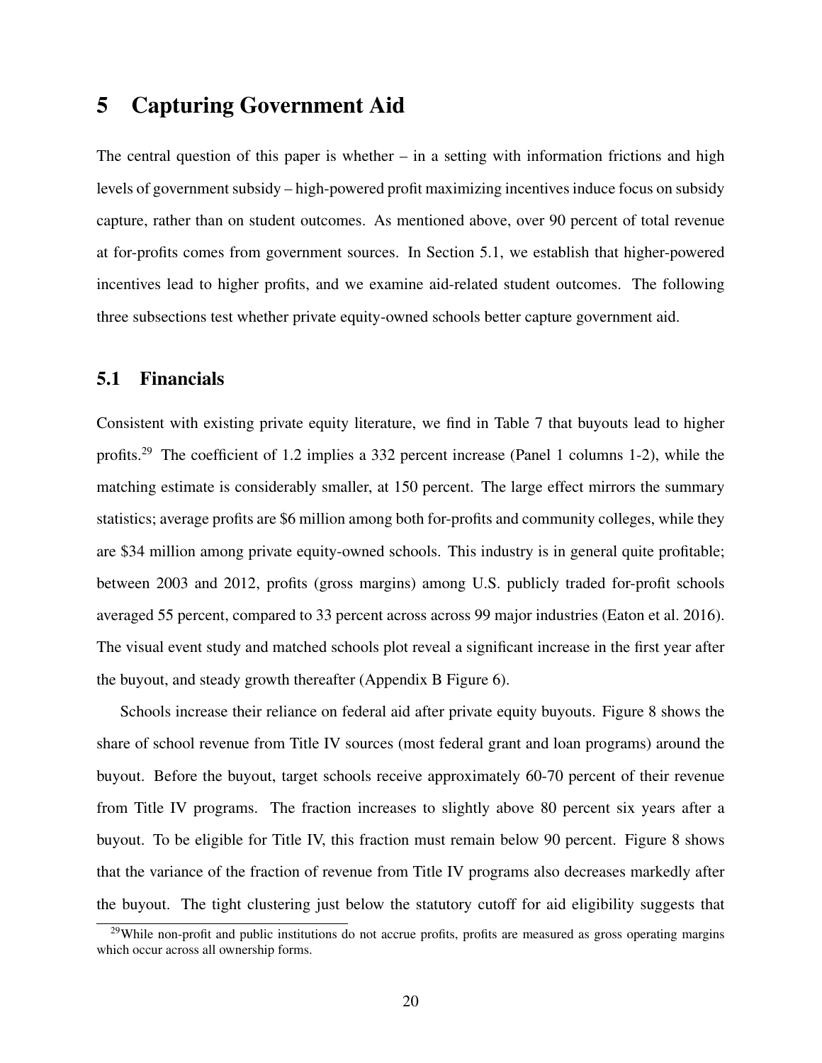# 5 Capturing Government Aid

The central question of this paper is whether – in a setting with information frictions and high levels of government subsidy – high-powered profit maximizing incentives induce focus on subsidy capture, rather than on student outcomes. As mentioned above, over 90 percent of total revenue at for-profits comes from government sources. In Section 5.1, we establish that higher-powered incentives lead to higher profits, and we examine aid-related student outcomes. The following three subsections test whether private equity-owned schools better capture government aid.

## 5.1 Financials

Consistent with existing private equity literature, we find in Table 7 that buyouts lead to higher profits.[29] The coefficient of 1.2 implies a 332 percent increase (Panel 1 columns 1-2), while the matching estimate is considerably smaller, at 150 percent. The large effect mirrors the summary statistics; average profits are \$6 million among both for-profits and community colleges, while they are \$34 million among private equity-owned schools. This industry is in general quite profitable; between 2003 and 2012, profits (gross margins) among U.S. publicly traded for-profit schools averaged 55 percent, compared to 33 percent across across 99 major industries (Eaton et al. 2016). The visual event study and matched schools plot reveal a significant increase in the first year after the buyout, and steady growth thereafter (Appendix B Figure 6).

Schools increase their reliance on federal aid after private equity buyouts. Figure 8 shows the share of school revenue from Title IV sources (most federal grant and loan programs) around the buyout. Before the buyout, target schools receive approximately 60-70 percent of their revenue from Title IV programs. The fraction increases to slightly above 80 percent six years after a buyout. To be eligible for Title IV, this fraction must remain below 90 percent. Figure 8 shows that the variance of the fraction of revenue from Title IV programs also decreases markedly after the buyout. The tight clustering just below the statutory cutoff for aid eligibility suggests that

[29] While non-profit and public institutions do not accrue profits, profits are measured as gross operating margins which occur across all ownership forms.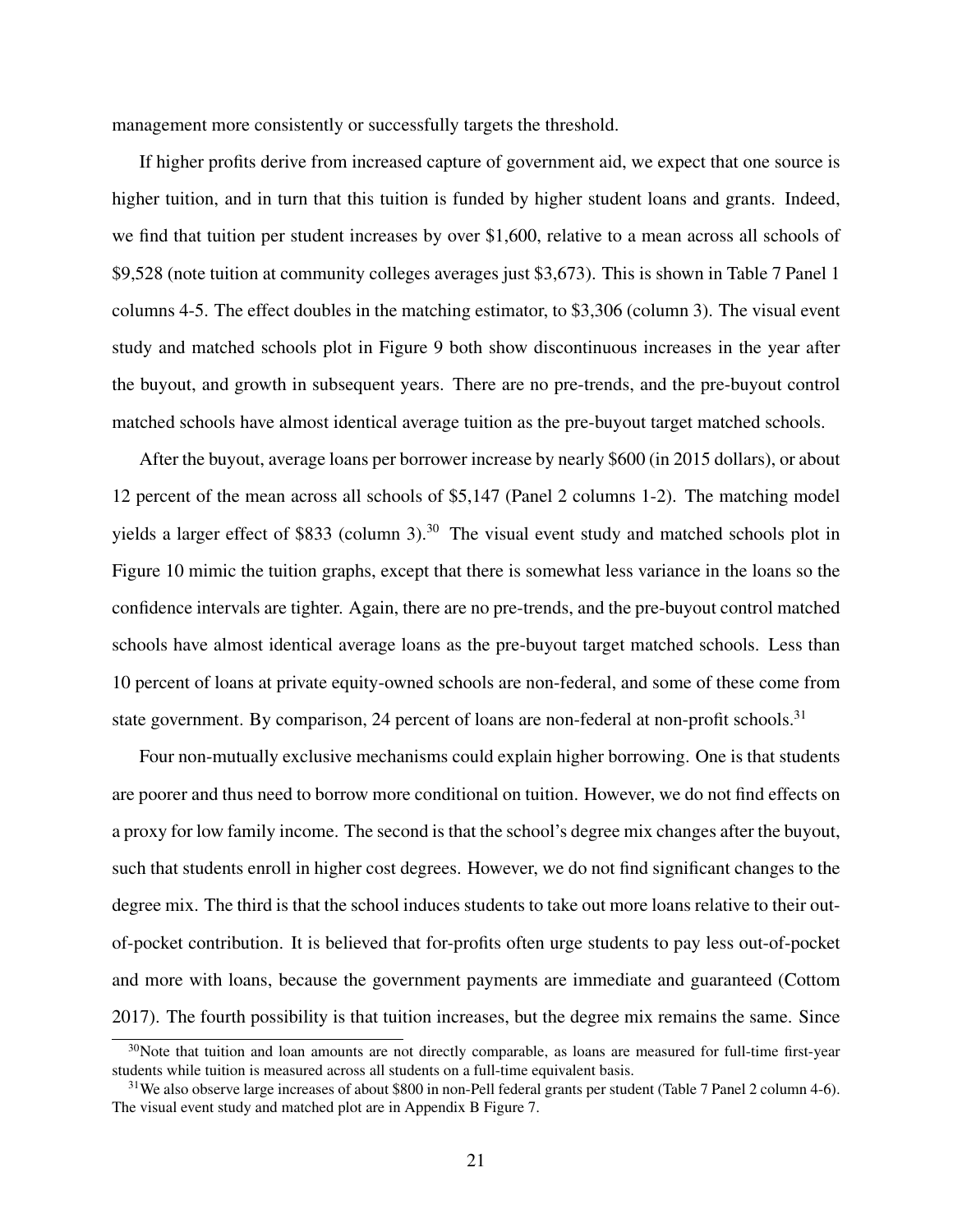management more consistently or successfully targets the threshold.

If higher profits derive from increased capture of government aid, we expect that one source is higher tuition, and in turn that this tuition is funded by higher student loans and grants. Indeed, we find that tuition per student increases by over $1,600, relative to a mean across all schools of $9,528 (note tuition at community colleges averages just $3,673). This is shown in Table 7 Panel 1 columns 4-5. The effect doubles in the matching estimator, to $3,306 (column 3). The visual event study and matched schools plot in Figure 9 both show discontinuous increases in the year after the buyout, and growth in subsequent years. There are no pre-trends, and the pre-buyout control matched schools have almost identical average tuition as the pre-buyout target matched schools.

After the buyout, average loans per borrower increase by nearly $600 (in 2015 dollars), or about 12 percent of the mean across all schools of $5,147 (Panel 2 columns 1-2). The matching model yields a larger effect of $833 (column 3).[30] The visual event study and matched schools plot in Figure 10 mimic the tuition graphs, except that there is somewhat less variance in the loans so the confidence intervals are tighter. Again, there are no pre-trends, and the pre-buyout control matched schools have almost identical average loans as the pre-buyout target matched schools. Less than 10 percent of loans at private equity-owned schools are non-federal, and some of these come from state government. By comparison, 24 percent of loans are non-federal at non-profit schools.[31]

Four non-mutually exclusive mechanisms could explain higher borrowing. One is that students are poorer and thus need to borrow more conditional on tuition. However, we do not find effects on a proxy for low family income. The second is that the school's degree mix changes after the buyout, such that students enroll in higher cost degrees. However, we do not find significant changes to the degree mix. The third is that the school induces students to take out more loans relative to their out-of-pocket contribution. It is believed that for-profits often urge students to pay less out-of-pocket and more with loans, because the government payments are immediate and guaranteed (Cottom 2017). The fourth possibility is that tuition increases, but the degree mix remains the same. Since

[30]Note that tuition and loan amounts are not directly comparable, as loans are measured for full-time first-year students while tuition is measured across all students on a full-time equivalent basis.

[31]We also observe large increases of about $800 in non-Pell federal grants per student (Table 7 Panel 2 column 4-6). The visual event study and matched plot are in Appendix B Figure 7.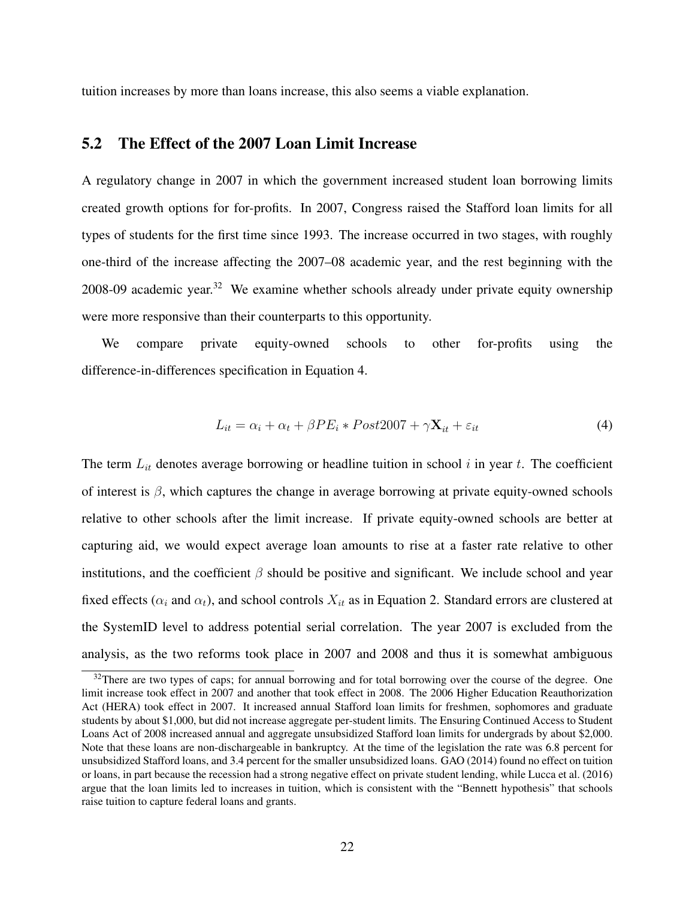tuition increases by more than loans increase, this also seems a viable explanation.

## 5.2 The Effect of the 2007 Loan Limit Increase

A regulatory change in 2007 in which the government increased student loan borrowing limits created growth options for for-profits. In 2007, Congress raised the Stafford loan limits for all types of students for the first time since 1993. The increase occurred in two stages, with roughly one-third of the increase affecting the 2007–08 academic year, and the rest beginning with the 2008-09 academic year.[32] We examine whether schools already under private equity ownership were more responsive than their counterparts to this opportunity.

We compare private equity-owned schools to other for-profits using the difference-in-differences specification in Equation 4.

$$L_{it} = \alpha_i + \alpha_t + \beta PE_i * Post2007 + \gamma \mathbf{X}_{it} + \varepsilon_{it} \tag{4}$$

The term $L_{it}$ denotes average borrowing or headline tuition in school $i$ in year $t$. The coefficient of interest is $\beta$, which captures the change in average borrowing at private equity-owned schools relative to other schools after the limit increase. If private equity-owned schools are better at capturing aid, we would expect average loan amounts to rise at a faster rate relative to other institutions, and the coefficient $\beta$ should be positive and significant. We include school and year fixed effects ($\alpha_i$ and $\alpha_t$), and school controls $X_{it}$ as in Equation 2. Standard errors are clustered at the SystemID level to address potential serial correlation. The year 2007 is excluded from the analysis, as the two reforms took place in 2007 and 2008 and thus it is somewhat ambiguous

[32] There are two types of caps; for annual borrowing and for total borrowing over the course of the degree. One limit increase took effect in 2007 and another that took effect in 2008. The 2006 Higher Education Reauthorization Act (HERA) took effect in 2007. It increased annual Stafford loan limits for freshmen, sophomores and graduate students by about \$1,000, but did not increase aggregate per-student limits. The Ensuring Continued Access to Student Loans Act of 2008 increased annual and aggregate unsubsidized Stafford loan limits for undergrads by about \$2,000. Note that these loans are non-dischargeable in bankruptcy. At the time of the legislation the rate was 6.8 percent for unsubsidized Stafford loans, and 3.4 percent for the smaller unsubsidized loans. GAO (2014) found no effect on tuition or loans, in part because the recession had a strong negative effect on private student lending, while Lucca et al. (2016) argue that the loan limits led to increases in tuition, which is consistent with the "Bennett hypothesis" that schools raise tuition to capture federal loans and grants.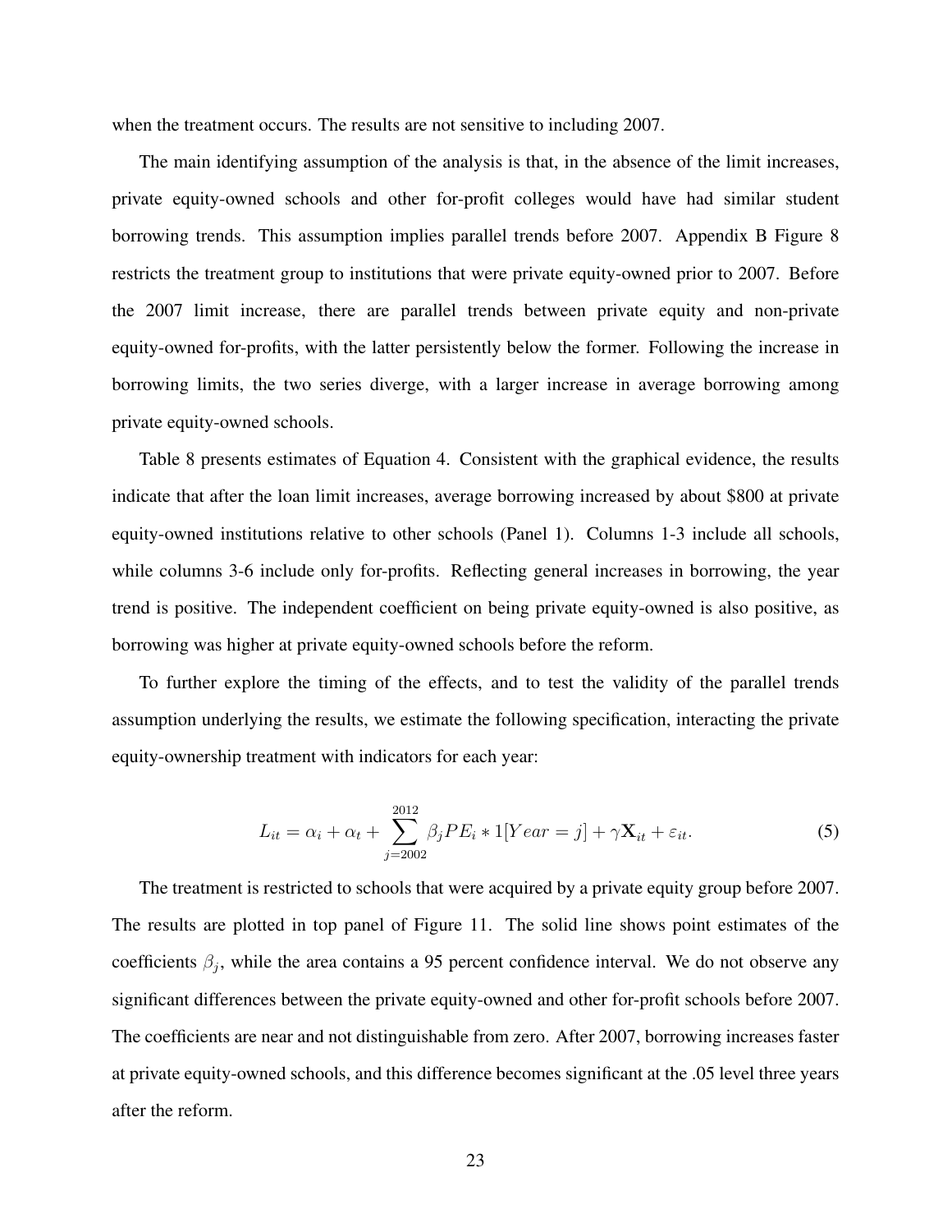when the treatment occurs. The results are not sensitive to including 2007.

The main identifying assumption of the analysis is that, in the absence of the limit increases, private equity-owned schools and other for-profit colleges would have had similar student borrowing trends. This assumption implies parallel trends before 2007. Appendix B Figure 8 restricts the treatment group to institutions that were private equity-owned prior to 2007. Before the 2007 limit increase, there are parallel trends between private equity and non-private equity-owned for-profits, with the latter persistently below the former. Following the increase in borrowing limits, the two series diverge, with a larger increase in average borrowing among private equity-owned schools.

Table 8 presents estimates of Equation 4. Consistent with the graphical evidence, the results indicate that after the loan limit increases, average borrowing increased by about \$800 at private equity-owned institutions relative to other schools (Panel 1). Columns 1-3 include all schools, while columns 3-6 include only for-profits. Reflecting general increases in borrowing, the year trend is positive. The independent coefficient on being private equity-owned is also positive, as borrowing was higher at private equity-owned schools before the reform.

To further explore the timing of the effects, and to test the validity of the parallel trends assumption underlying the results, we estimate the following specification, interacting the private equity-ownership treatment with indicators for each year:

$$L_{it} = \alpha_i + \alpha_t + \sum_{j=2002}^{2012} \beta_j PE_i * 1[Year = j] + \gamma \mathbf{X}_{it} + \varepsilon_{it}. \tag{5}$$

The treatment is restricted to schools that were acquired by a private equity group before 2007. The results are plotted in top panel of Figure 11. The solid line shows point estimates of the coefficients $\beta_j$, while the area contains a 95 percent confidence interval. We do not observe any significant differences between the private equity-owned and other for-profit schools before 2007. The coefficients are near and not distinguishable from zero. After 2007, borrowing increases faster at private equity-owned schools, and this difference becomes significant at the .05 level three years after the reform.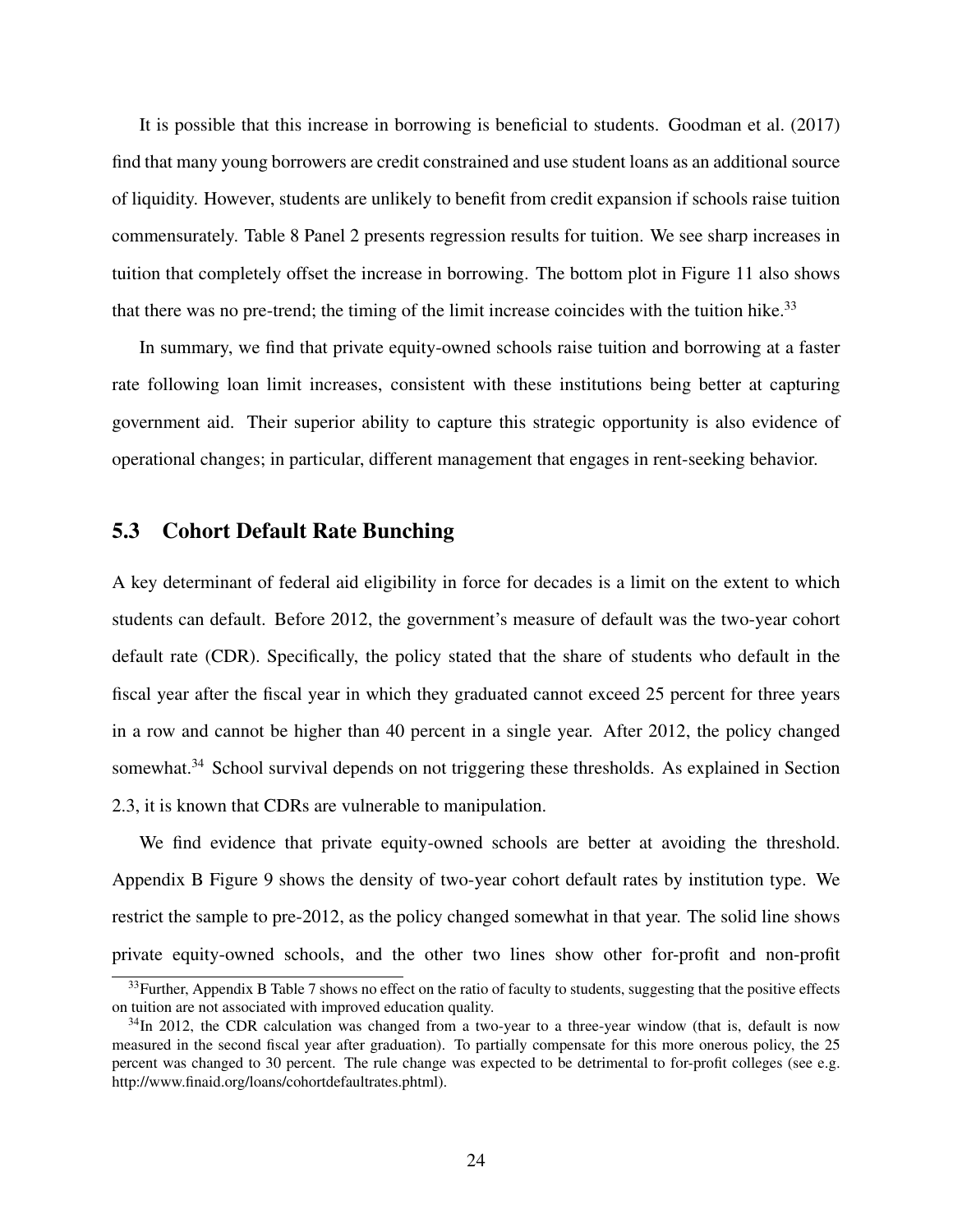It is possible that this increase in borrowing is beneficial to students. Goodman et al. (2017) find that many young borrowers are credit constrained and use student loans as an additional source of liquidity. However, students are unlikely to benefit from credit expansion if schools raise tuition commensurately. Table 8 Panel 2 presents regression results for tuition. We see sharp increases in tuition that completely offset the increase in borrowing. The bottom plot in Figure 11 also shows that there was no pre-trend; the timing of the limit increase coincides with the tuition hike.[33]

In summary, we find that private equity-owned schools raise tuition and borrowing at a faster rate following loan limit increases, consistent with these institutions being better at capturing government aid. Their superior ability to capture this strategic opportunity is also evidence of operational changes; in particular, different management that engages in rent-seeking behavior.

## 5.3 Cohort Default Rate Bunching

A key determinant of federal aid eligibility in force for decades is a limit on the extent to which students can default. Before 2012, the government's measure of default was the two-year cohort default rate (CDR). Specifically, the policy stated that the share of students who default in the fiscal year after the fiscal year in which they graduated cannot exceed 25 percent for three years in a row and cannot be higher than 40 percent in a single year. After 2012, the policy changed somewhat.[34] School survival depends on not triggering these thresholds. As explained in Section 2.3, it is known that CDRs are vulnerable to manipulation.

We find evidence that private equity-owned schools are better at avoiding the threshold. Appendix B Figure 9 shows the density of two-year cohort default rates by institution type. We restrict the sample to pre-2012, as the policy changed somewhat in that year. The solid line shows private equity-owned schools, and the other two lines show other for-profit and non-profit

[33] Further, Appendix B Table 7 shows no effect on the ratio of faculty to students, suggesting that the positive effects on tuition are not associated with improved education quality.

[34] In 2012, the CDR calculation was changed from a two-year to a three-year window (that is, default is now measured in the second fiscal year after graduation). To partially compensate for this more onerous policy, the 25 percent was changed to 30 percent. The rule change was expected to be detrimental to for-profit colleges (see e.g. http://www.finaid.org/loans/cohortdefaultrates.phtml).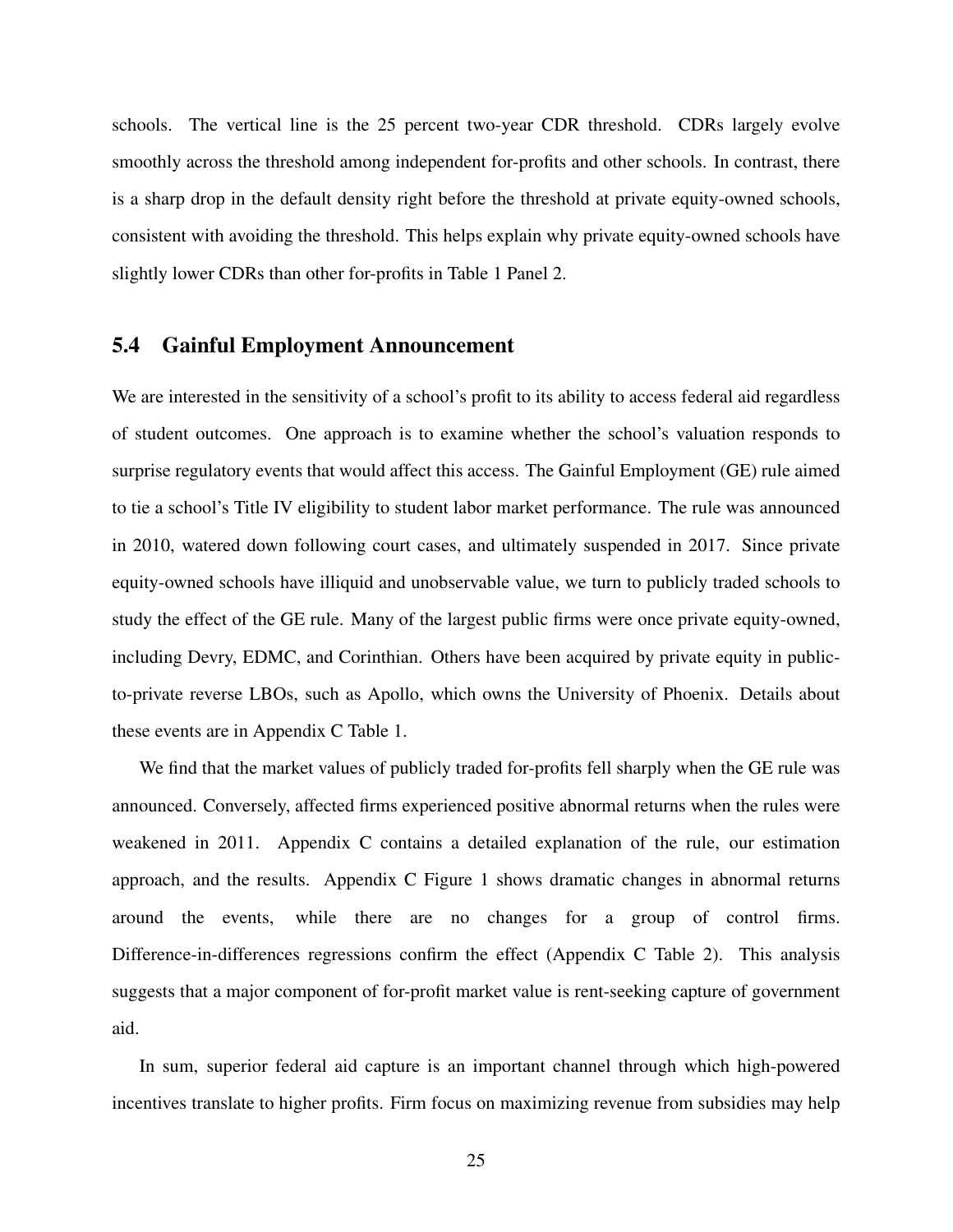schools. The vertical line is the 25 percent two-year CDR threshold. CDRs largely evolve smoothly across the threshold among independent for-profits and other schools. In contrast, there is a sharp drop in the default density right before the threshold at private equity-owned schools, consistent with avoiding the threshold. This helps explain why private equity-owned schools have slightly lower CDRs than other for-profits in Table 1 Panel 2.

## 5.4 Gainful Employment Announcement

We are interested in the sensitivity of a school's profit to its ability to access federal aid regardless of student outcomes. One approach is to examine whether the school's valuation responds to surprise regulatory events that would affect this access. The Gainful Employment (GE) rule aimed to tie a school's Title IV eligibility to student labor market performance. The rule was announced in 2010, watered down following court cases, and ultimately suspended in 2017. Since private equity-owned schools have illiquid and unobservable value, we turn to publicly traded schools to study the effect of the GE rule. Many of the largest public firms were once private equity-owned, including Devry, EDMC, and Corinthian. Others have been acquired by private equity in public-to-private reverse LBOs, such as Apollo, which owns the University of Phoenix. Details about these events are in Appendix C Table 1.

We find that the market values of publicly traded for-profits fell sharply when the GE rule was announced. Conversely, affected firms experienced positive abnormal returns when the rules were weakened in 2011. Appendix C contains a detailed explanation of the rule, our estimation approach, and the results. Appendix C Figure 1 shows dramatic changes in abnormal returns around the events, while there are no changes for a group of control firms. Difference-in-differences regressions confirm the effect (Appendix C Table 2). This analysis suggests that a major component of for-profit market value is rent-seeking capture of government aid.

In sum, superior federal aid capture is an important channel through which high-powered incentives translate to higher profits. Firm focus on maximizing revenue from subsidies may help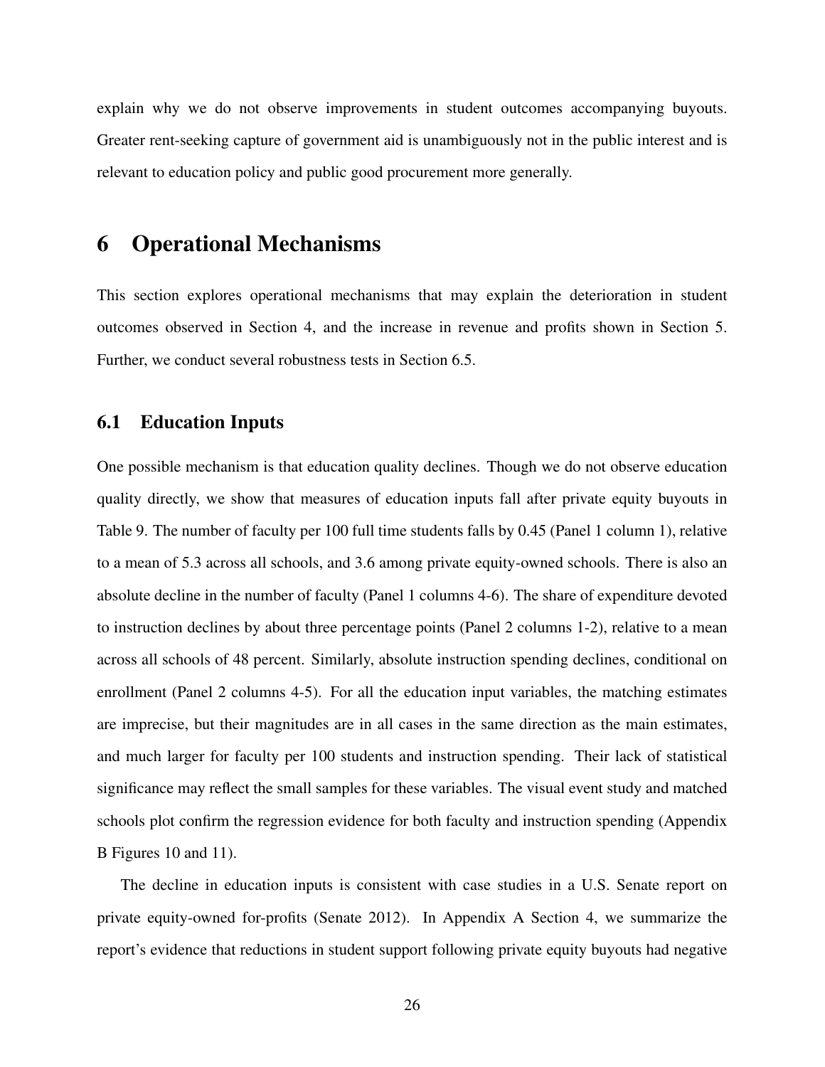explain why we do not observe improvements in student outcomes accompanying buyouts. Greater rent-seeking capture of government aid is unambiguously not in the public interest and is relevant to education policy and public good procurement more generally.

# 6 Operational Mechanisms

This section explores operational mechanisms that may explain the deterioration in student outcomes observed in Section 4, and the increase in revenue and profits shown in Section 5. Further, we conduct several robustness tests in Section 6.5.

## 6.1 Education Inputs

One possible mechanism is that education quality declines. Though we do not observe education quality directly, we show that measures of education inputs fall after private equity buyouts in Table 9. The number of faculty per 100 full time students falls by 0.45 (Panel 1 column 1), relative to a mean of 5.3 across all schools, and 3.6 among private equity-owned schools. There is also an absolute decline in the number of faculty (Panel 1 columns 4-6). The share of expenditure devoted to instruction declines by about three percentage points (Panel 2 columns 1-2), relative to a mean across all schools of 48 percent. Similarly, absolute instruction spending declines, conditional on enrollment (Panel 2 columns 4-5). For all the education input variables, the matching estimates are imprecise, but their magnitudes are in all cases in the same direction as the main estimates, and much larger for faculty per 100 students and instruction spending. Their lack of statistical significance may reflect the small samples for these variables. The visual event study and matched schools plot confirm the regression evidence for both faculty and instruction spending (Appendix B Figures 10 and 11).

The decline in education inputs is consistent with case studies in a U.S. Senate report on private equity-owned for-profits (Senate 2012). In Appendix A Section 4, we summarize the report's evidence that reductions in student support following private equity buyouts had negative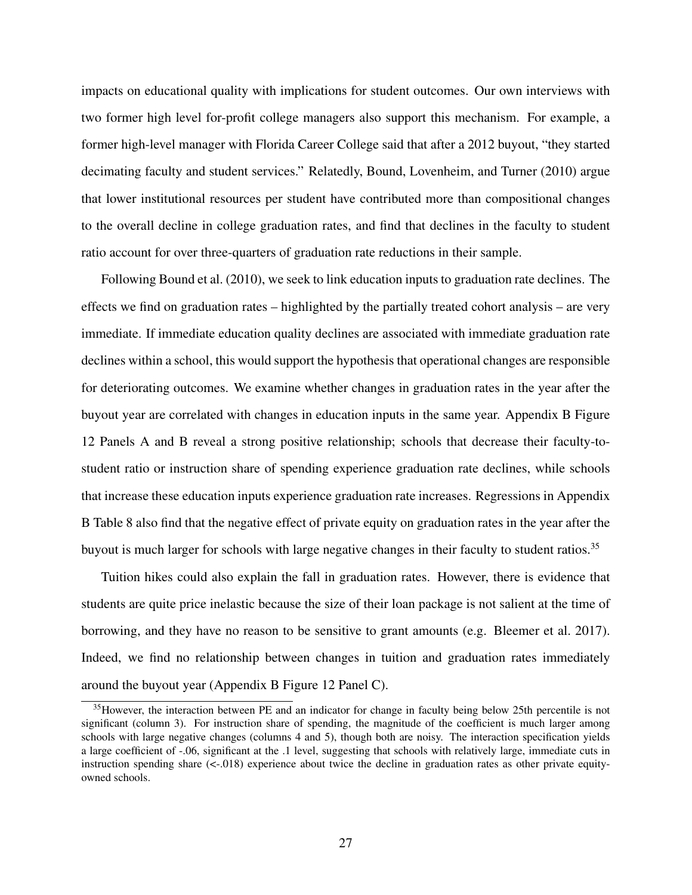impacts on educational quality with implications for student outcomes. Our own interviews with two former high level for-profit college managers also support this mechanism. For example, a former high-level manager with Florida Career College said that after a 2012 buyout, "they started decimating faculty and student services." Relatedly, Bound, Lovenheim, and Turner (2010) argue that lower institutional resources per student have contributed more than compositional changes to the overall decline in college graduation rates, and find that declines in the faculty to student ratio account for over three-quarters of graduation rate reductions in their sample.

Following Bound et al. (2010), we seek to link education inputs to graduation rate declines. The effects we find on graduation rates – highlighted by the partially treated cohort analysis – are very immediate. If immediate education quality declines are associated with immediate graduation rate declines within a school, this would support the hypothesis that operational changes are responsible for deteriorating outcomes. We examine whether changes in graduation rates in the year after the buyout year are correlated with changes in education inputs in the same year. Appendix B Figure 12 Panels A and B reveal a strong positive relationship; schools that decrease their faculty-to-student ratio or instruction share of spending experience graduation rate declines, while schools that increase these education inputs experience graduation rate increases. Regressions in Appendix B Table 8 also find that the negative effect of private equity on graduation rates in the year after the buyout is much larger for schools with large negative changes in their faculty to student ratios.[35]

Tuition hikes could also explain the fall in graduation rates. However, there is evidence that students are quite price inelastic because the size of their loan package is not salient at the time of borrowing, and they have no reason to be sensitive to grant amounts (e.g. Bleemer et al. 2017). Indeed, we find no relationship between changes in tuition and graduation rates immediately around the buyout year (Appendix B Figure 12 Panel C).

[35]However, the interaction between PE and an indicator for change in faculty being below 25th percentile is not significant (column 3). For instruction share of spending, the magnitude of the coefficient is much larger among schools with large negative changes (columns 4 and 5), though both are noisy. The interaction specification yields a large coefficient of -.06, significant at the .1 level, suggesting that schools with relatively large, immediate cuts in instruction spending share (<-.018) experience about twice the decline in graduation rates as other private equity-owned schools.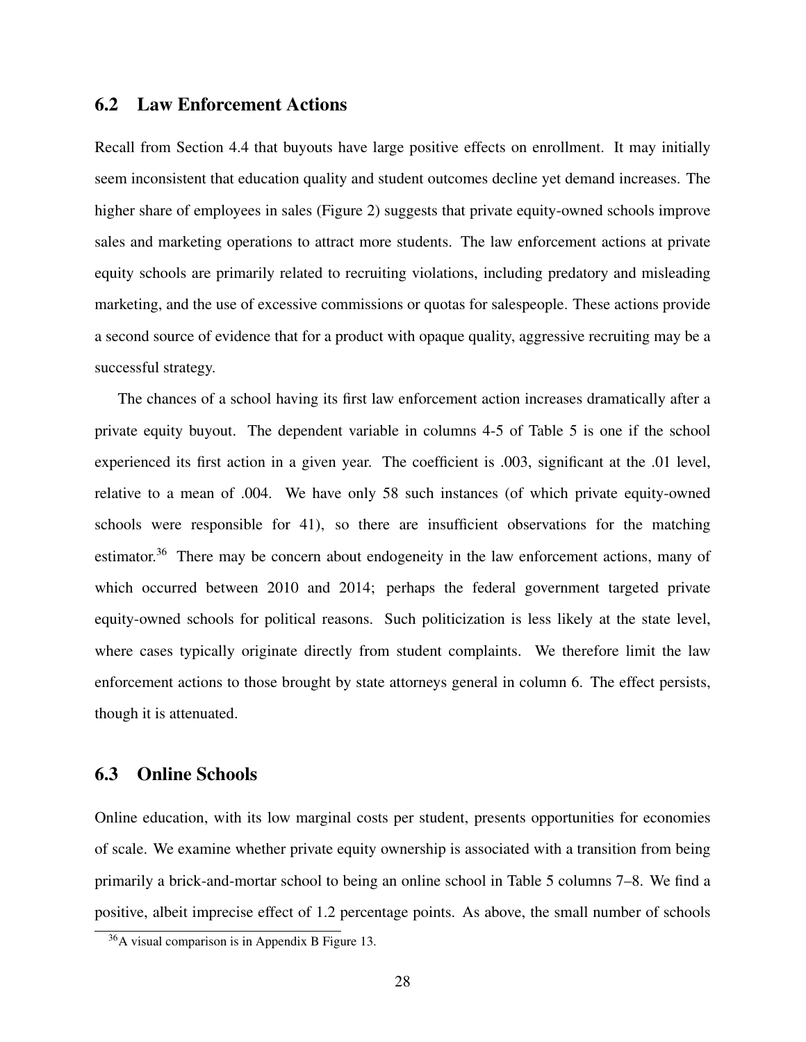## 6.2 Law Enforcement Actions

Recall from Section 4.4 that buyouts have large positive effects on enrollment. It may initially seem inconsistent that education quality and student outcomes decline yet demand increases. The higher share of employees in sales (Figure 2) suggests that private equity-owned schools improve sales and marketing operations to attract more students. The law enforcement actions at private equity schools are primarily related to recruiting violations, including predatory and misleading marketing, and the use of excessive commissions or quotas for salespeople. These actions provide a second source of evidence that for a product with opaque quality, aggressive recruiting may be a successful strategy.

The chances of a school having its first law enforcement action increases dramatically after a private equity buyout. The dependent variable in columns 4-5 of Table 5 is one if the school experienced its first action in a given year. The coefficient is .003, significant at the .01 level, relative to a mean of .004. We have only 58 such instances (of which private equity-owned schools were responsible for 41), so there are insufficient observations for the matching estimator.[36] There may be concern about endogeneity in the law enforcement actions, many of which occurred between 2010 and 2014; perhaps the federal government targeted private equity-owned schools for political reasons. Such politicization is less likely at the state level, where cases typically originate directly from student complaints. We therefore limit the law enforcement actions to those brought by state attorneys general in column 6. The effect persists, though it is attenuated.

## 6.3 Online Schools

Online education, with its low marginal costs per student, presents opportunities for economies of scale. We examine whether private equity ownership is associated with a transition from being primarily a brick-and-mortar school to being an online school in Table 5 columns 7–8. We find a positive, albeit imprecise effect of 1.2 percentage points. As above, the small number of schools

[36] A visual comparison is in Appendix B Figure 13.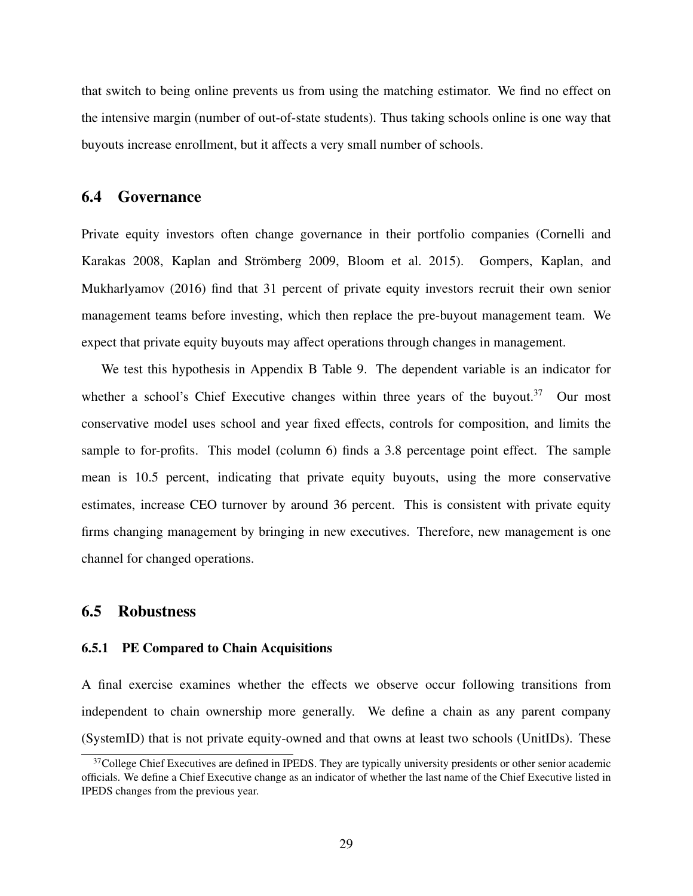that switch to being online prevents us from using the matching estimator. We find no effect on the intensive margin (number of out-of-state students). Thus taking schools online is one way that buyouts increase enrollment, but it affects a very small number of schools.

## 6.4 Governance

Private equity investors often change governance in their portfolio companies (Cornelli and Karakas 2008, Kaplan and Strömberg 2009, Bloom et al. 2015). Gompers, Kaplan, and Mukharlyamov (2016) find that 31 percent of private equity investors recruit their own senior management teams before investing, which then replace the pre-buyout management team. We expect that private equity buyouts may affect operations through changes in management.

We test this hypothesis in Appendix B Table 9. The dependent variable is an indicator for whether a school's Chief Executive changes within three years of the buyout.[37] Our most conservative model uses school and year fixed effects, controls for composition, and limits the sample to for-profits. This model (column 6) finds a 3.8 percentage point effect. The sample mean is 10.5 percent, indicating that private equity buyouts, using the more conservative estimates, increase CEO turnover by around 36 percent. This is consistent with private equity firms changing management by bringing in new executives. Therefore, new management is one channel for changed operations.

## 6.5 Robustness

### 6.5.1 PE Compared to Chain Acquisitions

A final exercise examines whether the effects we observe occur following transitions from independent to chain ownership more generally. We define a chain as any parent company (SystemID) that is not private equity-owned and that owns at least two schools (UnitIDs). These

[37] College Chief Executives are defined in IPEDS. They are typically university presidents or other senior academic officials. We define a Chief Executive change as an indicator of whether the last name of the Chief Executive listed in IPEDS changes from the previous year.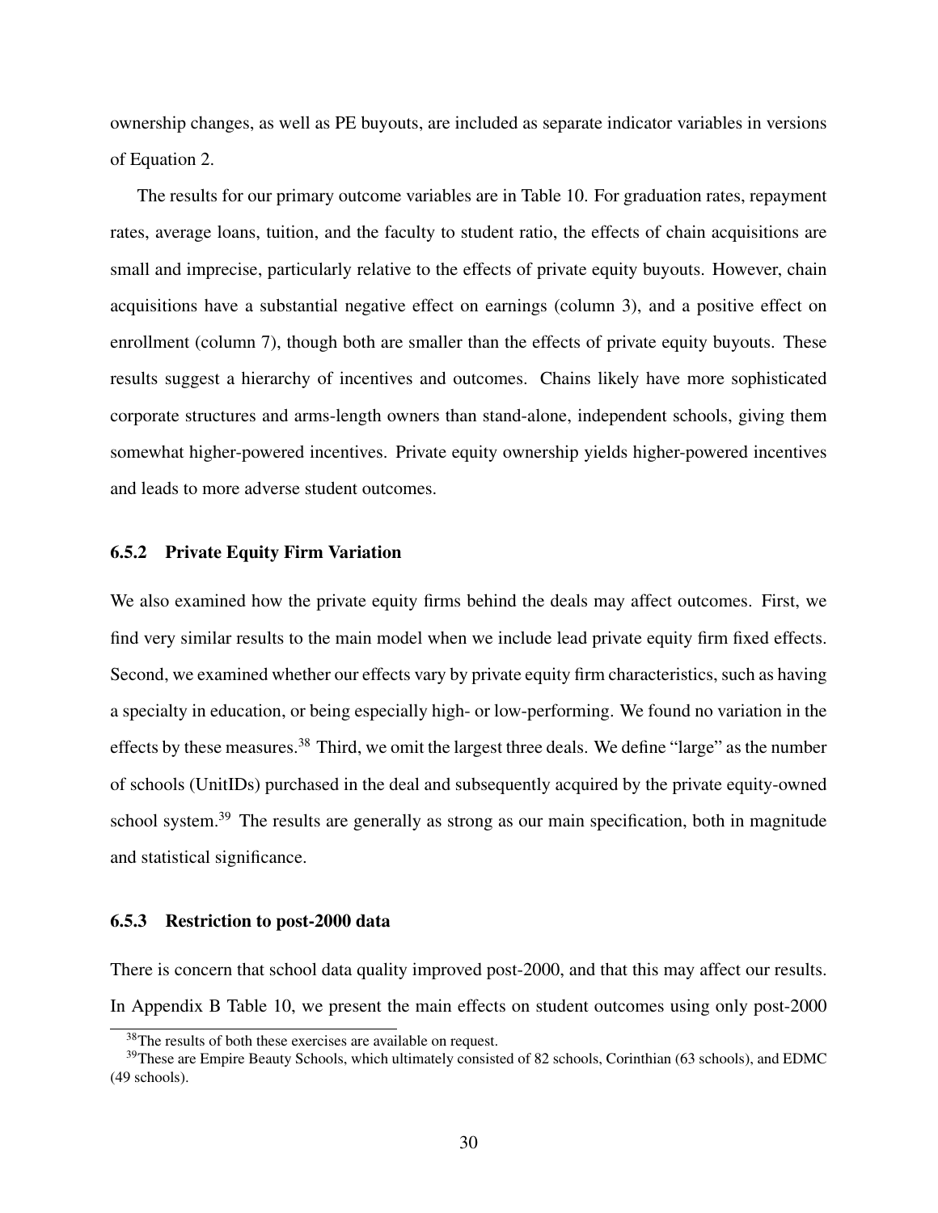ownership changes, as well as PE buyouts, are included as separate indicator variables in versions of Equation 2.

The results for our primary outcome variables are in Table 10. For graduation rates, repayment rates, average loans, tuition, and the faculty to student ratio, the effects of chain acquisitions are small and imprecise, particularly relative to the effects of private equity buyouts. However, chain acquisitions have a substantial negative effect on earnings (column 3), and a positive effect on enrollment (column 7), though both are smaller than the effects of private equity buyouts. These results suggest a hierarchy of incentives and outcomes. Chains likely have more sophisticated corporate structures and arms-length owners than stand-alone, independent schools, giving them somewhat higher-powered incentives. Private equity ownership yields higher-powered incentives and leads to more adverse student outcomes.

### 6.5.2 Private Equity Firm Variation

We also examined how the private equity firms behind the deals may affect outcomes. First, we find very similar results to the main model when we include lead private equity firm fixed effects. Second, we examined whether our effects vary by private equity firm characteristics, such as having a specialty in education, or being especially high- or low-performing. We found no variation in the effects by these measures.[38] Third, we omit the largest three deals. We define "large" as the number of schools (UnitIDs) purchased in the deal and subsequently acquired by the private equity-owned school system.[39] The results are generally as strong as our main specification, both in magnitude and statistical significance.

### 6.5.3 Restriction to post-2000 data

There is concern that school data quality improved post-2000, and that this may affect our results. In Appendix B Table 10, we present the main effects on student outcomes using only post-2000

[38] The results of both these exercises are available on request.

[39] These are Empire Beauty Schools, which ultimately consisted of 82 schools, Corinthian (63 schools), and EDMC (49 schools).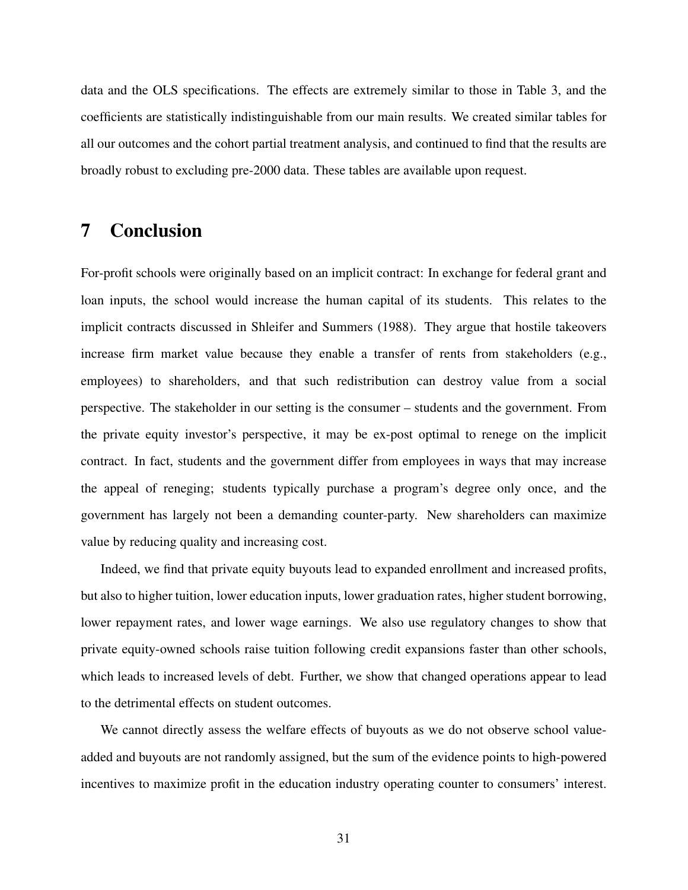data and the OLS specifications. The effects are extremely similar to those in Table 3, and the coefficients are statistically indistinguishable from our main results. We created similar tables for all our outcomes and the cohort partial treatment analysis, and continued to find that the results are broadly robust to excluding pre-2000 data. These tables are available upon request.

# 7 Conclusion

For-profit schools were originally based on an implicit contract: In exchange for federal grant and loan inputs, the school would increase the human capital of its students. This relates to the implicit contracts discussed in Shleifer and Summers (1988). They argue that hostile takeovers increase firm market value because they enable a transfer of rents from stakeholders (e.g., employees) to shareholders, and that such redistribution can destroy value from a social perspective. The stakeholder in our setting is the consumer – students and the government. From the private equity investor's perspective, it may be ex-post optimal to renege on the implicit contract. In fact, students and the government differ from employees in ways that may increase the appeal of reneging; students typically purchase a program's degree only once, and the government has largely not been a demanding counter-party. New shareholders can maximize value by reducing quality and increasing cost.

Indeed, we find that private equity buyouts lead to expanded enrollment and increased profits, but also to higher tuition, lower education inputs, lower graduation rates, higher student borrowing, lower repayment rates, and lower wage earnings. We also use regulatory changes to show that private equity-owned schools raise tuition following credit expansions faster than other schools, which leads to increased levels of debt. Further, we show that changed operations appear to lead to the detrimental effects on student outcomes.

We cannot directly assess the welfare effects of buyouts as we do not observe school value-added and buyouts are not randomly assigned, but the sum of the evidence points to high-powered incentives to maximize profit in the education industry operating counter to consumers' interest.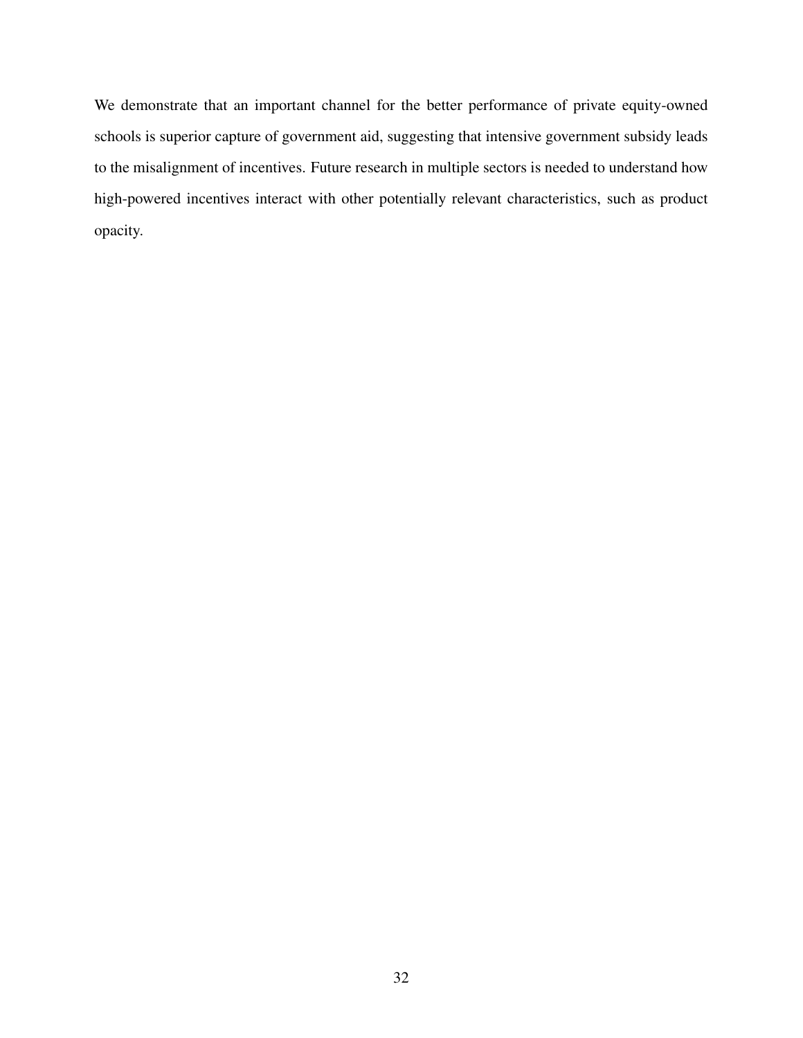We demonstrate that an important channel for the better performance of private equity-owned schools is superior capture of government aid, suggesting that intensive government subsidy leads to the misalignment of incentives. Future research in multiple sectors is needed to understand how high-powered incentives interact with other potentially relevant characteristics, such as product opacity.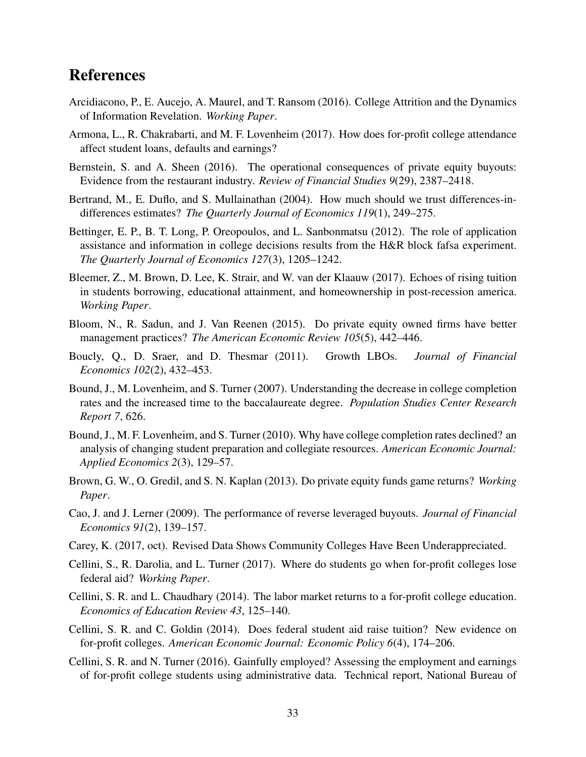# References

Arcidiacono, P., E. Aucejo, A. Maurel, and T. Ransom (2016). College Attrition and the Dynamics of Information Revelation. *Working Paper*.

Armona, L., R. Chakrabarti, and M. F. Lovenheim (2017). How does for-profit college attendance affect student loans, defaults and earnings?

Bernstein, S. and A. Sheen (2016). The operational consequences of private equity buyouts: Evidence from the restaurant industry. *Review of Financial Studies 9*(29), 2387–2418.

Bertrand, M., E. Duflo, and S. Mullainathan (2004). How much should we trust differences-in-differences estimates? *The Quarterly Journal of Economics 119*(1), 249–275.

Bettinger, E. P., B. T. Long, P. Oreopoulos, and L. Sanbonmatsu (2012). The role of application assistance and information in college decisions results from the H&R block fafsa experiment. *The Quarterly Journal of Economics 127*(3), 1205–1242.

Bleemer, Z., M. Brown, D. Lee, K. Strair, and W. van der Klaauw (2017). Echoes of rising tuition in students borrowing, educational attainment, and homeownership in post-recession america. *Working Paper*.

Bloom, N., R. Sadun, and J. Van Reenen (2015). Do private equity owned firms have better management practices? *The American Economic Review 105*(5), 442–446.

Boucly, Q., D. Sraer, and D. Thesmar (2011). Growth LBOs. *Journal of Financial Economics 102*(2), 432–453.

Bound, J., M. Lovenheim, and S. Turner (2007). Understanding the decrease in college completion rates and the increased time to the baccalaureate degree. *Population Studies Center Research Report 7*, 626.

Bound, J., M. F. Lovenheim, and S. Turner (2010). Why have college completion rates declined? an analysis of changing student preparation and collegiate resources. *American Economic Journal: Applied Economics 2*(3), 129–57.

Brown, G. W., O. Gredil, and S. N. Kaplan (2013). Do private equity funds game returns? *Working Paper*.

Cao, J. and J. Lerner (2009). The performance of reverse leveraged buyouts. *Journal of Financial Economics 91*(2), 139–157.

Carey, K. (2017, oct). Revised Data Shows Community Colleges Have Been Underappreciated.

Cellini, S., R. Darolia, and L. Turner (2017). Where do students go when for-profit colleges lose federal aid? *Working Paper*.

Cellini, S. R. and L. Chaudhary (2014). The labor market returns to a for-profit college education. *Economics of Education Review 43*, 125–140.

Cellini, S. R. and C. Goldin (2014). Does federal student aid raise tuition? New evidence on for-profit colleges. *American Economic Journal: Economic Policy 6*(4), 174–206.

Cellini, S. R. and N. Turner (2016). Gainfully employed? Assessing the employment and earnings of for-profit college students using administrative data. Technical report, National Bureau of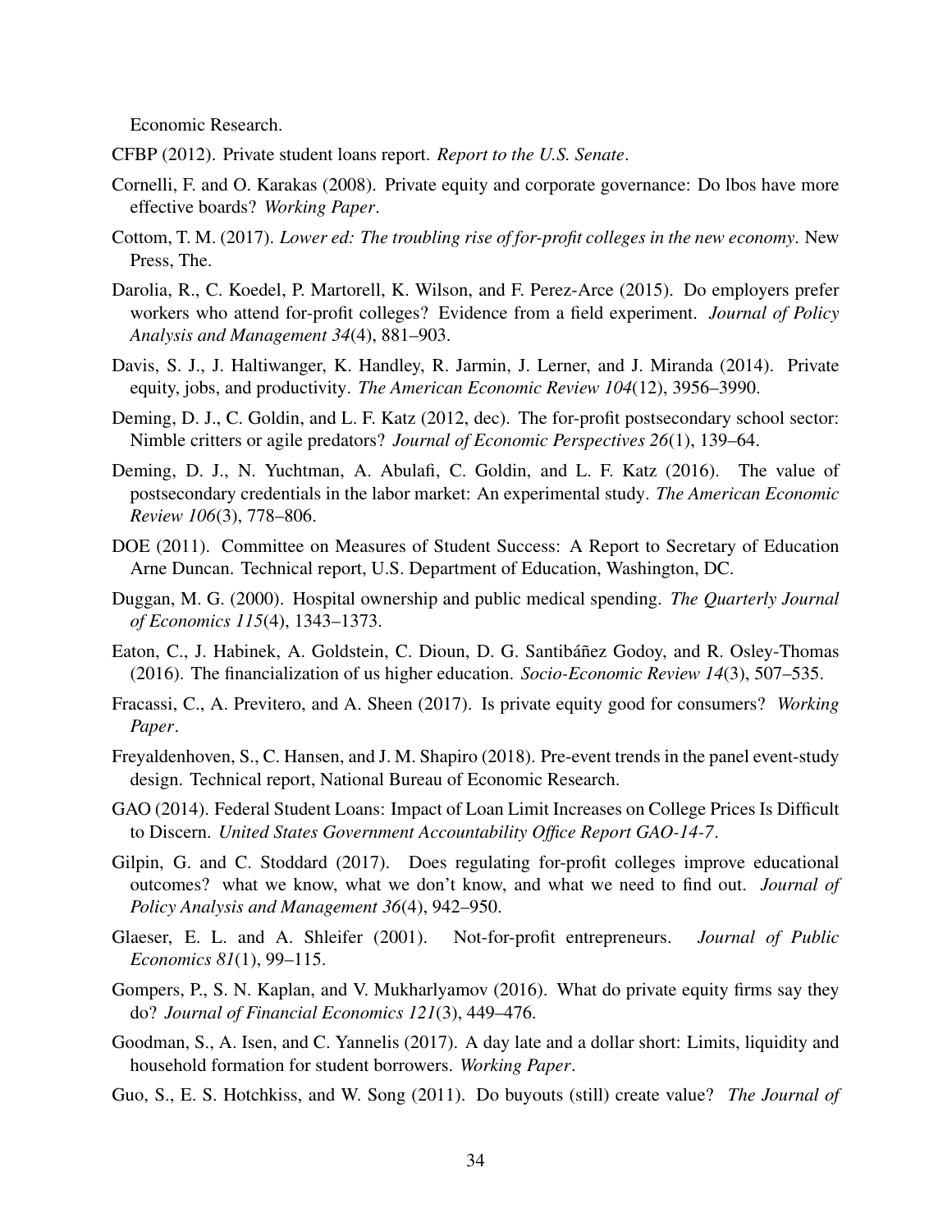Economic Research.

CFBP (2012). Private student loans report. *Report to the U.S. Senate*.

Cornelli, F. and O. Karakas (2008). Private equity and corporate governance: Do lbos have more effective boards? *Working Paper*.

Cottom, T. M. (2017). *Lower ed: The troubling rise of for-profit colleges in the new economy*. New Press, The.

Darolia, R., C. Koedel, P. Martorell, K. Wilson, and F. Perez-Arce (2015). Do employers prefer workers who attend for-profit colleges? Evidence from a field experiment. *Journal of Policy Analysis and Management 34*(4), 881–903.

Davis, S. J., J. Haltiwanger, K. Handley, R. Jarmin, J. Lerner, and J. Miranda (2014). Private equity, jobs, and productivity. *The American Economic Review 104*(12), 3956–3990.

Deming, D. J., C. Goldin, and L. F. Katz (2012, dec). The for-profit postsecondary school sector: Nimble critters or agile predators? *Journal of Economic Perspectives 26*(1), 139–64.

Deming, D. J., N. Yuchtman, A. Abulafi, C. Goldin, and L. F. Katz (2016). The value of postsecondary credentials in the labor market: An experimental study. *The American Economic Review 106*(3), 778–806.

DOE (2011). Committee on Measures of Student Success: A Report to Secretary of Education Arne Duncan. Technical report, U.S. Department of Education, Washington, DC.

Duggan, M. G. (2000). Hospital ownership and public medical spending. *The Quarterly Journal of Economics 115*(4), 1343–1373.

Eaton, C., J. Habinek, A. Goldstein, C. Dioun, D. G. Santibáñez Godoy, and R. Osley-Thomas (2016). The financialization of us higher education. *Socio-Economic Review 14*(3), 507–535.

Fracassi, C., A. Previtero, and A. Sheen (2017). Is private equity good for consumers? *Working Paper*.

Freyaldenhoven, S., C. Hansen, and J. M. Shapiro (2018). Pre-event trends in the panel event-study design. Technical report, National Bureau of Economic Research.

GAO (2014). Federal Student Loans: Impact of Loan Limit Increases on College Prices Is Difficult to Discern. *United States Government Accountability Office Report GAO-14-7*.

Gilpin, G. and C. Stoddard (2017). Does regulating for-profit colleges improve educational outcomes? what we know, what we don't know, and what we need to find out. *Journal of Policy Analysis and Management 36*(4), 942–950.

Glaeser, E. L. and A. Shleifer (2001). Not-for-profit entrepreneurs. *Journal of Public Economics 81*(1), 99–115.

Gompers, P., S. N. Kaplan, and V. Mukharlyamov (2016). What do private equity firms say they do? *Journal of Financial Economics 121*(3), 449–476.

Goodman, S., A. Isen, and C. Yannelis (2017). A day late and a dollar short: Limits, liquidity and household formation for student borrowers. *Working Paper*.

Guo, S., E. S. Hotchkiss, and W. Song (2011). Do buyouts (still) create value? *The Journal of*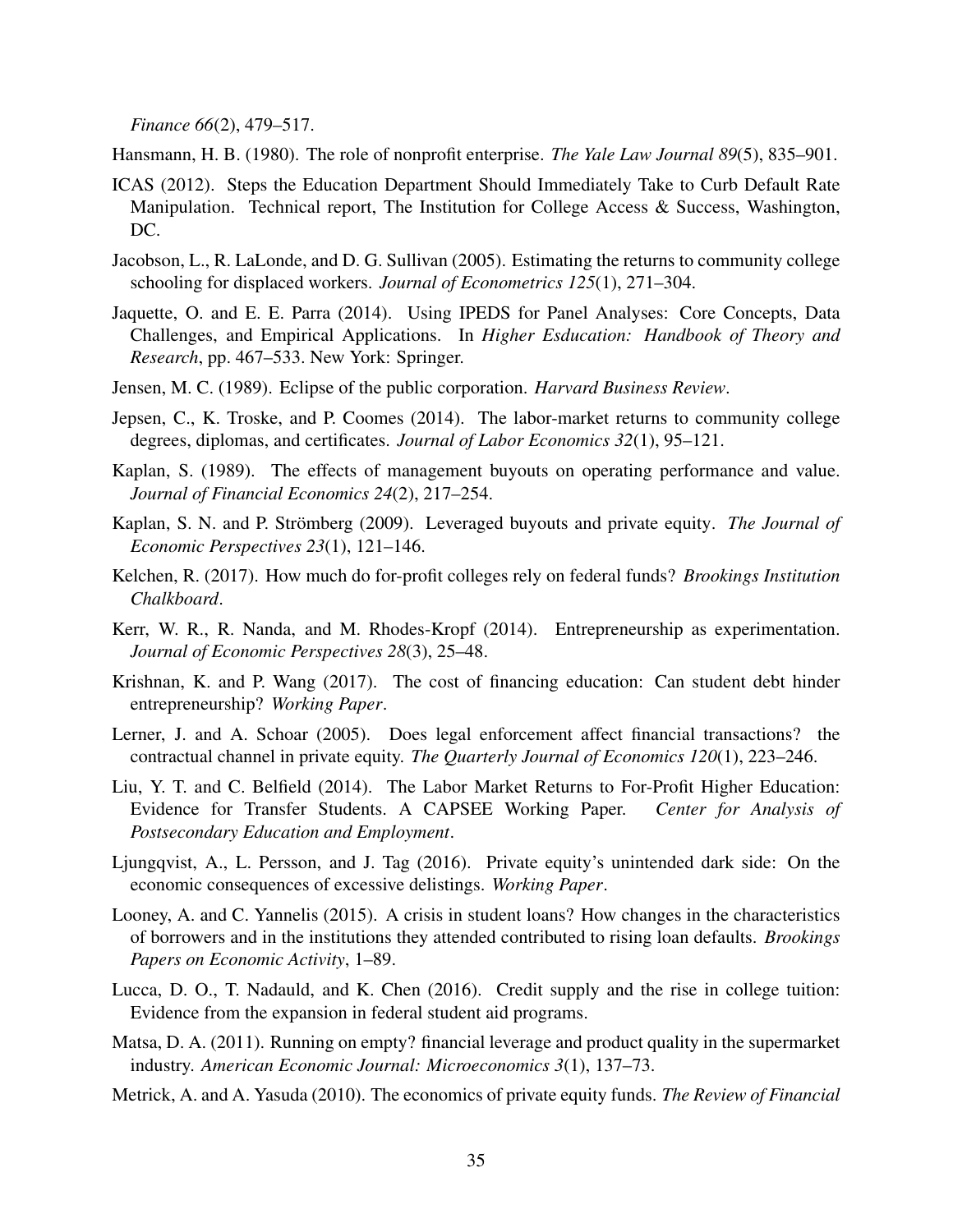*Finance 66*(2), 479–517.

Hansmann, H. B. (1980). The role of nonprofit enterprise. *The Yale Law Journal 89*(5), 835–901.

ICAS (2012). Steps the Education Department Should Immediately Take to Curb Default Rate Manipulation. Technical report, The Institution for College Access & Success, Washington, DC.

Jacobson, L., R. LaLonde, and D. G. Sullivan (2005). Estimating the returns to community college schooling for displaced workers. *Journal of Econometrics 125*(1), 271–304.

Jaquette, O. and E. E. Parra (2014). Using IPEDS for Panel Analyses: Core Concepts, Data Challenges, and Empirical Applications. In *Higher Esducation: Handbook of Theory and Research*, pp. 467–533. New York: Springer.

Jensen, M. C. (1989). Eclipse of the public corporation. *Harvard Business Review*.

Jepsen, C., K. Troske, and P. Coomes (2014). The labor-market returns to community college degrees, diplomas, and certificates. *Journal of Labor Economics 32*(1), 95–121.

Kaplan, S. (1989). The effects of management buyouts on operating performance and value. *Journal of Financial Economics 24*(2), 217–254.

Kaplan, S. N. and P. Strömberg (2009). Leveraged buyouts and private equity. *The Journal of Economic Perspectives 23*(1), 121–146.

Kelchen, R. (2017). How much do for-profit colleges rely on federal funds? *Brookings Institution Chalkboard*.

Kerr, W. R., R. Nanda, and M. Rhodes-Kropf (2014). Entrepreneurship as experimentation. *Journal of Economic Perspectives 28*(3), 25–48.

Krishnan, K. and P. Wang (2017). The cost of financing education: Can student debt hinder entrepreneurship? *Working Paper*.

Lerner, J. and A. Schoar (2005). Does legal enforcement affect financial transactions? the contractual channel in private equity. *The Quarterly Journal of Economics 120*(1), 223–246.

Liu, Y. T. and C. Belfield (2014). The Labor Market Returns to For-Profit Higher Education: Evidence for Transfer Students. A CAPSEE Working Paper. *Center for Analysis of Postsecondary Education and Employment*.

Ljungqvist, A., L. Persson, and J. Tag (2016). Private equity's unintended dark side: On the economic consequences of excessive delistings. *Working Paper*.

Looney, A. and C. Yannelis (2015). A crisis in student loans? How changes in the characteristics of borrowers and in the institutions they attended contributed to rising loan defaults. *Brookings Papers on Economic Activity*, 1–89.

Lucca, D. O., T. Nadauld, and K. Chen (2016). Credit supply and the rise in college tuition: Evidence from the expansion in federal student aid programs.

Matsa, D. A. (2011). Running on empty? financial leverage and product quality in the supermarket industry. *American Economic Journal: Microeconomics 3*(1), 137–73.

Metrick, A. and A. Yasuda (2010). The economics of private equity funds. *The Review of Financial*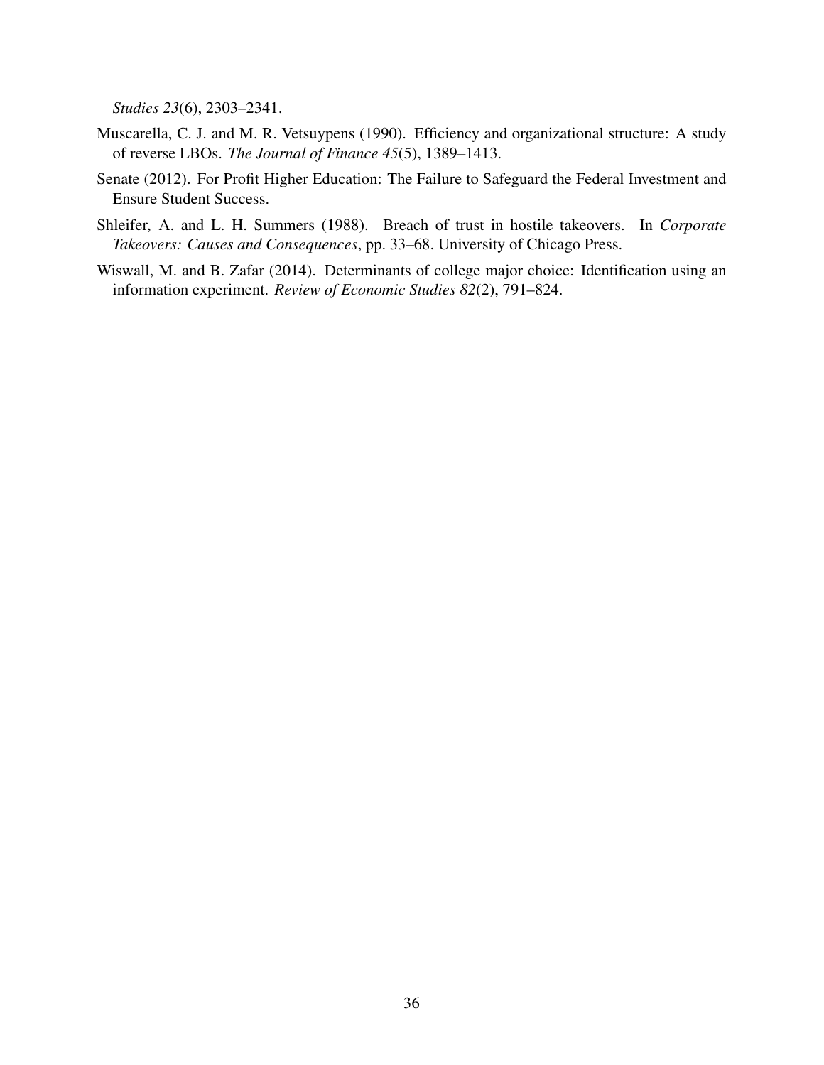*Studies 23*(6), 2303–2341.

Muscarella, C. J. and M. R. Vetsuypens (1990). Efficiency and organizational structure: A study of reverse LBOs. *The Journal of Finance 45*(5), 1389–1413.

Senate (2012). For Profit Higher Education: The Failure to Safeguard the Federal Investment and Ensure Student Success.

Shleifer, A. and L. H. Summers (1988). Breach of trust in hostile takeovers. In *Corporate Takeovers: Causes and Consequences*, pp. 33–68. University of Chicago Press.

Wiswall, M. and B. Zafar (2014). Determinants of college major choice: Identification using an information experiment. *Review of Economic Studies 82*(2), 791–824.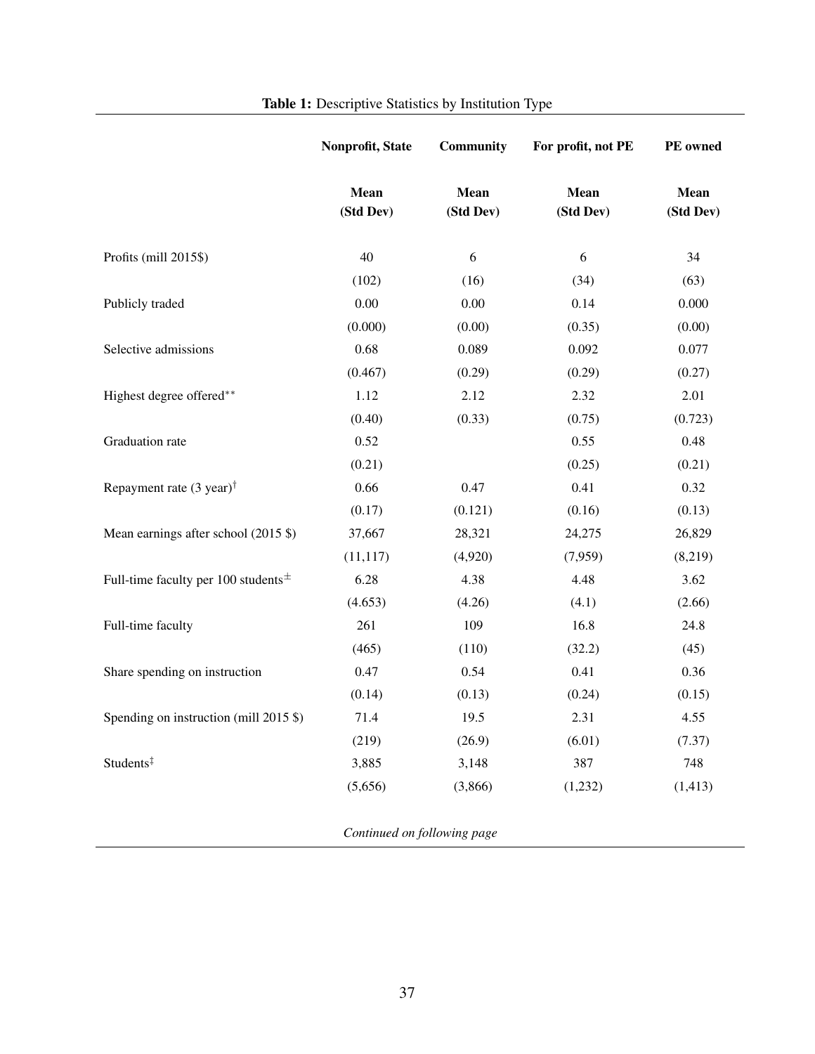**Table 1:** Descriptive Statistics by Institution Type

| | Nonprofit, State | Community | For profit, not PE | PE owned |
|---|---|---|---|---|
| | Mean (Std Dev) | Mean (Std Dev) | Mean (Std Dev) | Mean (Std Dev) |
| Profits (mill 2015$) | 40 | 6 | 6 | 34 |
| | (102) | (16) | (34) | (63) |
| Publicly traded | 0.00 | 0.00 | 0.14 | 0.000 |
| | (0.000) | (0.00) | (0.35) | (0.00) |
| Selective admissions | 0.68 | 0.089 | 0.092 | 0.077 |
| | (0.467) | (0.29) | (0.29) | (0.27) |
| Highest degree offered** | 1.12 | 2.12 | 2.32 | 2.01 |
| | (0.40) | (0.33) | (0.75) | (0.723) |
| Graduation rate | 0.52 | | 0.55 | 0.48 |
| | (0.21) | | (0.25) | (0.21) |
| Repayment rate (3 year)† | 0.66 | 0.47 | 0.41 | 0.32 |
| | (0.17) | (0.121) | (0.16) | (0.13) |
| Mean earnings after school (2015 $) | 37,667 | 28,321 | 24,275 | 26,829 |
| | (11,117) | (4,920) | (7,959) | (8,219) |
| Full-time faculty per 100 students± | 6.28 | 4.38 | 4.48 | 3.62 |
| | (4.653) | (4.26) | (4.1) | (2.66) |
| Full-time faculty | 261 | 109 | 16.8 | 24.8 |
| | (465) | (110) | (32.2) | (45) |
| Share spending on instruction | 0.47 | 0.54 | 0.41 | 0.36 |
| | (0.14) | (0.13) | (0.24) | (0.15) |
| Spending on instruction (mill 2015 $) | 71.4 | 19.5 | 2.31 | 4.55 |
| | (219) | (26.9) | (6.01) | (7.37) |
| Students‡ | 3,885 | 3,148 | 387 | 748 |
| | (5,656) | (3,866) | (1,232) | (1,413) |

*Continued on following page*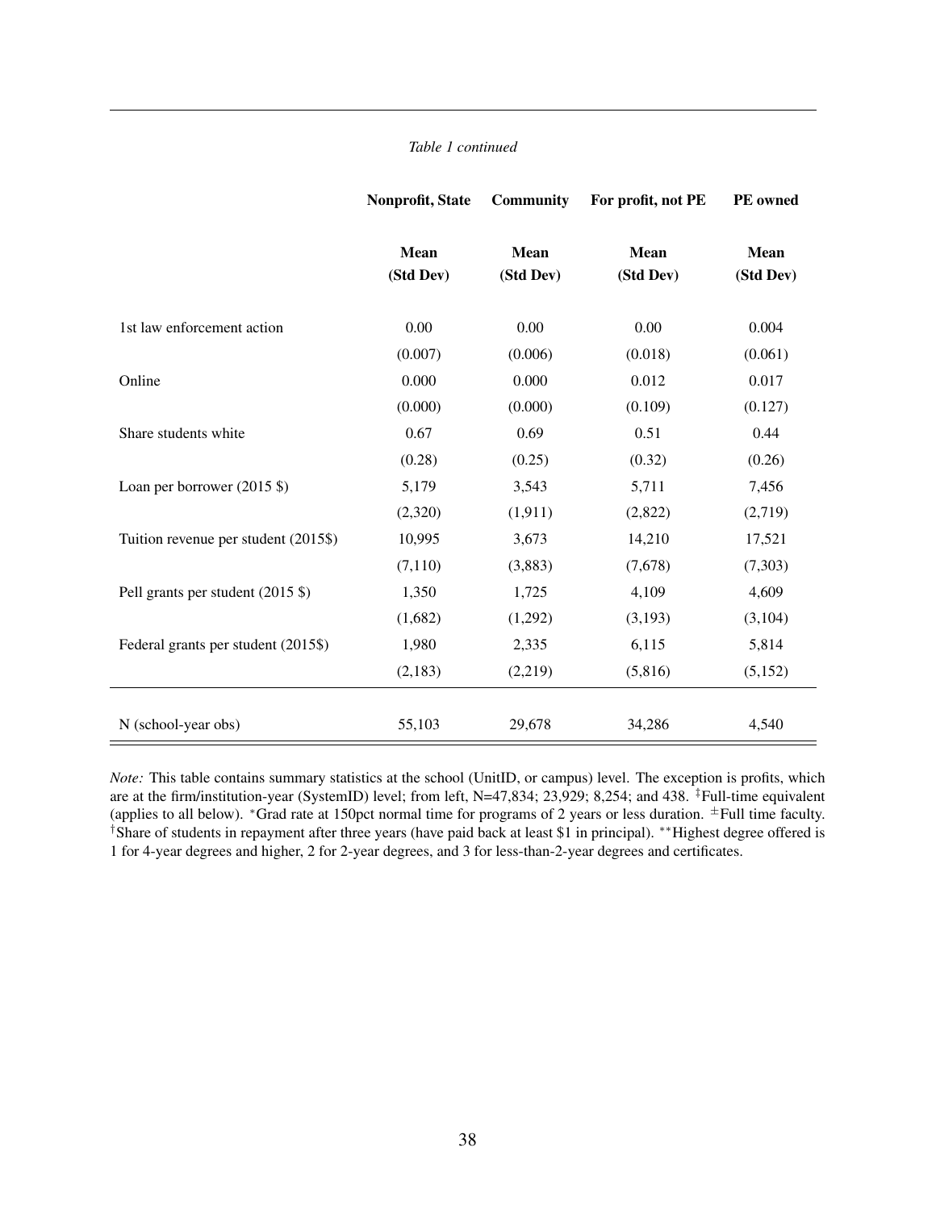*Table 1 continued*

| | Nonprofit, State | Community | For profit, not PE | PE owned |
|---|---|---|---|---|
| | Mean (Std Dev) | Mean (Std Dev) | Mean (Std Dev) | Mean (Std Dev) |
| 1st law enforcement action | 0.00 | 0.00 | 0.00 | 0.004 |
| | (0.007) | (0.006) | (0.018) | (0.061) |
| Online | 0.000 | 0.000 | 0.012 | 0.017 |
| | (0.000) | (0.000) | (0.109) | (0.127) |
| Share students white | 0.67 | 0.69 | 0.51 | 0.44 |
| | (0.28) | (0.25) | (0.32) | (0.26) |
| Loan per borrower (2015 $) | 5,179 | 3,543 | 5,711 | 7,456 |
| | (2,320) | (1,911) | (2,822) | (2,719) |
| Tuition revenue per student (2015$) | 10,995 | 3,673 | 14,210 | 17,521 |
| | (7,110) | (3,883) | (7,678) | (7,303) |
| Pell grants per student (2015 $) | 1,350 | 1,725 | 4,109 | 4,609 |
| | (1,682) | (1,292) | (3,193) | (3,104) |
| Federal grants per student (2015$) | 1,980 | 2,335 | 6,115 | 5,814 |
| | (2,183) | (2,219) | (5,816) | (5,152) |
| N (school-year obs) | 55,103 | 29,678 | 34,286 | 4,540 |

*Note:* This table contains summary statistics at the school (UnitID, or campus) level. The exception is profits, which are at the firm/institution-year (SystemID) level; from left, N=47,834; 23,929; 8,254; and 438. ‡Full-time equivalent (applies to all below). *Grad rate at 150pct normal time for programs of 2 years or less duration. ±Full time faculty. †Share of students in repayment after three years (have paid back at least $1 in principal). **Highest degree offered is 1 for 4-year degrees and higher, 2 for 2-year degrees, and 3 for less-than-2-year degrees and certificates.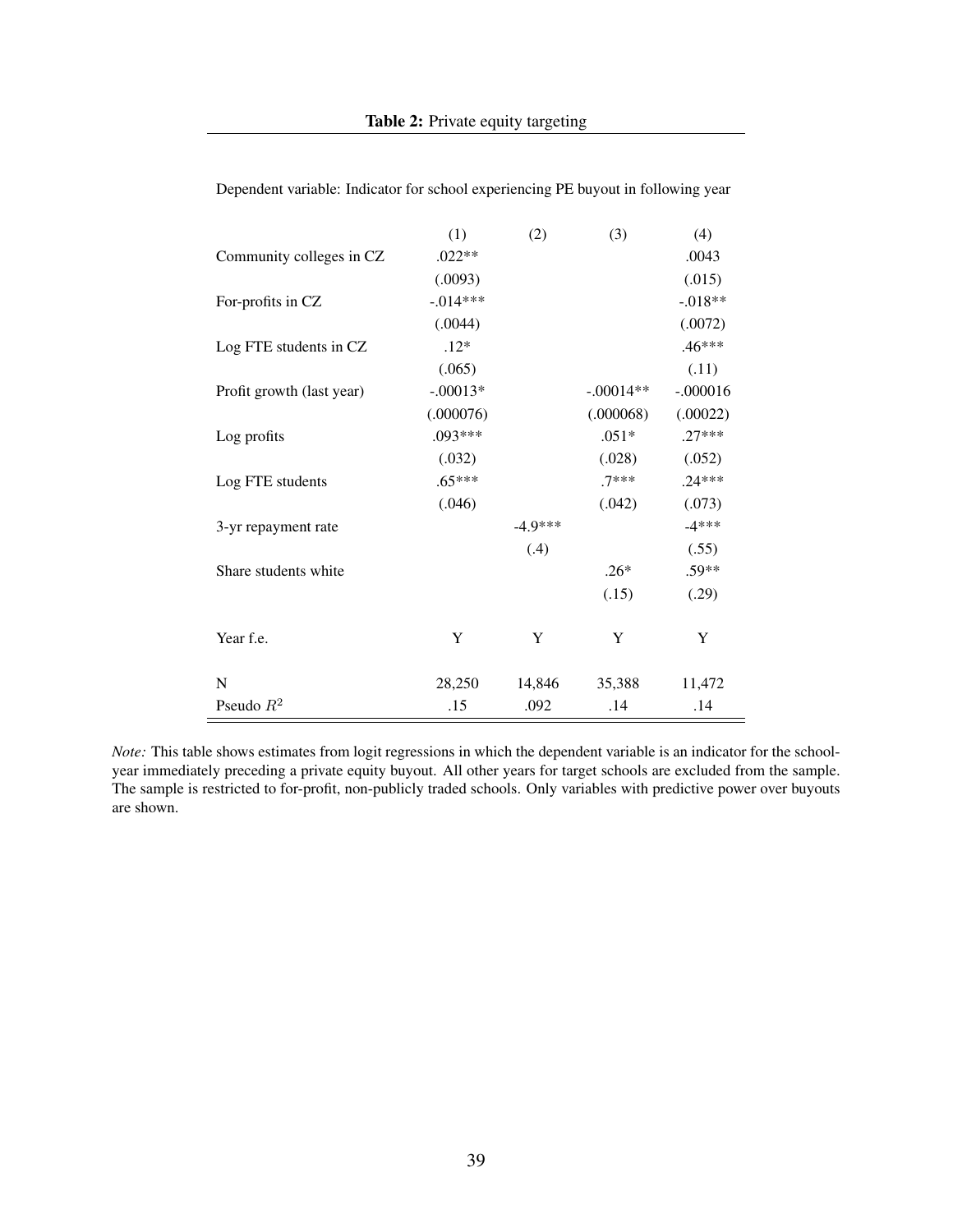**Table 2:** Private equity targeting

Dependent variable: Indicator for school experiencing PE buyout in following year

| | (1) | (2) | (3) | (4) |
|---|---|---|---|---|
| Community colleges in CZ | .022** | | | .0043 |
| | (.0093) | | | (.015) |
| For-profits in CZ | -.014*** | | | -.018** |
| | (.0044) | | | (.0072) |
| Log FTE students in CZ | .12* | | | .46*** |
| | (.065) | | | (.11) |
| Profit growth (last year) | -.00013* | | -.00014** | -.000016 |
| | (.000076) | | (.000068) | (.00022) |
| Log profits | .093*** | | .051* | .27*** |
| | (.032) | | (.028) | (.052) |
| Log FTE students | .65*** | | .7*** | .24*** |
| | (.046) | | (.042) | (.073) |
| 3-yr repayment rate | | -4.9*** | | -4*** |
| | | (.4) | | (.55) |
| Share students white | | | .26* | .59** |
| | | | (.15) | (.29) |
| Year f.e. | Y | Y | Y | Y |
| N | 28,250 | 14,846 | 35,388 | 11,472 |
| Pseudo $R^2$ | .15 | .092 | .14 | .14 |

*Note:* This table shows estimates from logit regressions in which the dependent variable is an indicator for the school-year immediately preceding a private equity buyout. All other years for target schools are excluded from the sample. The sample is restricted to for-profit, non-publicly traded schools. Only variables with predictive power over buyouts are shown.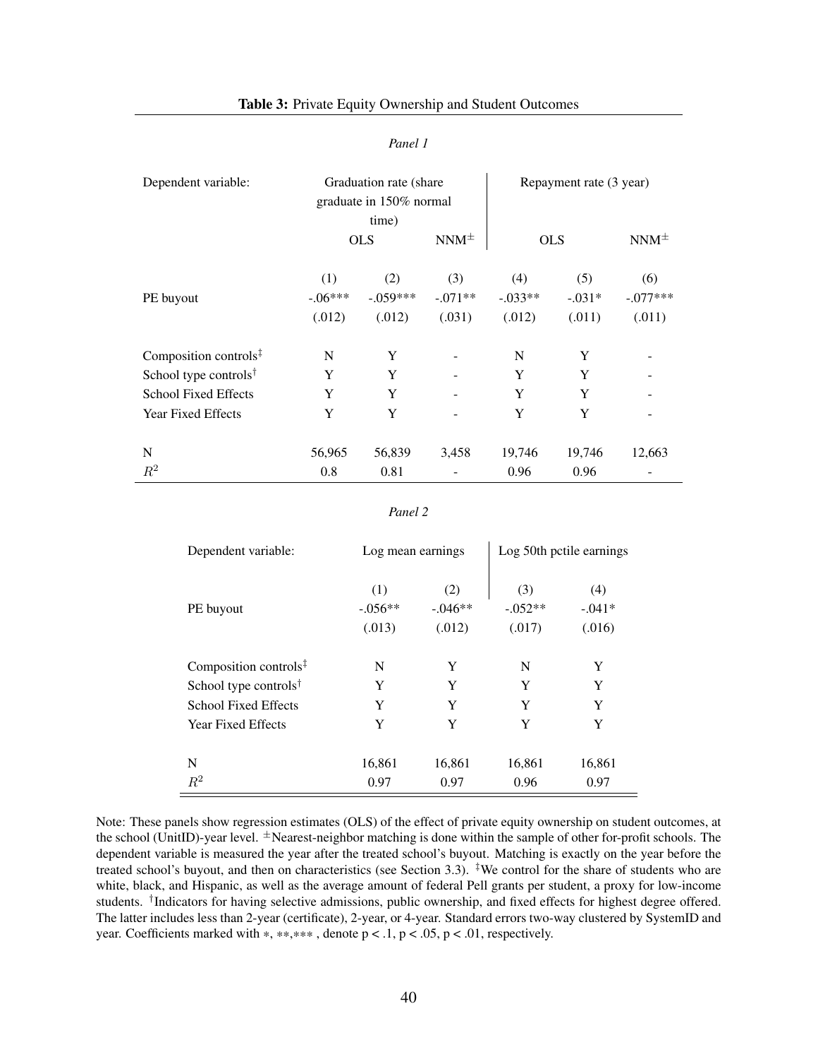**Table 3:** Private Equity Ownership and Student Outcomes

*Panel 1*

| Dependent variable: | Graduation rate (share graduate in 150% normal time) | | | Repayment rate (3 year) | | |
|---|---|---|---|---|---|---|
| | OLS | | NNM$^{\pm}$ | OLS | | NNM$^{\pm}$ |
| | (1) | (2) | (3) | (4) | (5) | (6) |
| PE buyout | -.06*** | -.059*** | -.071** | -.033** | -.031* | -.077*** |
| | (.012) | (.012) | (.031) | (.012) | (.011) | (.011) |
| Composition controls$^{\ddagger}$ | N | Y | - | N | Y | - |
| School type controls$^{\dagger}$ | Y | Y | - | Y | Y | - |
| School Fixed Effects | Y | Y | - | Y | Y | - |
| Year Fixed Effects | Y | Y | - | Y | Y | - |
| N | 56,965 | 56,839 | 3,458 | 19,746 | 19,746 | 12,663 |
| $R^2$ | 0.8 | 0.81 | - | 0.96 | 0.96 | - |

*Panel 2*

| Dependent variable: | Log mean earnings | | Log 50th pctile earnings | |
|---|---|---|---|---|
| | (1) | (2) | (3) | (4) |
| PE buyout | -.056** | -.046** | -.052** | -.041* |
| | (.013) | (.012) | (.017) | (.016) |
| Composition controls$^{\ddagger}$ | N | Y | N | Y |
| School type controls$^{\dagger}$ | Y | Y | Y | Y |
| School Fixed Effects | Y | Y | Y | Y |
| Year Fixed Effects | Y | Y | Y | Y |
| N | 16,861 | 16,861 | 16,861 | 16,861 |
| $R^2$ | 0.97 | 0.97 | 0.96 | 0.97 |

Note: These panels show regression estimates (OLS) of the effect of private equity ownership on student outcomes, at the school (UnitID)-year level. $^{\pm}$Nearest-neighbor matching is done within the sample of other for-profit schools. The dependent variable is measured the year after the treated school's buyout. Matching is exactly on the year before the treated school's buyout, and then on characteristics (see Section 3.3). $^{\ddagger}$We control for the share of students who are white, black, and Hispanic, as well as the average amount of federal Pell grants per student, a proxy for low-income students. $^{\dagger}$Indicators for having selective admissions, public ownership, and fixed effects for highest degree offered. The latter includes less than 2-year (certificate), 2-year, or 4-year. Standard errors two-way clustered by SystemID and year. Coefficients marked with $*$, $**$,$***$ , denote $p < .1$, $p < .05$, $p < .01$, respectively.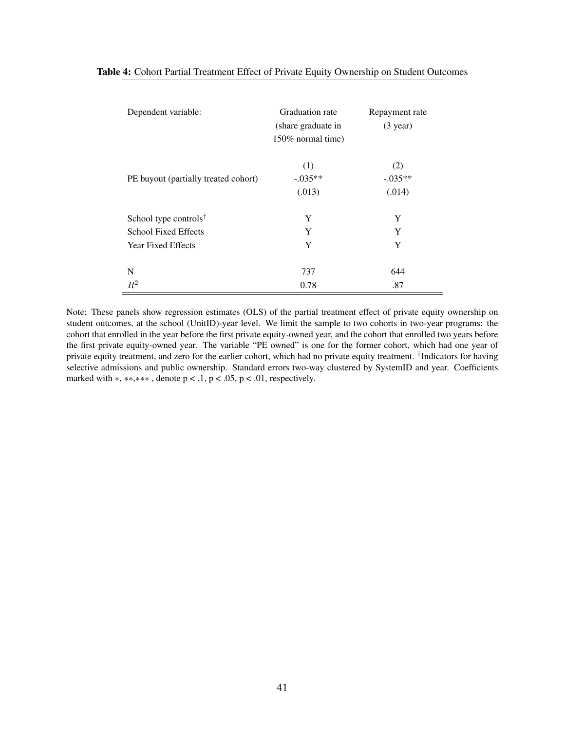**Table 4:** Cohort Partial Treatment Effect of Private Equity Ownership on Student Outcomes

| Dependent variable: | Graduation rate (share graduate in 150% normal time) | Repayment rate (3 year) |
|---|---|---|
| | (1) | (2) |
| PE buyout (partially treated cohort) | -.035** | -.035** |
| | (.013) | (.014) |
| School type controls† | Y | Y |
| School Fixed Effects | Y | Y |
| Year Fixed Effects | Y | Y |
| N | 737 | 644 |
| $R^2$ | 0.78 | .87 |

Note: These panels show regression estimates (OLS) of the partial treatment effect of private equity ownership on student outcomes, at the school (UnitID)-year level. We limit the sample to two cohorts in two-year programs: the cohort that enrolled in the year before the first private equity-owned year, and the cohort that enrolled two years before the first private equity-owned year. The variable "PE owned" is one for the former cohort, which had one year of private equity treatment, and zero for the earlier cohort, which had no private equity treatment. †Indicators for having selective admissions and public ownership. Standard errors two-way clustered by SystemID and year. Coefficients marked with ∗, ∗∗,∗∗∗ , denote p < .1, p < .05, p < .01, respectively.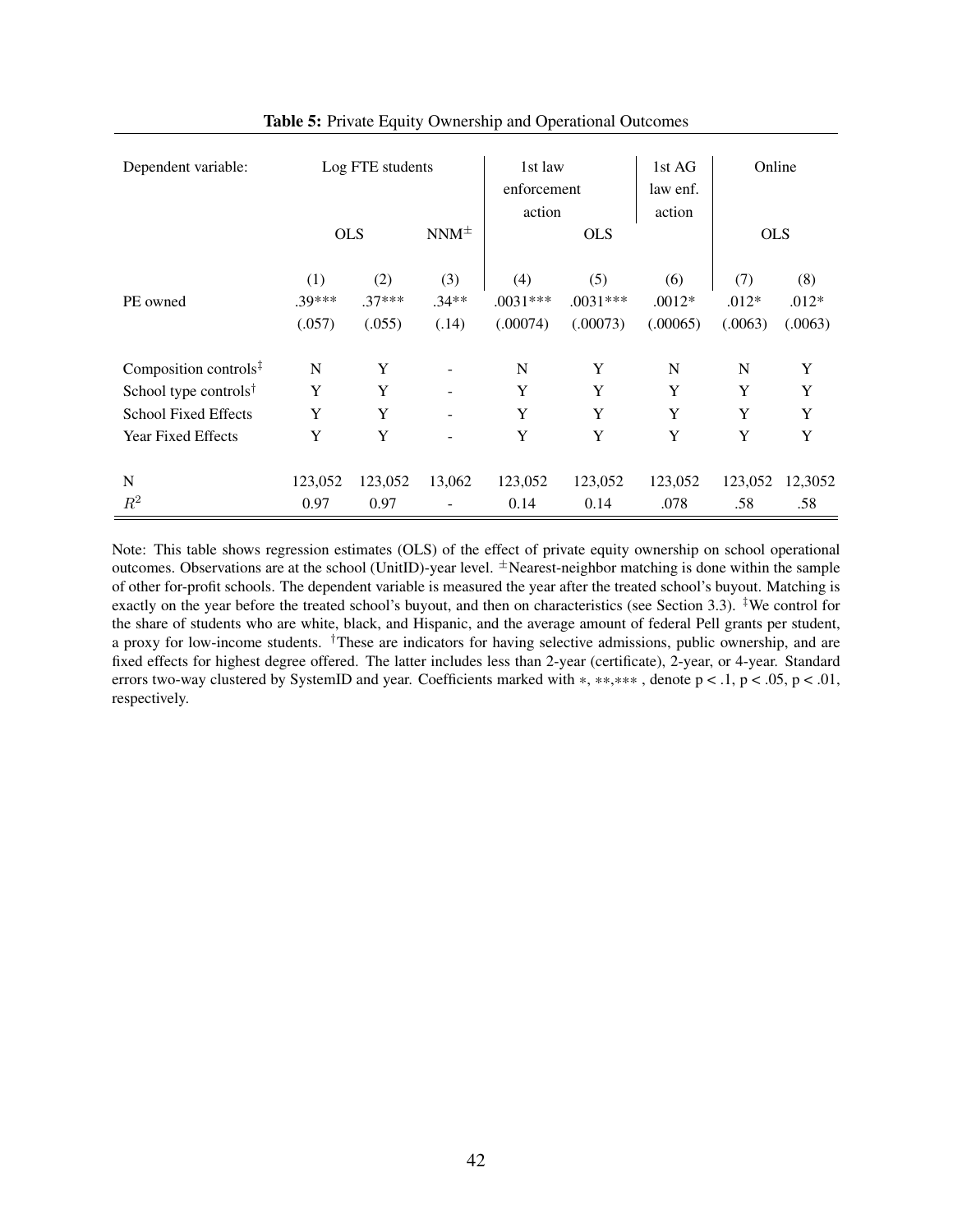**Table 5:** Private Equity Ownership and Operational Outcomes

| Dependent variable: | Log FTE students | | | 1st law enforcement action | | 1st AG law enf. action | Online | |
|---|---|---|---|---|---|---|---|---|
| | OLS | | NNM$^{\pm}$ | OLS | | | OLS | |
| | (1) | (2) | (3) | (4) | (5) | (6) | (7) | (8) |
| PE owned | .39*** | .37*** | .34** | .0031*** | .0031*** | .0012* | .012* | .012* |
| | (.057) | (.055) | (.14) | (.00074) | (.00073) | (.00065) | (.0063) | (.0063) |
| Composition controls$^{\ddagger}$ | N | Y | - | N | Y | N | N | Y |
| School type controls$^{\dagger}$ | Y | Y | - | Y | Y | Y | Y | Y |
| School Fixed Effects | Y | Y | - | Y | Y | Y | Y | Y |
| Year Fixed Effects | Y | Y | - | Y | Y | Y | Y | Y |
| N | 123,052 | 123,052 | 13,062 | 123,052 | 123,052 | 123,052 | 123,052 | 12,3052 |
| $R^2$ | 0.97 | 0.97 | - | 0.14 | 0.14 | .078 | .58 | .58 |

Note: This table shows regression estimates (OLS) of the effect of private equity ownership on school operational outcomes. Observations are at the school (UnitID)-year level. $^{\pm}$Nearest-neighbor matching is done within the sample of other for-profit schools. The dependent variable is measured the year after the treated school's buyout. Matching is exactly on the year before the treated school's buyout, and then on characteristics (see Section 3.3). $^{\ddagger}$We control for the share of students who are white, black, and Hispanic, and the average amount of federal Pell grants per student, a proxy for low-income students. $^{\dagger}$These are indicators for having selective admissions, public ownership, and are fixed effects for highest degree offered. The latter includes less than 2-year (certificate), 2-year, or 4-year. Standard errors two-way clustered by SystemID and year. Coefficients marked with $*$, $**$,$***$ , denote p < .1, p < .05, p < .01, respectively.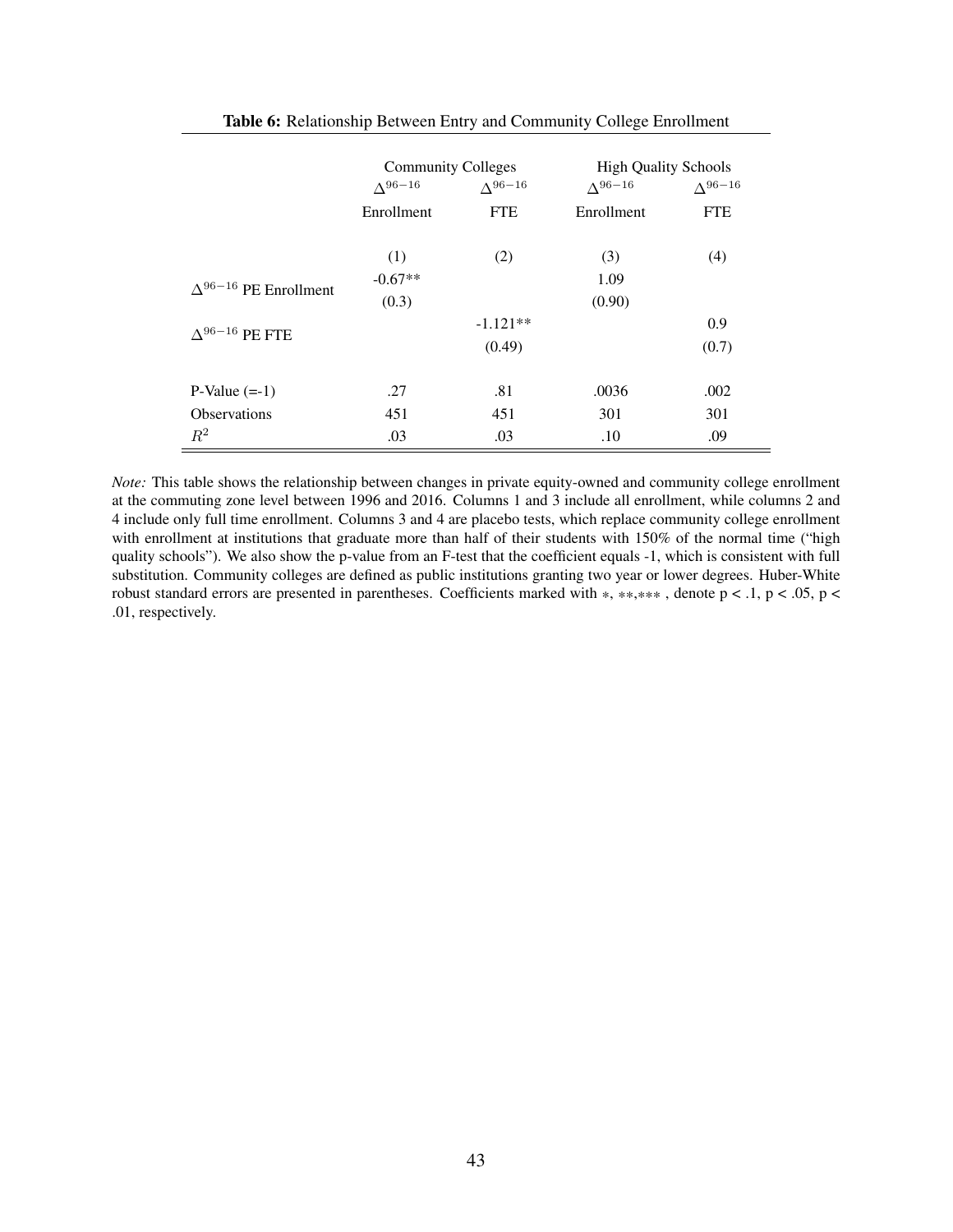**Table 6:** Relationship Between Entry and Community College Enrollment

| | Community Colleges | | High Quality Schools | |
|---|---|---|---|---|
| | $\Delta^{96-16}$ Enrollment | $\Delta^{96-16}$ FTE | $\Delta^{96-16}$ Enrollment | $\Delta^{96-16}$ FTE |
| | (1) | (2) | (3) | (4) |
| $\Delta^{96-16}$ PE Enrollment | -0.67** | | 1.09 | |
| | (0.3) | | (0.90) | |
| $\Delta^{96-16}$ PE FTE | | -1.121** | | 0.9 |
| | | (0.49) | | (0.7) |
| P-Value (=-1) | .27 | .81 | .0036 | .002 |
| Observations | 451 | 451 | 301 | 301 |
| $R^2$ | .03 | .03 | .10 | .09 |

*Note:* This table shows the relationship between changes in private equity-owned and community college enrollment at the commuting zone level between 1996 and 2016. Columns 1 and 3 include all enrollment, while columns 2 and 4 include only full time enrollment. Columns 3 and 4 are placebo tests, which replace community college enrollment with enrollment at institutions that graduate more than half of their students with 150% of the normal time ("high quality schools"). We also show the p-value from an F-test that the coefficient equals -1, which is consistent with full substitution. Community colleges are defined as public institutions granting two year or lower degrees. Huber-White robust standard errors are presented in parentheses. Coefficients marked with $*$, $**$,$***$ , denote p < .1, p < .05, p < .01, respectively.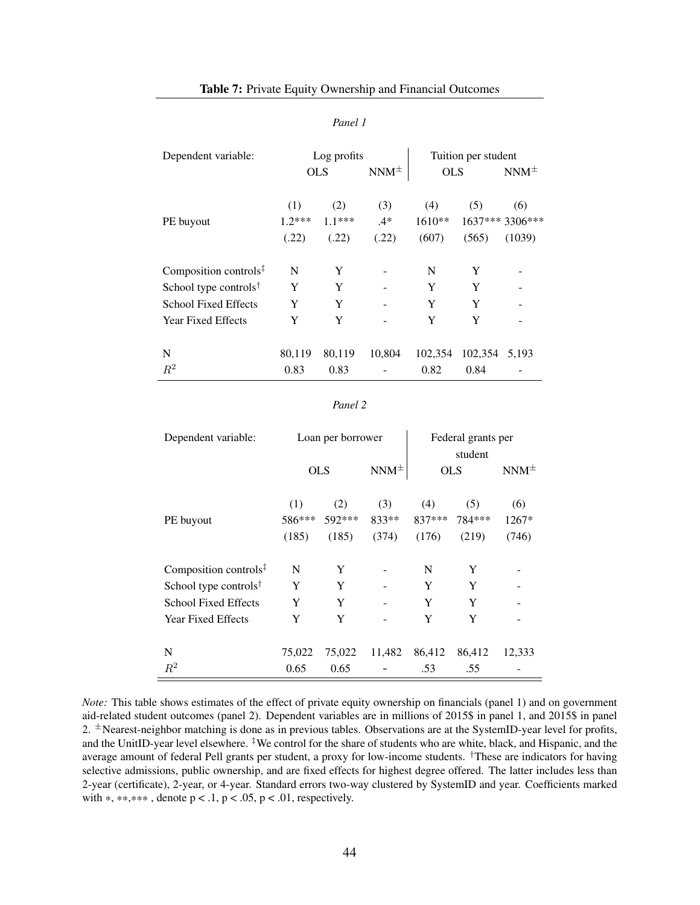**Table 7:** Private Equity Ownership and Financial Outcomes

*Panel 1*

| Dependent variable: | Log profits | | | Tuition per student | | |
|---|---|---|---|---|---|---|
| | OLS | | NNM$^{\pm}$ | OLS | | NNM$^{\pm}$ |
| | (1) | (2) | (3) | (4) | (5) | (6) |
| PE buyout | 1.2*** | 1.1*** | .4* | 1610** | 1637*** | 3306*** |
| | (.22) | (.22) | (.22) | (607) | (565) | (1039) |
| Composition controls$^{\ddagger}$ | N | Y | - | N | Y | - |
| School type controls$^{\dagger}$ | Y | Y | - | Y | Y | - |
| School Fixed Effects | Y | Y | - | Y | Y | - |
| Year Fixed Effects | Y | Y | - | Y | Y | - |
| N | 80,119 | 80,119 | 10,804 | 102,354 | 102,354 | 5,193 |
| $R^2$ | 0.83 | 0.83 | - | 0.82 | 0.84 | - |

*Panel 2*

| Dependent variable: | Loan per borrower | | | Federal grants per student | | |
|---|---|---|---|---|---|---|
| | OLS | | NNM$^{\pm}$ | OLS | | NNM$^{\pm}$ |
| | (1) | (2) | (3) | (4) | (5) | (6) |
| PE buyout | 586*** | 592*** | 833** | 837*** | 784*** | 1267* |
| | (185) | (185) | (374) | (176) | (219) | (746) |
| Composition controls$^{\ddagger}$ | N | Y | - | N | Y | - |
| School type controls$^{\dagger}$ | Y | Y | - | Y | Y | - |
| School Fixed Effects | Y | Y | - | Y | Y | - |
| Year Fixed Effects | Y | Y | - | Y | Y | - |
| N | 75,022 | 75,022 | 11,482 | 86,412 | 86,412 | 12,333 |
| $R^2$ | 0.65 | 0.65 | - | .53 | .55 | - |

*Note:* This table shows estimates of the effect of private equity ownership on financials (panel 1) and on government aid-related student outcomes (panel 2). Dependent variables are in millions of 2015$ in panel 1, and 2015$ in panel 2. $^{\pm}$Nearest-neighbor matching is done as in previous tables. Observations are at the SystemID-year level for profits, and the UnitID-year level elsewhere. $^{\ddagger}$We control for the share of students who are white, black, and Hispanic, and the average amount of federal Pell grants per student, a proxy for low-income students. $^{\dagger}$These are indicators for having selective admissions, public ownership, and are fixed effects for highest degree offered. The latter includes less than 2-year (certificate), 2-year, or 4-year. Standard errors two-way clustered by SystemID and year. Coefficients marked with $*$, $**$,$***$ , denote p < .1, p < .05, p < .01, respectively.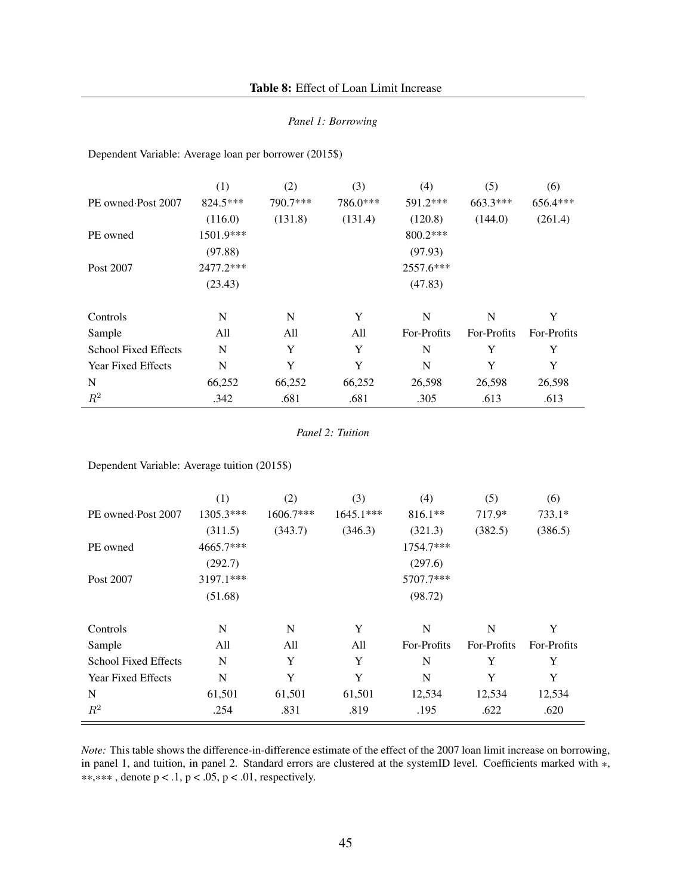**Table 8:** Effect of Loan Limit Increase

*Panel 1: Borrowing*

Dependent Variable: Average loan per borrower (2015$)

| | (1) | (2) | (3) | (4) | (5) | (6) |
|---|---|---|---|---|---|---|
| PE owned·Post 2007 | 824.5*** | 790.7*** | 786.0*** | 591.2*** | 663.3*** | 656.4*** |
| | (116.0) | (131.8) | (131.4) | (120.8) | (144.0) | (261.4) |
| PE owned | 1501.9*** | | | 800.2*** | | |
| | (97.88) | | | (97.93) | | |
| Post 2007 | 2477.2*** | | | 2557.6*** | | |
| | (23.43) | | | (47.83) | | |
| Controls | N | N | Y | N | N | Y |
| Sample | All | All | All | For-Profits | For-Profits | For-Profits |
| School Fixed Effects | N | Y | Y | N | Y | Y |
| Year Fixed Effects | N | Y | Y | N | Y | Y |
| N | 66,252 | 66,252 | 66,252 | 26,598 | 26,598 | 26,598 |
| $R^2$ | .342 | .681 | .681 | .305 | .613 | .613 |

*Panel 2: Tuition*

Dependent Variable: Average tuition (2015$)

| | (1) | (2) | (3) | (4) | (5) | (6) |
|---|---|---|---|---|---|---|
| PE owned·Post 2007 | 1305.3*** | 1606.7*** | 1645.1*** | 816.1** | 717.9* | 733.1* |
| | (311.5) | (343.7) | (346.3) | (321.3) | (382.5) | (386.5) |
| PE owned | 4665.7*** | | | 1754.7*** | | |
| | (292.7) | | | (297.6) | | |
| Post 2007 | 3197.1*** | | | 5707.7*** | | |
| | (51.68) | | | (98.72) | | |
| Controls | N | N | Y | N | N | Y |
| Sample | All | All | All | For-Profits | For-Profits | For-Profits |
| School Fixed Effects | N | Y | Y | N | Y | Y |
| Year Fixed Effects | N | Y | Y | N | Y | Y |
| N | 61,501 | 61,501 | 61,501 | 12,534 | 12,534 | 12,534 |
| $R^2$ | .254 | .831 | .819 | .195 | .622 | .620 |

*Note:* This table shows the difference-in-difference estimate of the effect of the 2007 loan limit increase on borrowing, in panel 1, and tuition, in panel 2. Standard errors are clustered at the systemID level. Coefficients marked with $*$, $**$,$***$ , denote p < .1, p < .05, p < .01, respectively.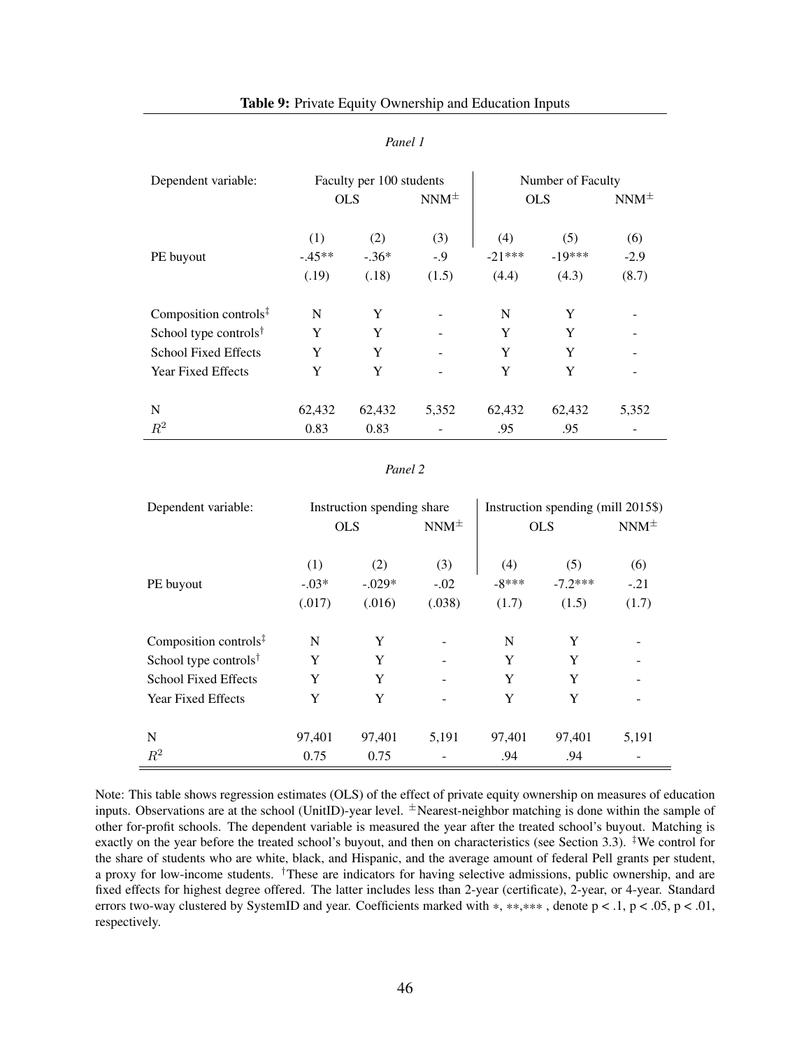**Table 9:** Private Equity Ownership and Education Inputs

*Panel 1*

| Dependent variable: | Faculty per 100 students | | | Number of Faculty | | |
|---|---|---|---|---|---|---|
| | OLS | | NNM$^{\pm}$ | OLS | | NNM$^{\pm}$ |
| | (1) | (2) | (3) | (4) | (5) | (6) |
| PE buyout | -.45** | -.36* | -.9 | -21*** | -19*** | -2.9 |
| | (.19) | (.18) | (1.5) | (4.4) | (4.3) | (8.7) |
| Composition controls$^{\ddagger}$ | N | Y | - | N | Y | - |
| School type controls$^{\dagger}$ | Y | Y | - | Y | Y | - |
| School Fixed Effects | Y | Y | - | Y | Y | - |
| Year Fixed Effects | Y | Y | - | Y | Y | - |
| N | 62,432 | 62,432 | 5,352 | 62,432 | 62,432 | 5,352 |
| $R^2$ | 0.83 | 0.83 | - | .95 | .95 | - |

*Panel 2*

| Dependent variable: | Instruction spending share | | | Instruction spending (mill 2015$) | | |
|---|---|---|---|---|---|---|
| | OLS | | NNM$^{\pm}$ | OLS | | NNM$^{\pm}$ |
| | (1) | (2) | (3) | (4) | (5) | (6) |
| PE buyout | -.03* | -.029* | -.02 | -8*** | -7.2*** | -.21 |
| | (.017) | (.016) | (.038) | (1.7) | (1.5) | (1.7) |
| Composition controls$^{\ddagger}$ | N | Y | - | N | Y | - |
| School type controls$^{\dagger}$ | Y | Y | - | Y | Y | - |
| School Fixed Effects | Y | Y | - | Y | Y | - |
| Year Fixed Effects | Y | Y | - | Y | Y | - |
| N | 97,401 | 97,401 | 5,191 | 97,401 | 97,401 | 5,191 |
| $R^2$ | 0.75 | 0.75 | - | .94 | .94 | - |

Note: This table shows regression estimates (OLS) of the effect of private equity ownership on measures of education inputs. Observations are at the school (UnitID)-year level. $^{\pm}$Nearest-neighbor matching is done within the sample of other for-profit schools. The dependent variable is measured the year after the treated school's buyout. Matching is exactly on the year before the treated school's buyout, and then on characteristics (see Section 3.3). $^{\ddagger}$We control for the share of students who are white, black, and Hispanic, and the average amount of federal Pell grants per student, a proxy for low-income students. $^{\dagger}$These are indicators for having selective admissions, public ownership, and are fixed effects for highest degree offered. The latter includes less than 2-year (certificate), 2-year, or 4-year. Standard errors two-way clustered by SystemID and year. Coefficients marked with $*$, $**$,$***$ , denote p < .1, p < .05, p < .01, respectively.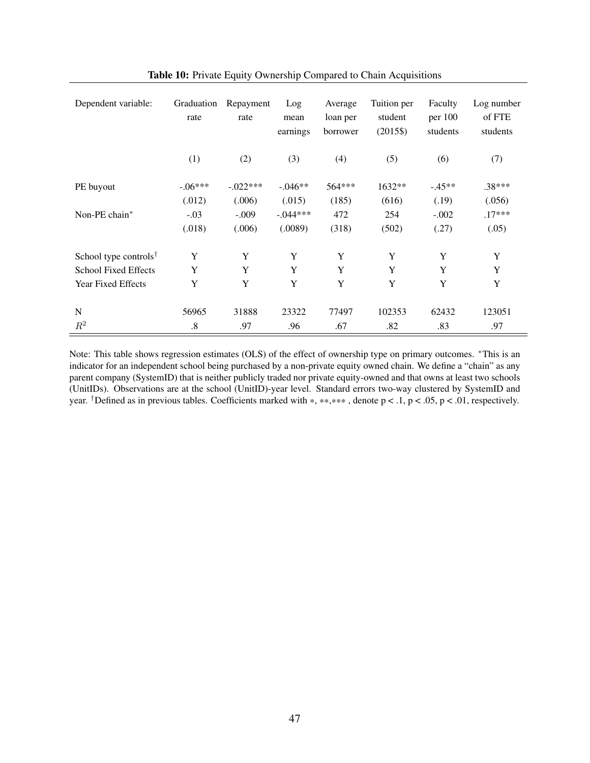**Table 10:** Private Equity Ownership Compared to Chain Acquisitions

| Dependent variable: | Graduation rate | Repayment rate | Log mean earnings | Average loan per borrower | Tuition per student (2015$) | Faculty per 100 students | Log number of FTE students |
|---|---|---|---|---|---|---|---|
| | (1) | (2) | (3) | (4) | (5) | (6) | (7) |
| PE buyout | -.06*** | -.022*** | -.046** | 564*** | 1632** | -.45** | .38*** |
| | (.012) | (.006) | (.015) | (185) | (616) | (.19) | (.056) |
| Non-PE chain* | -.03 | -.009 | -.044*** | 472 | 254 | -.002 | .17*** |
| | (.018) | (.006) | (.0089) | (318) | (502) | (.27) | (.05) |
| School type controls† | Y | Y | Y | Y | Y | Y | Y |
| School Fixed Effects | Y | Y | Y | Y | Y | Y | Y |
| Year Fixed Effects | Y | Y | Y | Y | Y | Y | Y |
| N | 56965 | 31888 | 23322 | 77497 | 102353 | 62432 | 123051 |
| $R^2$ | .8 | .97 | .96 | .67 | .82 | .83 | .97 |

Note: This table shows regression estimates (OLS) of the effect of ownership type on primary outcomes. *This is an indicator for an independent school being purchased by a non-private equity owned chain. We define a "chain" as any parent company (SystemID) that is neither publicly traded nor private equity-owned and that owns at least two schools (UnitIDs). Observations are at the school (UnitID)-year level. Standard errors two-way clustered by SystemID and year. †Defined as in previous tables. Coefficients marked with *, **,*** , denote p < .1, p < .05, p < .01, respectively.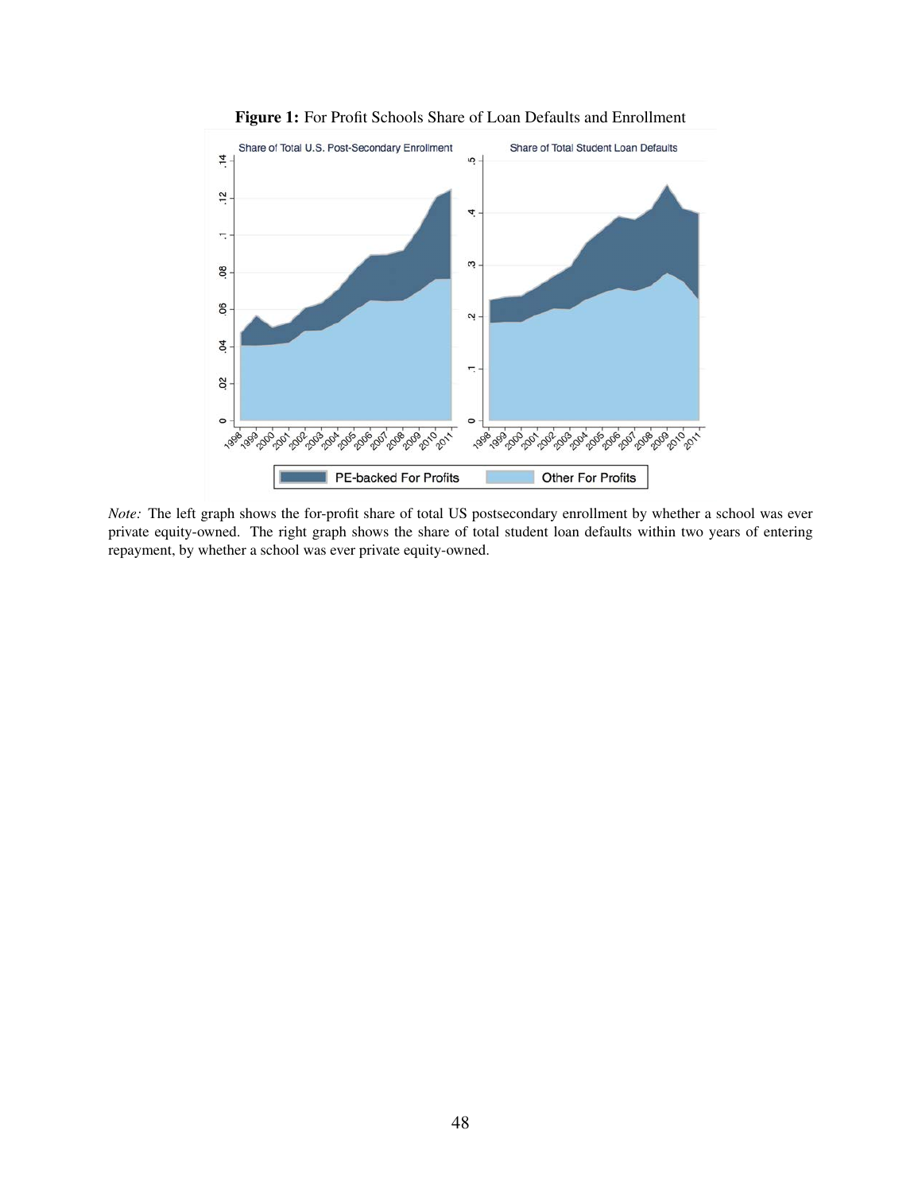**Figure 1:** For Profit Schools Share of Loan Defaults and Enrollment

*Note:* The left graph shows the for-profit share of total US postsecondary enrollment by whether a school was ever private equity-owned. The right graph shows the share of total student loan defaults within two years of entering repayment, by whether a school was ever private equity-owned.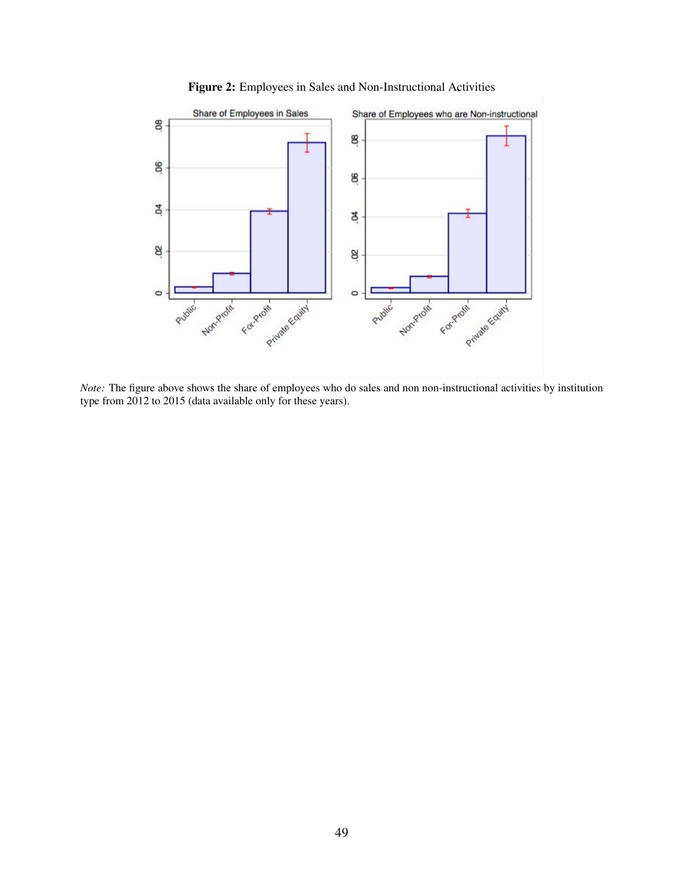**Figure 2:** Employees in Sales and Non-Instructional Activities

*Note:* The figure above shows the share of employees who do sales and non non-instructional activities by institution type from 2012 to 2015 (data available only for these years).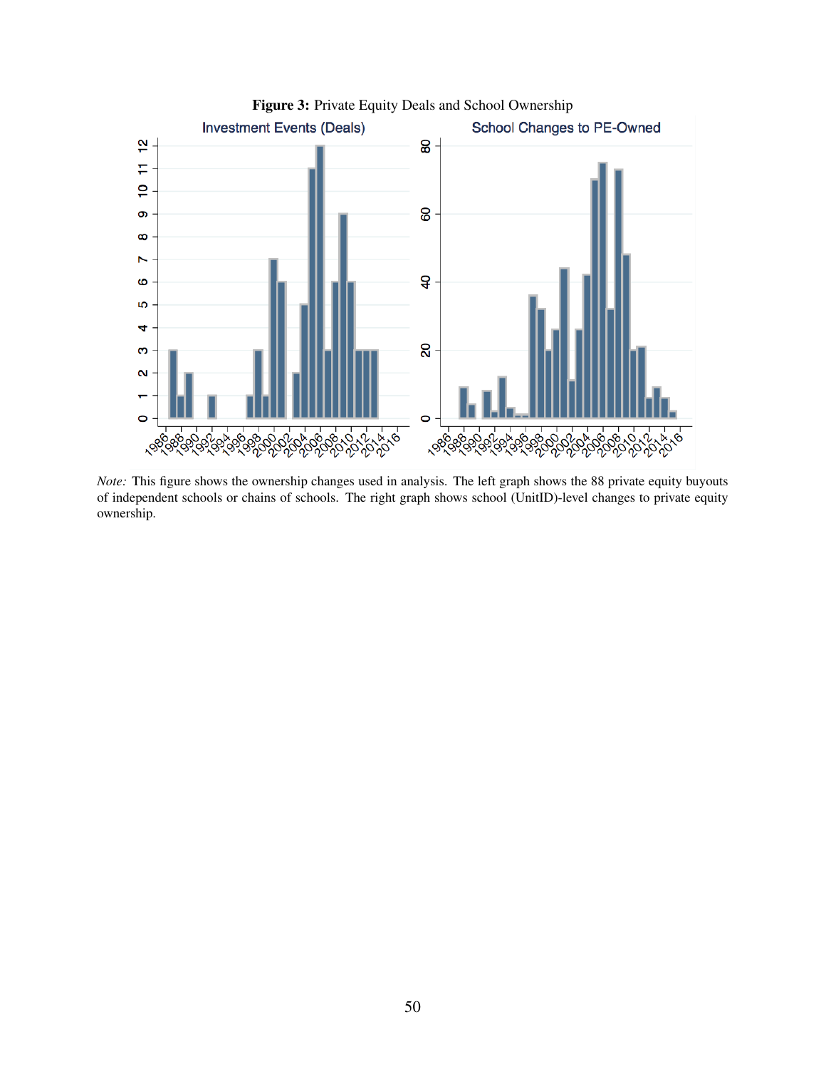**Figure 3:** Private Equity Deals and School Ownership

*Note:* This figure shows the ownership changes used in analysis. The left graph shows the 88 private equity buyouts of independent schools or chains of schools. The right graph shows school (UnitID)-level changes to private equity ownership.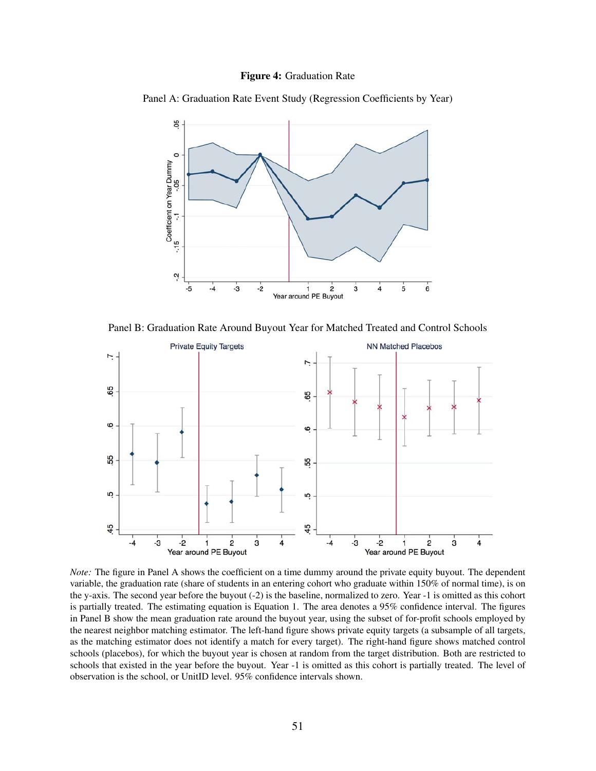**Figure 4:** Graduation Rate

Panel A: Graduation Rate Event Study (Regression Coefficients by Year)

Panel B: Graduation Rate Around Buyout Year for Matched Treated and Control Schools

*Note:* The figure in Panel A shows the coefficient on a time dummy around the private equity buyout. The dependent variable, the graduation rate (share of students in an entering cohort who graduate within 150% of normal time), is on the y-axis. The second year before the buyout (-2) is the baseline, normalized to zero. Year -1 is omitted as this cohort is partially treated. The estimating equation is Equation 1. The area denotes a 95% confidence interval. The figures in Panel B show the mean graduation rate around the buyout year, using the subset of for-profit schools employed by the nearest neighbor matching estimator. The left-hand figure shows private equity targets (a subsample of all targets, as the matching estimator does not identify a match for every target). The right-hand figure shows matched control schools (placebos), for which the buyout year is chosen at random from the target distribution. Both are restricted to schools that existed in the year before the buyout. Year -1 is omitted as this cohort is partially treated. The level of observation is the school, or UnitID level. 95% confidence intervals shown.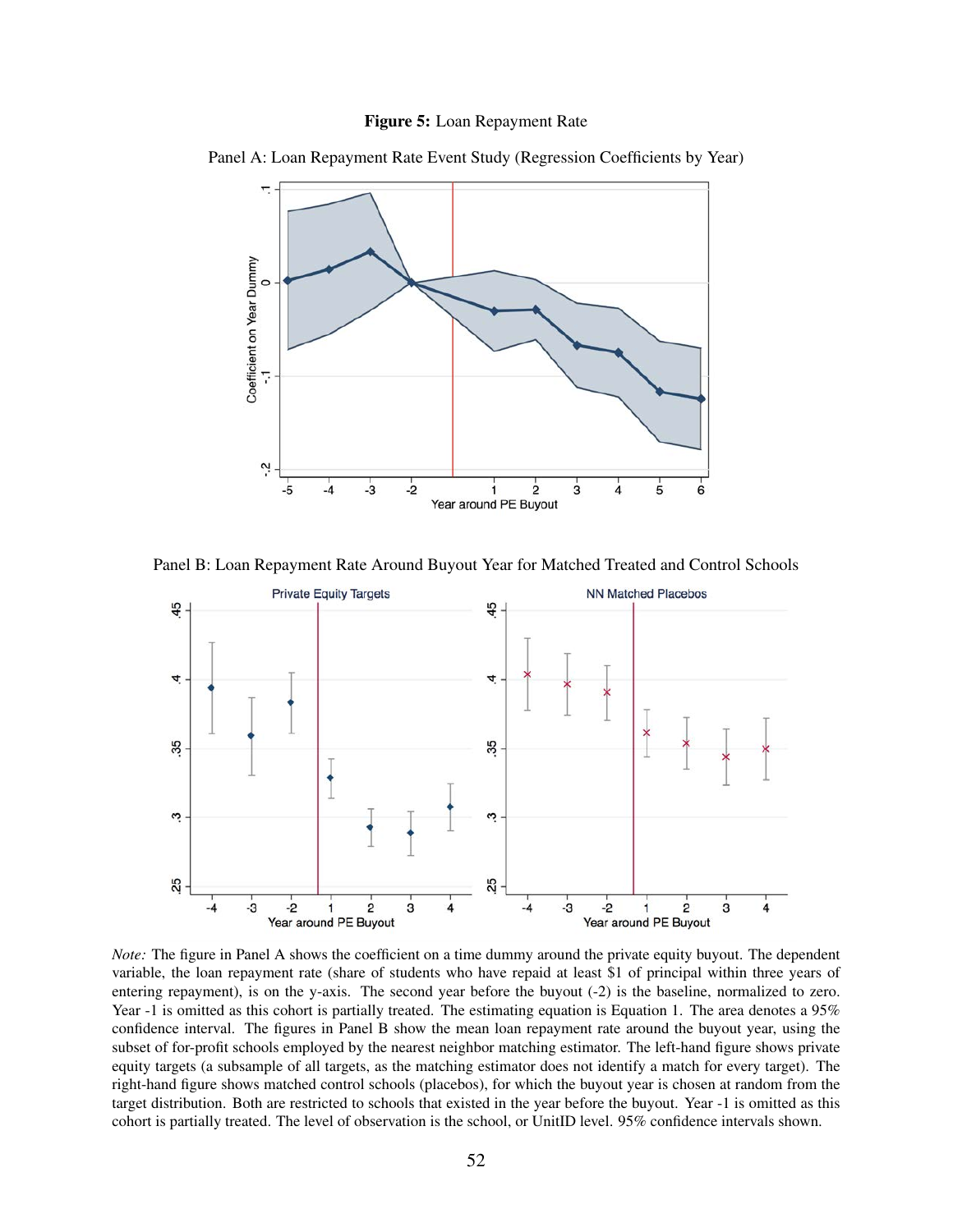**Figure 5:** Loan Repayment Rate

Panel A: Loan Repayment Rate Event Study (Regression Coefficients by Year)

Panel B: Loan Repayment Rate Around Buyout Year for Matched Treated and Control Schools

*Note:* The figure in Panel A shows the coefficient on a time dummy around the private equity buyout. The dependent variable, the loan repayment rate (share of students who have repaid at least $1 of principal within three years of entering repayment), is on the y-axis. The second year before the buyout (-2) is the baseline, normalized to zero. Year -1 is omitted as this cohort is partially treated. The estimating equation is Equation 1. The area denotes a 95% confidence interval. The figures in Panel B show the mean loan repayment rate around the buyout year, using the subset of for-profit schools employed by the nearest neighbor matching estimator. The left-hand figure shows private equity targets (a subsample of all targets, as the matching estimator does not identify a match for every target). The right-hand figure shows matched control schools (placebos), for which the buyout year is chosen at random from the target distribution. Both are restricted to schools that existed in the year before the buyout. Year -1 is omitted as this cohort is partially treated. The level of observation is the school, or UnitID level. 95% confidence intervals shown.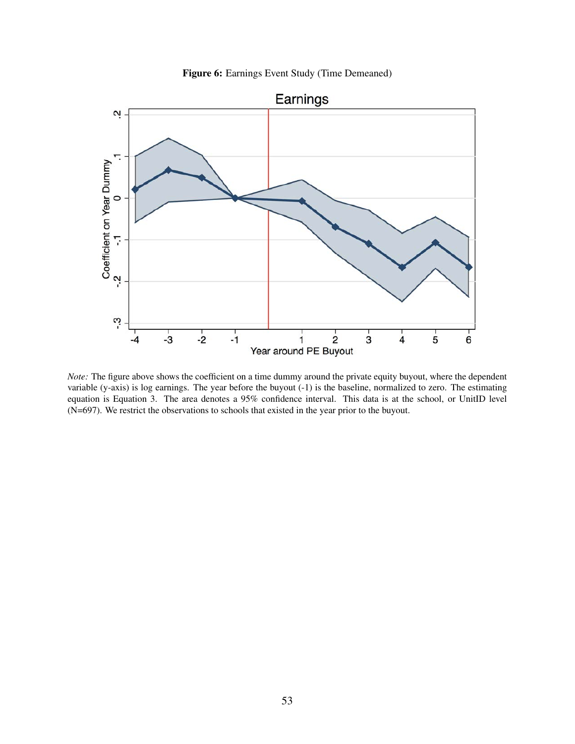**Figure 6:** Earnings Event Study (Time Demeaned)

*Note:* The figure above shows the coefficient on a time dummy around the private equity buyout, where the dependent variable (y-axis) is log earnings. The year before the buyout (-1) is the baseline, normalized to zero. The estimating equation is Equation 3. The area denotes a 95% confidence interval. This data is at the school, or UnitID level (N=697). We restrict the observations to schools that existed in the year prior to the buyout.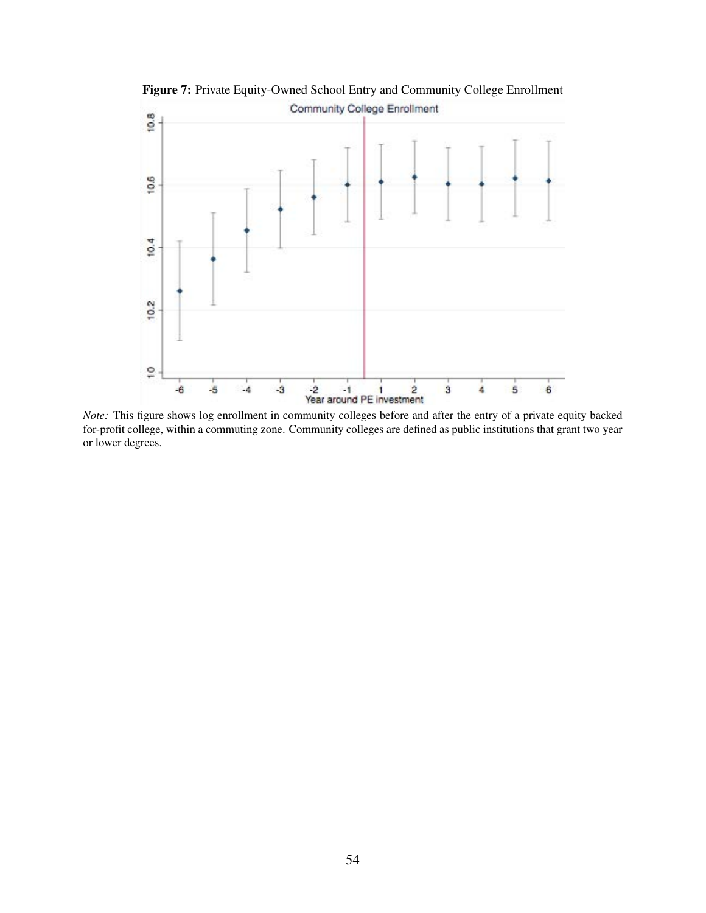**Figure 7:** Private Equity-Owned School Entry and Community College Enrollment

*Note:* This figure shows log enrollment in community colleges before and after the entry of a private equity backed for-profit college, within a commuting zone. Community colleges are defined as public institutions that grant two year or lower degrees.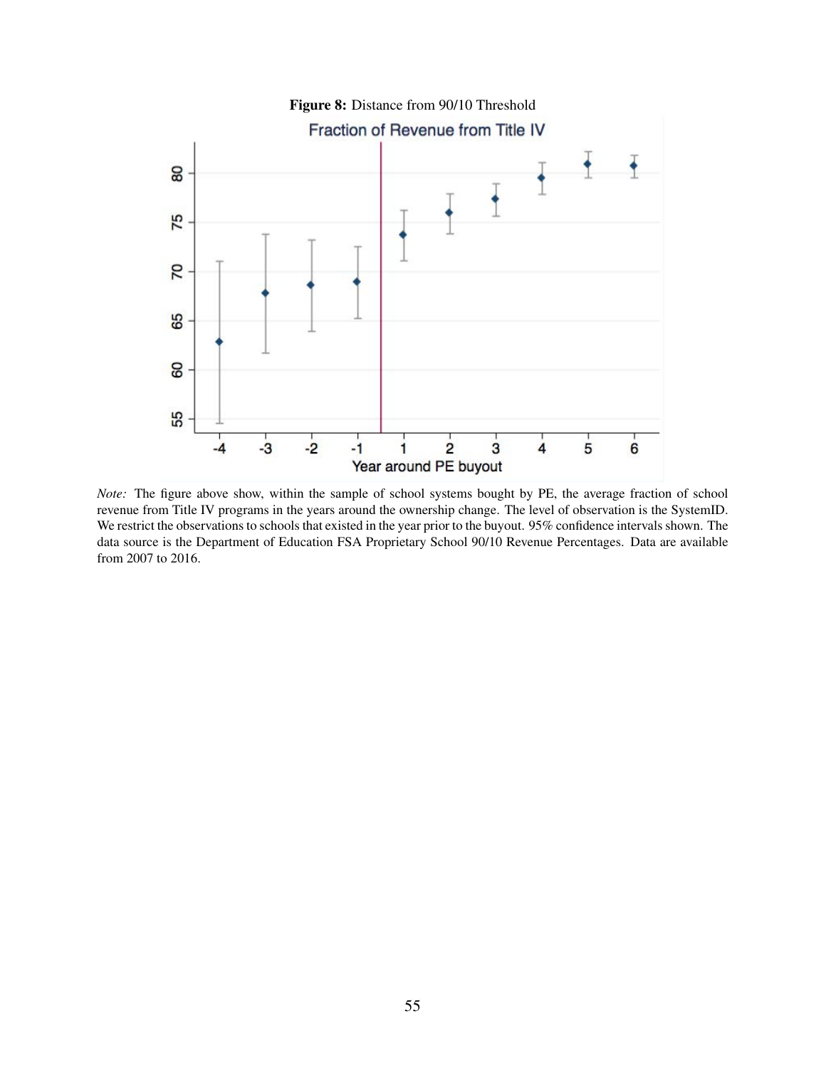**Figure 8:** Distance from 90/10 Threshold

*Note:* The figure above show, within the sample of school systems bought by PE, the average fraction of school revenue from Title IV programs in the years around the ownership change. The level of observation is the SystemID. We restrict the observations to schools that existed in the year prior to the buyout. 95% confidence intervals shown. The data source is the Department of Education FSA Proprietary School 90/10 Revenue Percentages. Data are available from 2007 to 2016.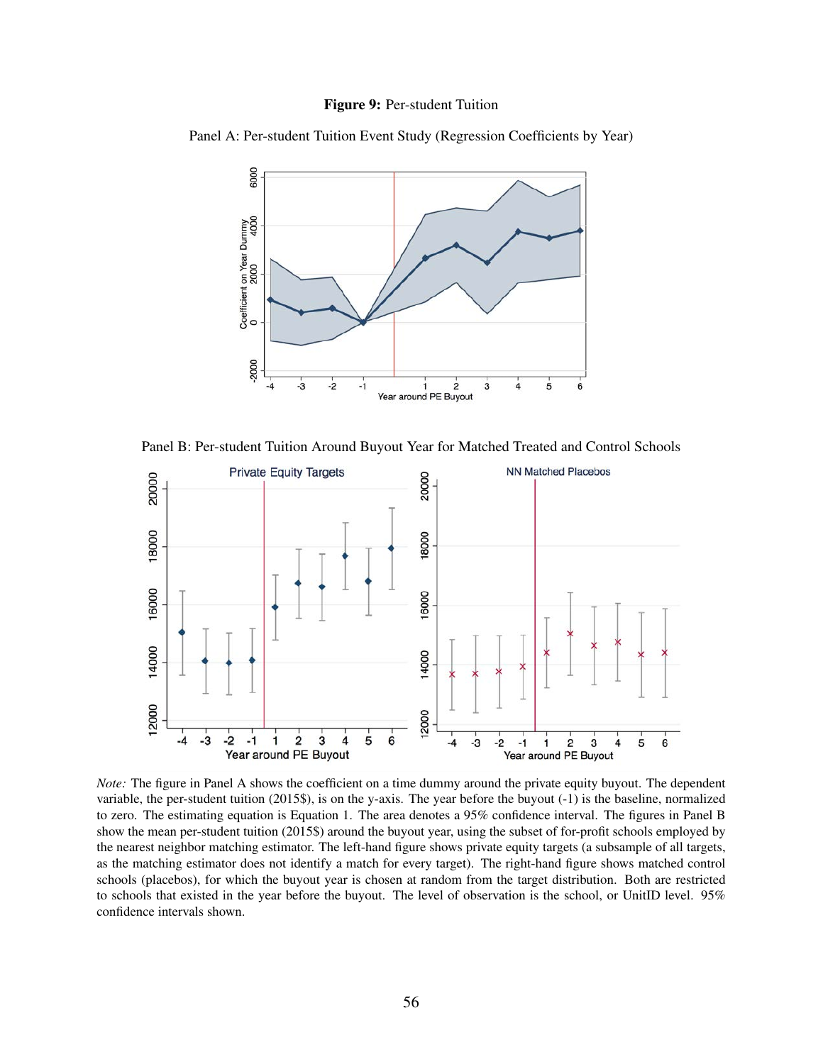**Figure 9:** Per-student Tuition

Panel A: Per-student Tuition Event Study (Regression Coefficients by Year)

Panel B: Per-student Tuition Around Buyout Year for Matched Treated and Control Schools

*Note:* The figure in Panel A shows the coefficient on a time dummy around the private equity buyout. The dependent variable, the per-student tuition (2015$), is on the y-axis. The year before the buyout (-1) is the baseline, normalized to zero. The estimating equation is Equation 1. The area denotes a 95% confidence interval. The figures in Panel B show the mean per-student tuition (2015$) around the buyout year, using the subset of for-profit schools employed by the nearest neighbor matching estimator. The left-hand figure shows private equity targets (a subsample of all targets, as the matching estimator does not identify a match for every target). The right-hand figure shows matched control schools (placebos), for which the buyout year is chosen at random from the target distribution. Both are restricted to schools that existed in the year before the buyout. The level of observation is the school, or UnitID level. 95% confidence intervals shown.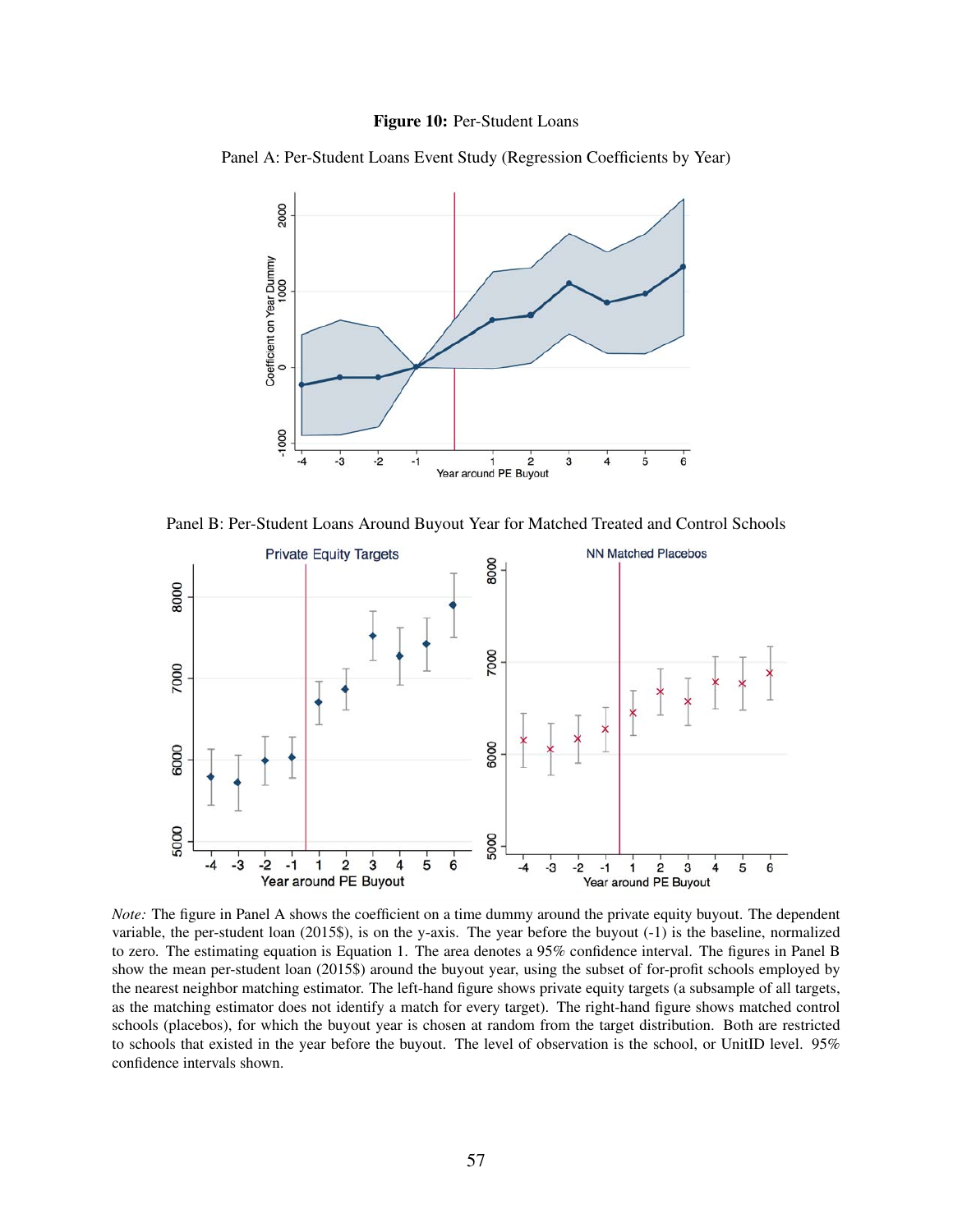**Figure 10:** Per-Student Loans

Panel A: Per-Student Loans Event Study (Regression Coefficients by Year)

Panel B: Per-Student Loans Around Buyout Year for Matched Treated and Control Schools

*Note:* The figure in Panel A shows the coefficient on a time dummy around the private equity buyout. The dependent variable, the per-student loan (2015\$), is on the y-axis. The year before the buyout (-1) is the baseline, normalized to zero. The estimating equation is Equation 1. The area denotes a 95% confidence interval. The figures in Panel B show the mean per-student loan (2015\$) around the buyout year, using the subset of for-profit schools employed by the nearest neighbor matching estimator. The left-hand figure shows private equity targets (a subsample of all targets, as the matching estimator does not identify a match for every target). The right-hand figure shows matched control schools (placebos), for which the buyout year is chosen at random from the target distribution. Both are restricted to schools that existed in the year before the buyout. The level of observation is the school, or UnitID level. 95% confidence intervals shown.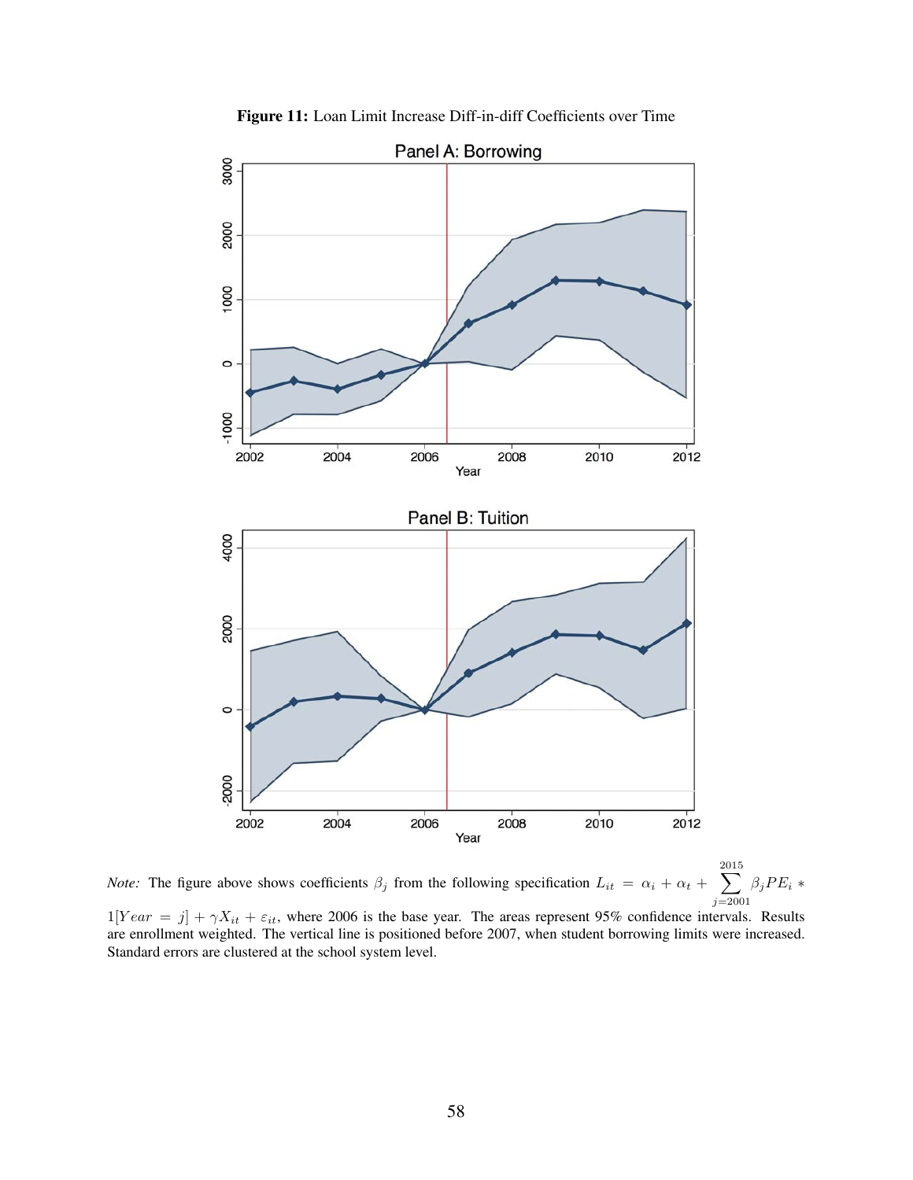**Figure 11:** Loan Limit Increase Diff-in-diff Coefficients over Time

Panel A: Borrowing

3000
2000
1000
0
-1000

2002
2004
2006
2008
2010
2012

Year

Panel B: Tuition

4000
2000
0
-2000

2002
2004
2006
2008
2010
2012

Year

*Note:* The figure above shows coefficients $\beta_j$ from the following specification $L_{it} = \alpha_i + \alpha_t + \sum_{j=2001}^{2015} \beta_j PE_i * 1[Year = j] + \gamma X_{it} + \varepsilon_{it}$, where 2006 is the base year. The areas represent 95% confidence intervals. Results are enrollment weighted. The vertical line is positioned before 2007, when student borrowing limits were increased. Standard errors are clustered at the school system level.